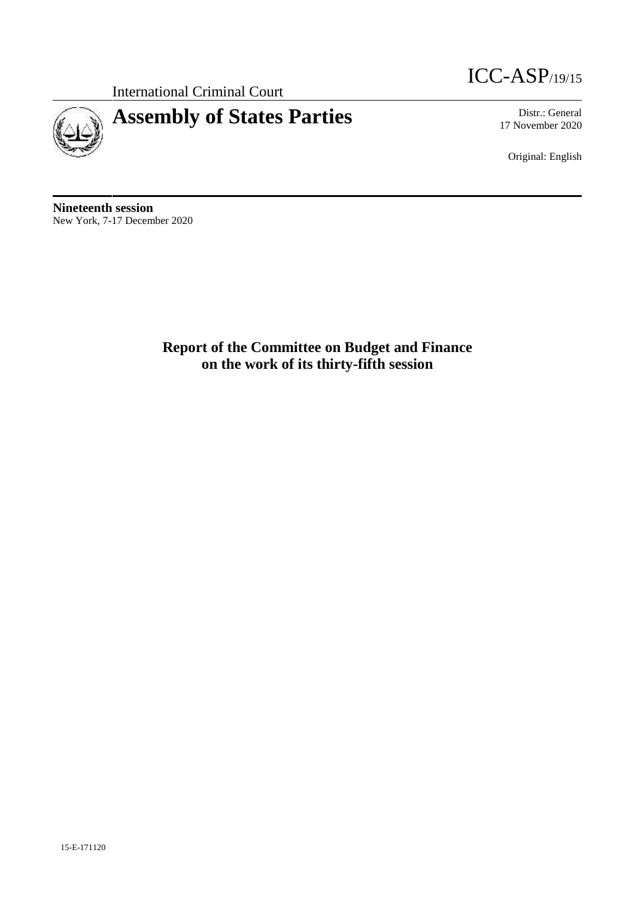International Criminal Court

ICC-ASP/19/15

# Assembly of States Parties

Distr.: General
17 November 2020

Original: English

**Nineteenth session**
New York, 7-17 December 2020

## Report of the Committee on Budget and Finance on the work of its thirty-fifth session

15-E-171120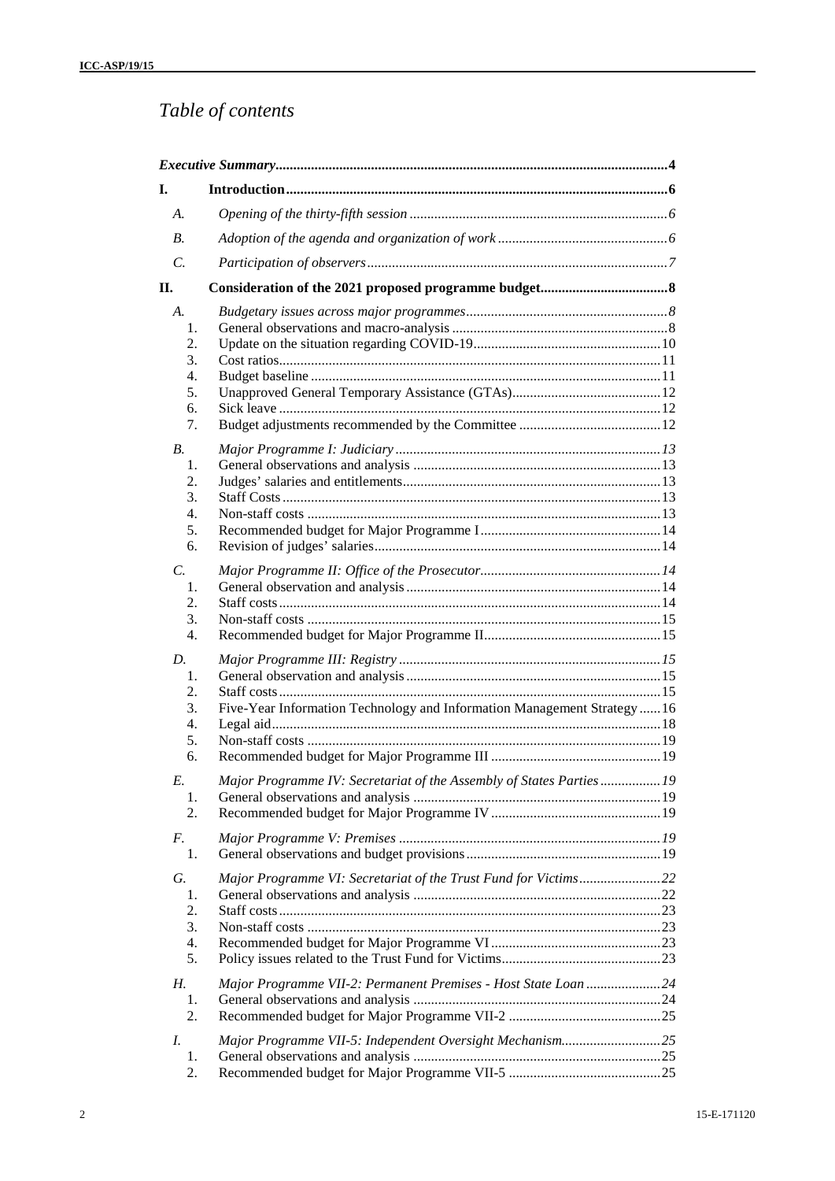# *Table of contents*

| | | |
|---|---|---|
| ***Executive Summary*** | | **4** |
| **I.** | **Introduction** | **6** |
| *A.* | *Opening of the thirty-fifth session* | *6* |
| *B.* | *Adoption of the agenda and organization of work* | *6* |
| *C.* | *Participation of observers* | *7* |
| **II.** | **Consideration of the 2021 proposed programme budget** | **8** |
| *A.* | *Budgetary issues across major programmes* | *8* |
| 1. | General observations and macro-analysis | 8 |
| 2. | Update on the situation regarding COVID-19 | 10 |
| 3. | Cost ratios | 11 |
| 4. | Budget baseline | 11 |
| 5. | Unapproved General Temporary Assistance (GTAs) | 12 |
| 6. | Sick leave | 12 |
| 7. | Budget adjustments recommended by the Committee | 12 |
| *B.* | *Major Programme I: Judiciary* | *13* |
| 1. | General observations and analysis | 13 |
| 2. | Judges' salaries and entitlements | 13 |
| 3. | Staff Costs | 13 |
| 4. | Non-staff costs | 13 |
| 5. | Recommended budget for Major Programme I | 14 |
| 6. | Revision of judges' salaries | 14 |
| *C.* | *Major Programme II: Office of the Prosecutor* | *14* |
| 1. | General observation and analysis | 14 |
| 2. | Staff costs | 14 |
| 3. | Non-staff costs | 15 |
| 4. | Recommended budget for Major Programme II | 15 |
| *D.* | *Major Programme III: Registry* | *15* |
| 1. | General observation and analysis | 15 |
| 2. | Staff costs | 15 |
| 3. | Five-Year Information Technology and Information Management Strategy | 16 |
| 4. | Legal aid | 18 |
| 5. | Non-staff costs | 19 |
| 6. | Recommended budget for Major Programme III | 19 |
| *E.* | *Major Programme IV: Secretariat of the Assembly of States Parties* | *19* |
| 1. | General observations and analysis | 19 |
| 2. | Recommended budget for Major Programme IV | 19 |
| *F.* | *Major Programme V: Premises* | *19* |
| 1. | General observations and budget provisions | 19 |
| *G.* | *Major Programme VI: Secretariat of the Trust Fund for Victims* | *22* |
| 1. | General observations and analysis | 22 |
| 2. | Staff costs | 23 |
| 3. | Non-staff costs | 23 |
| 4. | Recommended budget for Major Programme VI | 23 |
| 5. | Policy issues related to the Trust Fund for Victims | 23 |
| *H.* | *Major Programme VII-2: Permanent Premises - Host State Loan* | *24* |
| 1. | General observations and analysis | 24 |
| 2. | Recommended budget for Major Programme VII-2 | 25 |
| *I.* | *Major Programme VII-5: Independent Oversight Mechanism* | *25* |
| 1. | General observations and analysis | 25 |
| 2. | Recommended budget for Major Programme VII-5 | 25 |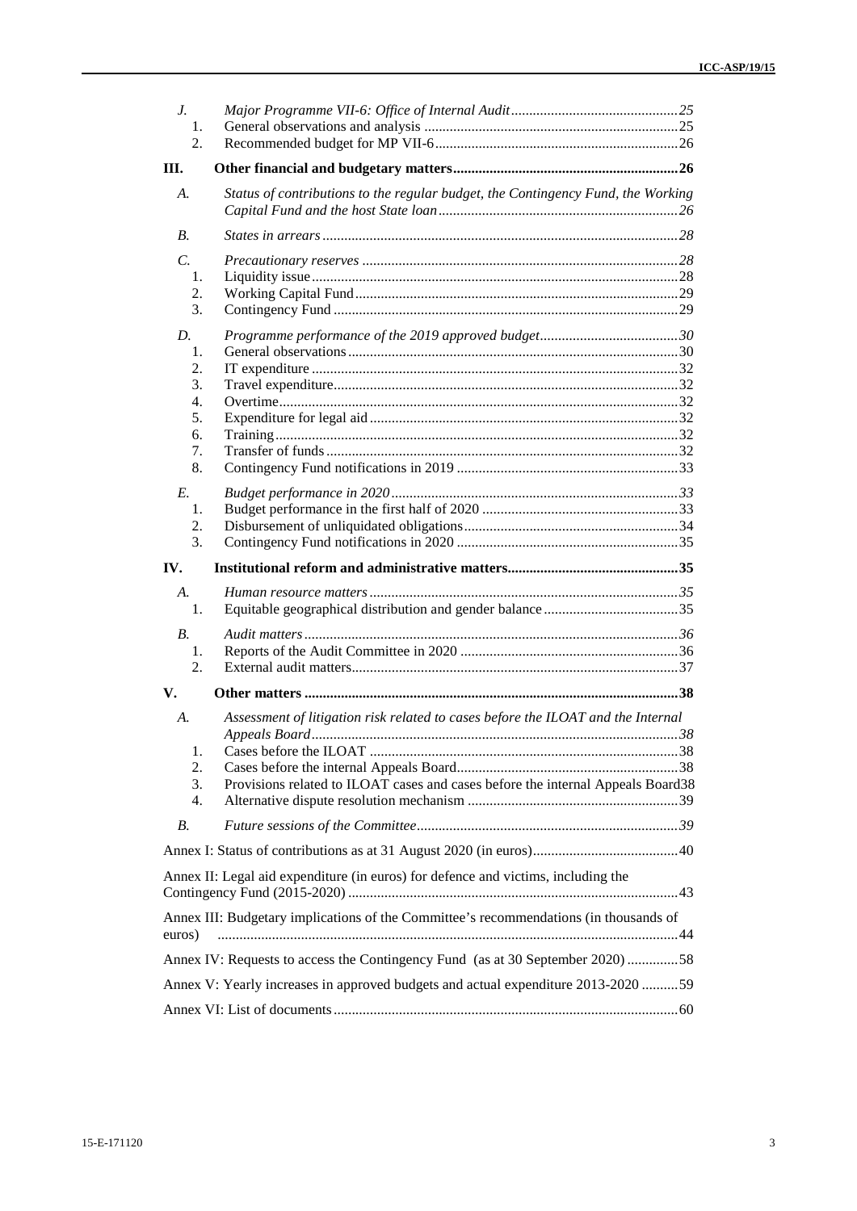| | | |
|---|---|---|
| *J.* | *Major Programme VII-6: Office of Internal Audit* | *25* |
| 1. | General observations and analysis | 25 |
| 2. | Recommended budget for MP VII-6 | 26 |
| **III.** | **Other financial and budgetary matters** | **26** |
| *A.* | *Status of contributions to the regular budget, the Contingency Fund, the Working Capital Fund and the host State loan* | *26* |
| *B.* | *States in arrears* | *28* |
| *C.* | *Precautionary reserves* | *28* |
| 1. | Liquidity issue | 28 |
| 2. | Working Capital Fund | 29 |
| 3. | Contingency Fund | 29 |
| *D.* | *Programme performance of the 2019 approved budget* | *30* |
| 1. | General observations | 30 |
| 2. | IT expenditure | 32 |
| 3. | Travel expenditure | 32 |
| 4. | Overtime | 32 |
| 5. | Expenditure for legal aid | 32 |
| 6. | Training | 32 |
| 7. | Transfer of funds | 32 |
| 8. | Contingency Fund notifications in 2019 | 33 |
| *E.* | *Budget performance in 2020* | *33* |
| 1. | Budget performance in the first half of 2020 | 33 |
| 2. | Disbursement of unliquidated obligations | 34 |
| 3. | Contingency Fund notifications in 2020 | 35 |
| **IV.** | **Institutional reform and administrative matters** | **35** |
| *A.* | *Human resource matters* | *35* |
| 1. | Equitable geographical distribution and gender balance | 35 |
| *B.* | *Audit matters* | *36* |
| 1. | Reports of the Audit Committee in 2020 | 36 |
| 2. | External audit matters | 37 |
| **V.** | **Other matters** | **38** |
| *A.* | *Assessment of litigation risk related to cases before the ILOAT and the Internal Appeals Board* | *38* |
| 1. | Cases before the ILOAT | 38 |
| 2. | Cases before the internal Appeals Board | 38 |
| 3. | Provisions related to ILOAT cases and cases before the internal Appeals Board | 38 |
| 4. | Alternative dispute resolution mechanism | 39 |
| *B.* | *Future sessions of the Committee* | *39* |
| Annex I: Status of contributions as at 31 August 2020 (in euros) | | 40 |
| Annex II: Legal aid expenditure (in euros) for defence and victims, including the Contingency Fund (2015-2020) | | 43 |
| Annex III: Budgetary implications of the Committee's recommendations (in thousands of euros) | | 44 |
| Annex IV: Requests to access the Contingency Fund (as at 30 September 2020) | | 58 |
| Annex V: Yearly increases in approved budgets and actual expenditure 2013-2020 | | 59 |
| Annex VI: List of documents | | 60 |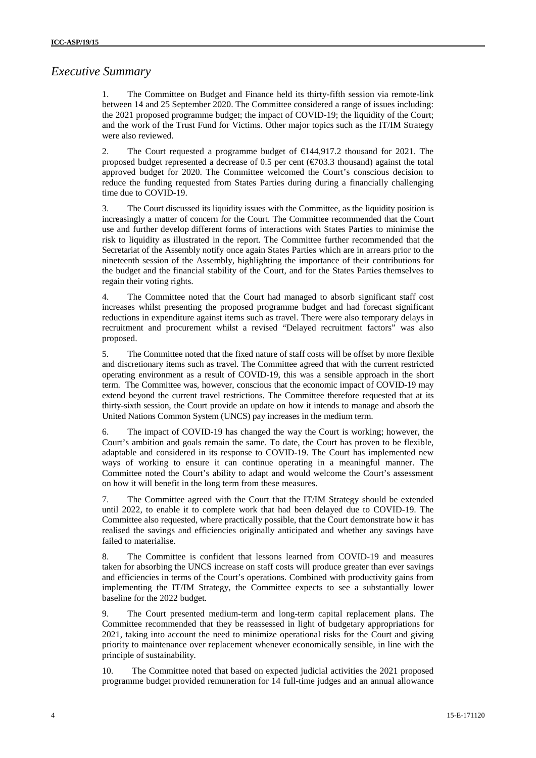# *Executive Summary*

1. The Committee on Budget and Finance held its thirty-fifth session via remote-link between 14 and 25 September 2020. The Committee considered a range of issues including: the 2021 proposed programme budget; the impact of COVID-19; the liquidity of the Court; and the work of the Trust Fund for Victims. Other major topics such as the IT/IM Strategy were also reviewed.

2. The Court requested a programme budget of €144,917.2 thousand for 2021. The proposed budget represented a decrease of 0.5 per cent (€703.3 thousand) against the total approved budget for 2020. The Committee welcomed the Court's conscious decision to reduce the funding requested from States Parties during during a financially challenging time due to COVID-19.

3. The Court discussed its liquidity issues with the Committee, as the liquidity position is increasingly a matter of concern for the Court. The Committee recommended that the Court use and further develop different forms of interactions with States Parties to minimise the risk to liquidity as illustrated in the report. The Committee further recommended that the Secretariat of the Assembly notify once again States Parties which are in arrears prior to the nineteenth session of the Assembly, highlighting the importance of their contributions for the budget and the financial stability of the Court, and for the States Parties themselves to regain their voting rights.

4. The Committee noted that the Court had managed to absorb significant staff cost increases whilst presenting the proposed programme budget and had forecast significant reductions in expenditure against items such as travel. There were also temporary delays in recruitment and procurement whilst a revised "Delayed recruitment factors" was also proposed.

5. The Committee noted that the fixed nature of staff costs will be offset by more flexible and discretionary items such as travel. The Committee agreed that with the current restricted operating environment as a result of COVID-19, this was a sensible approach in the short term. The Committee was, however, conscious that the economic impact of COVID-19 may extend beyond the current travel restrictions. The Committee therefore requested that at its thirty-sixth session, the Court provide an update on how it intends to manage and absorb the United Nations Common System (UNCS) pay increases in the medium term.

6. The impact of COVID-19 has changed the way the Court is working; however, the Court's ambition and goals remain the same. To date, the Court has proven to be flexible, adaptable and considered in its response to COVID-19. The Court has implemented new ways of working to ensure it can continue operating in a meaningful manner. The Committee noted the Court's ability to adapt and would welcome the Court's assessment on how it will benefit in the long term from these measures.

7. The Committee agreed with the Court that the IT/IM Strategy should be extended until 2022, to enable it to complete work that had been delayed due to COVID-19. The Committee also requested, where practically possible, that the Court demonstrate how it has realised the savings and efficiencies originally anticipated and whether any savings have failed to materialise.

8. The Committee is confident that lessons learned from COVID-19 and measures taken for absorbing the UNCS increase on staff costs will produce greater than ever savings and efficiencies in terms of the Court's operations. Combined with productivity gains from implementing the IT/IM Strategy, the Committee expects to see a substantially lower baseline for the 2022 budget.

9. The Court presented medium-term and long-term capital replacement plans. The Committee recommended that they be reassessed in light of budgetary appropriations for 2021, taking into account the need to minimize operational risks for the Court and giving priority to maintenance over replacement whenever economically sensible, in line with the principle of sustainability.

10. The Committee noted that based on expected judicial activities the 2021 proposed programme budget provided remuneration for 14 full-time judges and an annual allowance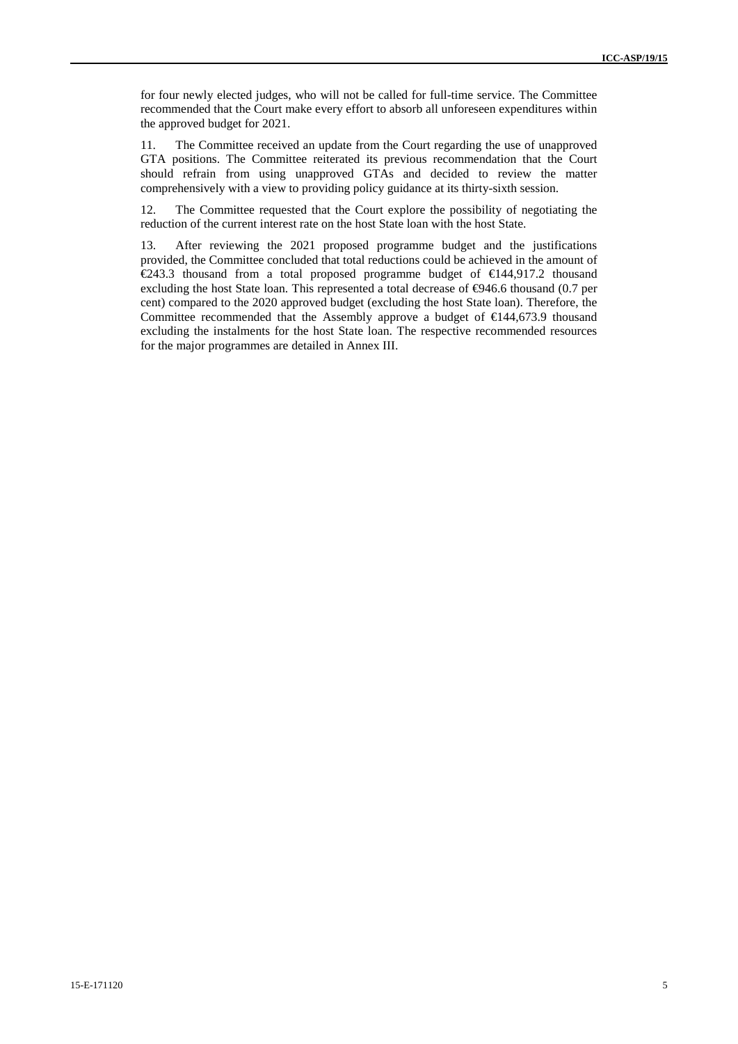for four newly elected judges, who will not be called for full-time service. The Committee recommended that the Court make every effort to absorb all unforeseen expenditures within the approved budget for 2021.

11. The Committee received an update from the Court regarding the use of unapproved GTA positions. The Committee reiterated its previous recommendation that the Court should refrain from using unapproved GTAs and decided to review the matter comprehensively with a view to providing policy guidance at its thirty-sixth session.

12. The Committee requested that the Court explore the possibility of negotiating the reduction of the current interest rate on the host State loan with the host State.

13. After reviewing the 2021 proposed programme budget and the justifications provided, the Committee concluded that total reductions could be achieved in the amount of €243.3 thousand from a total proposed programme budget of €144,917.2 thousand excluding the host State loan. This represented a total decrease of €946.6 thousand (0.7 per cent) compared to the 2020 approved budget (excluding the host State loan). Therefore, the Committee recommended that the Assembly approve a budget of €144,673.9 thousand excluding the instalments for the host State loan. The respective recommended resources for the major programmes are detailed in Annex III.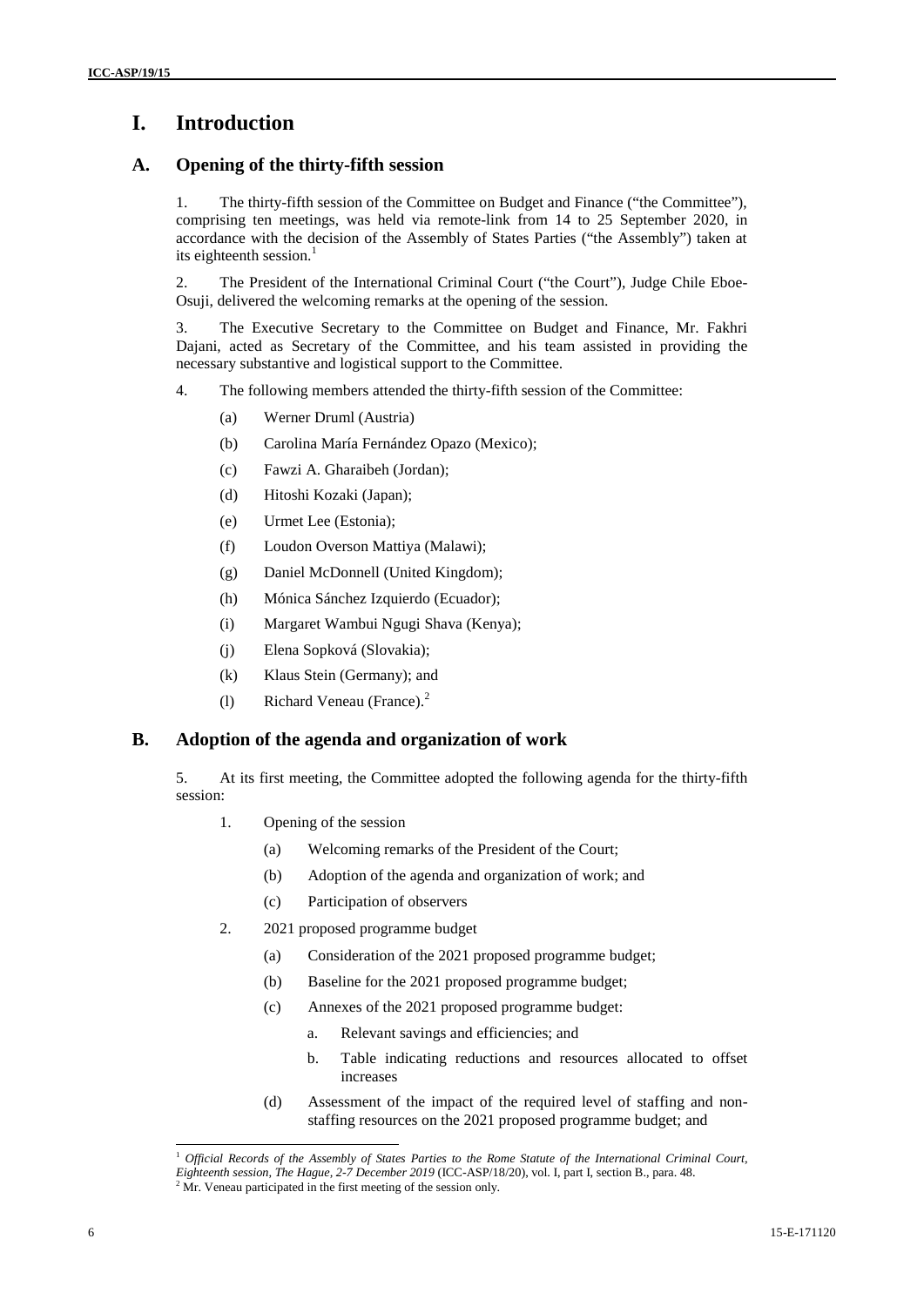# I. Introduction

## A. Opening of the thirty-fifth session

1. The thirty-fifth session of the Committee on Budget and Finance ("the Committee"), comprising ten meetings, was held via remote-link from 14 to 25 September 2020, in accordance with the decision of the Assembly of States Parties ("the Assembly") taken at its eighteenth session.[1]

2. The President of the International Criminal Court ("the Court"), Judge Chile Eboe-Osuji, delivered the welcoming remarks at the opening of the session.

3. The Executive Secretary to the Committee on Budget and Finance, Mr. Fakhri Dajani, acted as Secretary of the Committee, and his team assisted in providing the necessary substantive and logistical support to the Committee.

4. The following members attended the thirty-fifth session of the Committee:

(a) Werner Druml (Austria)

(b) Carolina María Fernández Opazo (Mexico);

(c) Fawzi A. Gharaibeh (Jordan);

(d) Hitoshi Kozaki (Japan);

(e) Urmet Lee (Estonia);

(f) Loudon Overson Mattiya (Malawi);

(g) Daniel McDonnell (United Kingdom);

(h) Mónica Sánchez Izquierdo (Ecuador);

(i) Margaret Wambui Ngugi Shava (Kenya);

(j) Elena Sopková (Slovakia);

(k) Klaus Stein (Germany); and

(l) Richard Veneau (France).[2]

## B. Adoption of the agenda and organization of work

5. At its first meeting, the Committee adopted the following agenda for the thirty-fifth session:

1. Opening of the session

   (a) Welcoming remarks of the President of the Court;

   (b) Adoption of the agenda and organization of work; and

   (c) Participation of observers

2. 2021 proposed programme budget

   (a) Consideration of the 2021 proposed programme budget;

   (b) Baseline for the 2021 proposed programme budget;

   (c) Annexes of the 2021 proposed programme budget:

      a. Relevant savings and efficiencies; and

      b. Table indicating reductions and resources allocated to offset increases

   (d) Assessment of the impact of the required level of staffing and non-staffing resources on the 2021 proposed programme budget; and

---

[1] *Official Records of the Assembly of States Parties to the Rome Statute of the International Criminal Court, Eighteenth session, The Hague, 2-7 December 2019* (ICC-ASP/18/20), vol. I, part I, section B., para. 48.

[2] Mr. Veneau participated in the first meeting of the session only.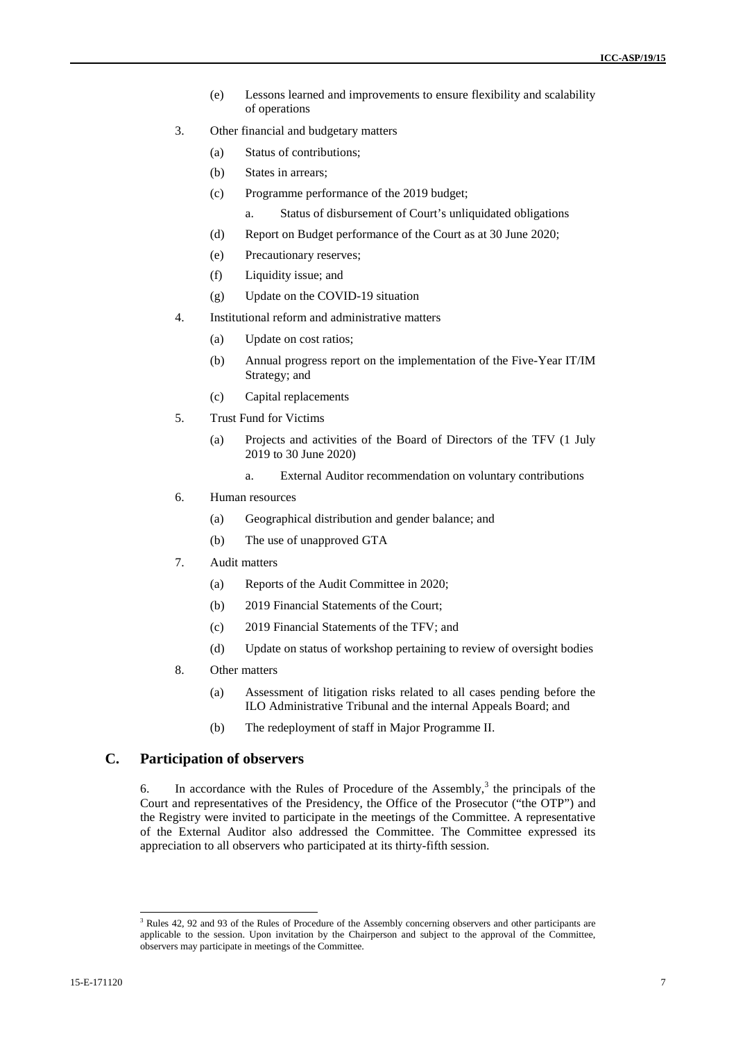(e) Lessons learned and improvements to ensure flexibility and scalability of operations

3. Other financial and budgetary matters

   (a) Status of contributions;

   (b) States in arrears;

   (c) Programme performance of the 2019 budget;

      a. Status of disbursement of Court's unliquidated obligations

   (d) Report on Budget performance of the Court as at 30 June 2020;

   (e) Precautionary reserves;

   (f) Liquidity issue; and

   (g) Update on the COVID-19 situation

4. Institutional reform and administrative matters

   (a) Update on cost ratios;

   (b) Annual progress report on the implementation of the Five-Year IT/IM Strategy; and

   (c) Capital replacements

5. Trust Fund for Victims

   (a) Projects and activities of the Board of Directors of the TFV (1 July 2019 to 30 June 2020)

      a. External Auditor recommendation on voluntary contributions

6. Human resources

   (a) Geographical distribution and gender balance; and

   (b) The use of unapproved GTA

7. Audit matters

   (a) Reports of the Audit Committee in 2020;

   (b) 2019 Financial Statements of the Court;

   (c) 2019 Financial Statements of the TFV; and

   (d) Update on status of workshop pertaining to review of oversight bodies

8. Other matters

   (a) Assessment of litigation risks related to all cases pending before the ILO Administrative Tribunal and the internal Appeals Board; and

   (b) The redeployment of staff in Major Programme II.

## C. Participation of observers

6. In accordance with the Rules of Procedure of the Assembly,[3] the principals of the Court and representatives of the Presidency, the Office of the Prosecutor ("the OTP") and the Registry were invited to participate in the meetings of the Committee. A representative of the External Auditor also addressed the Committee. The Committee expressed its appreciation to all observers who participated at its thirty-fifth session.

[3] Rules 42, 92 and 93 of the Rules of Procedure of the Assembly concerning observers and other participants are applicable to the session. Upon invitation by the Chairperson and subject to the approval of the Committee, observers may participate in meetings of the Committee.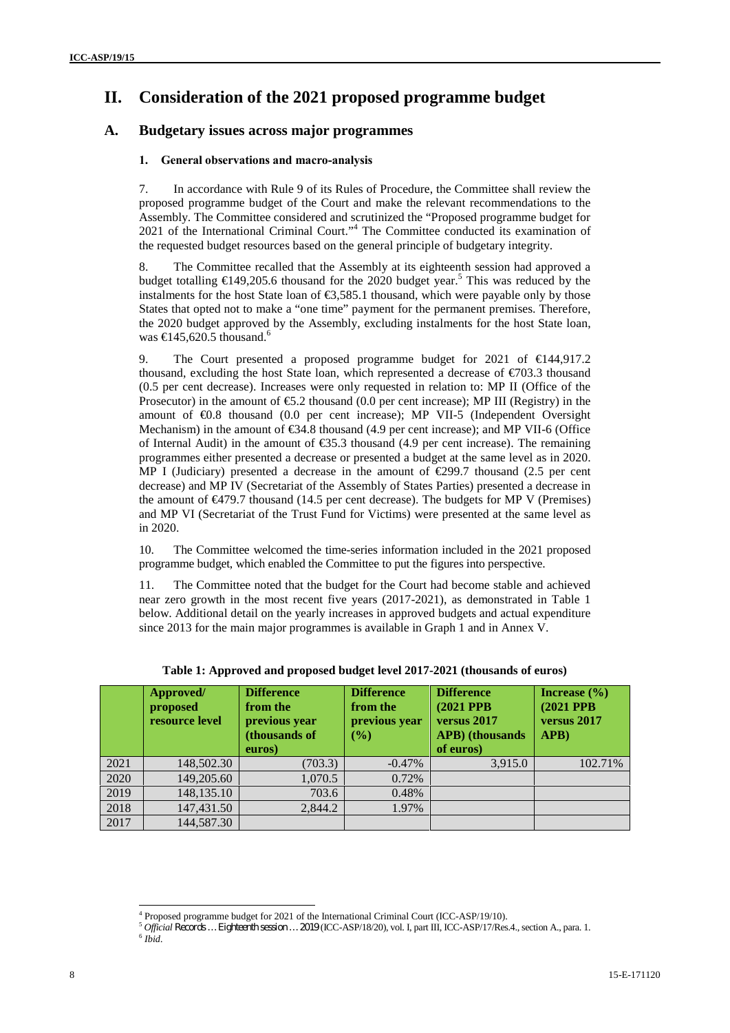# II. Consideration of the 2021 proposed programme budget

## A. Budgetary issues across major programmes

### 1. General observations and macro-analysis

7. In accordance with Rule 9 of its Rules of Procedure, the Committee shall review the proposed programme budget of the Court and make the relevant recommendations to the Assembly. The Committee considered and scrutinized the "Proposed programme budget for 2021 of the International Criminal Court."[4] The Committee conducted its examination of the requested budget resources based on the general principle of budgetary integrity.

8. The Committee recalled that the Assembly at its eighteenth session had approved a budget totalling €149,205.6 thousand for the 2020 budget year.[5] This was reduced by the instalments for the host State loan of €3,585.1 thousand, which were payable only by those States that opted not to make a "one time" payment for the permanent premises. Therefore, the 2020 budget approved by the Assembly, excluding instalments for the host State loan, was €145,620.5 thousand.[6]

9. The Court presented a proposed programme budget for 2021 of €144,917.2 thousand, excluding the host State loan, which represented a decrease of €703.3 thousand (0.5 per cent decrease). Increases were only requested in relation to: MP II (Office of the Prosecutor) in the amount of €5.2 thousand (0.0 per cent increase); MP III (Registry) in the amount of €0.8 thousand (0.0 per cent increase); MP VII-5 (Independent Oversight Mechanism) in the amount of €34.8 thousand (4.9 per cent increase); and MP VII-6 (Office of Internal Audit) in the amount of €35.3 thousand (4.9 per cent increase). The remaining programmes either presented a decrease or presented a budget at the same level as in 2020. MP I (Judiciary) presented a decrease in the amount of €299.7 thousand (2.5 per cent decrease) and MP IV (Secretariat of the Assembly of States Parties) presented a decrease in the amount of €479.7 thousand (14.5 per cent decrease). The budgets for MP V (Premises) and MP VI (Secretariat of the Trust Fund for Victims) were presented at the same level as in 2020.

10. The Committee welcomed the time-series information included in the 2021 proposed programme budget, which enabled the Committee to put the figures into perspective.

11. The Committee noted that the budget for the Court had become stable and achieved near zero growth in the most recent five years (2017-2021), as demonstrated in Table 1 below. Additional detail on the yearly increases in approved budgets and actual expenditure since 2013 for the main major programmes is available in Graph 1 and in Annex V.

**Table 1: Approved and proposed budget level 2017-2021 (thousands of euros)**

| | Approved/ proposed resource level | Difference from the previous year (thousands of euros) | Difference from the previous year (%) | Difference (2021 PPB versus 2017 APB) (thousands of euros) | Increase (%) (2021 PPB versus 2017 APB) |
|---|---|---|---|---|---|
| 2021 | 148,502.30 | (703.3) | -0.47% | 3,915.0 | 102.71% |
| 2020 | 149,205.60 | 1,070.5 | 0.72% | | |
| 2019 | 148,135.10 | 703.6 | 0.48% | | |
| 2018 | 147,431.50 | 2,844.2 | 1.97% | | |
| 2017 | 144,587.30 | | | | |

---

[4] Proposed programme budget for 2021 of the International Criminal Court (ICC-ASP/19/10).

[5] *Official Records … Eighteenth session … 2019* (ICC-ASP/18/20), vol. I, part III, ICC-ASP/17/Res.4., section A., para. 1.

[6] *Ibid*.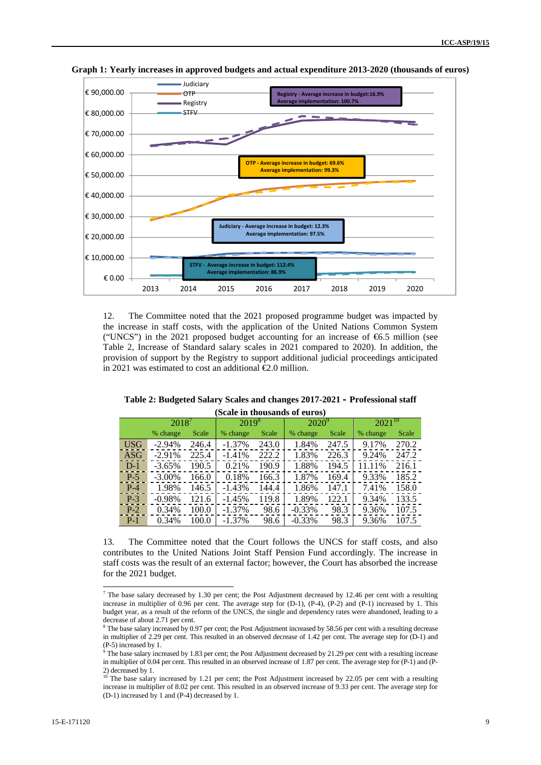**Graph 1: Yearly increases in approved budgets and actual expenditure 2013-2020 (thousands of euros)**

12. The Committee noted that the 2021 proposed programme budget was impacted by the increase in staff costs, with the application of the United Nations Common System ("UNCS") in the 2021 proposed budget accounting for an increase of €6.5 million (see Table 2, Increase of Standard salary scales in 2021 compared to 2020). In addition, the provision of support by the Registry to support additional judicial proceedings anticipated in 2021 was estimated to cost an additional €2.0 million.

**Table 2: Budgeted Salary Scales and changes 2017-2021 - Professional staff (Scale in thousands of euros)**

| | 2018[7] | | 2019[8] | | 2020[9] | | 2021[10] | |
|---|---|---|---|---|---|---|---|---|
| | % change | Scale | % change | Scale | % change | Scale | % change | Scale |
| USG | -2.94% | 246.4 | -1.37% | 243.0 | 1.84% | 247.5 | 9.17% | 270.2 |
| ASG | -2.91% | 225.4 | -1.41% | 222.2 | 1.83% | 226.3 | 9.24% | 247.2 |
| D-1 | -3.65% | 190.5 | 0.21% | 190.9 | 1.88% | 194.5 | 11.11% | 216.1 |
| P-5 | -3.00% | 166.0 | 0.18% | 166.3 | 1.87% | 169.4 | 9.33% | 185.2 |
| P-4 | 1.98% | 146.5 | -1.43% | 144.4 | 1.86% | 147.1 | 7.41% | 158.0 |
| P-3 | -0.98% | 121.6 | -1.45% | 119.8 | 1.89% | 122.1 | 9.34% | 133.5 |
| P-2 | 0.34% | 100.0 | -1.37% | 98.6 | -0.33% | 98.3 | 9.36% | 107.5 |
| P-1 | 0.34% | 100.0 | -1.37% | 98.6 | -0.33% | 98.3 | 9.36% | 107.5 |

13. The Committee noted that the Court follows the UNCS for staff costs, and also contributes to the United Nations Joint Staff Pension Fund accordingly. The increase in staff costs was the result of an external factor; however, the Court has absorbed the increase for the 2021 budget.

---

[7] The base salary decreased by 1.30 per cent; the Post Adjustment decreased by 12.46 per cent with a resulting increase in multiplier of 0.96 per cent. The average step for (D-1), (P-4), (P-2) and (P-1) increased by 1. This budget year, as a result of the reform of the UNCS, the single and dependency rates were abandoned, leading to a decrease of about 2.71 per cent.

[8] The base salary increased by 0.97 per cent; the Post Adjustment increased by 58.56 per cent with a resulting decrease in multiplier of 2.29 per cent. This resulted in an observed decrease of 1.42 per cent. The average step for (D-1) and (P-5) increased by 1.

[9] The base salary increased by 1.83 per cent; the Post Adjustment decreased by 21.29 per cent with a resulting increase in multiplier of 0.04 per cent. This resulted in an observed increase of 1.87 per cent. The average step for (P-1) and (P-2) decreased by 1.

[10] The base salary increased by 1.21 per cent; the Post Adjustment increased by 22.05 per cent with a resulting increase in multiplier of 8.02 per cent. This resulted in an observed increase of 9.33 per cent. The average step for (D-1) increased by 1 and (P-4) decreased by 1.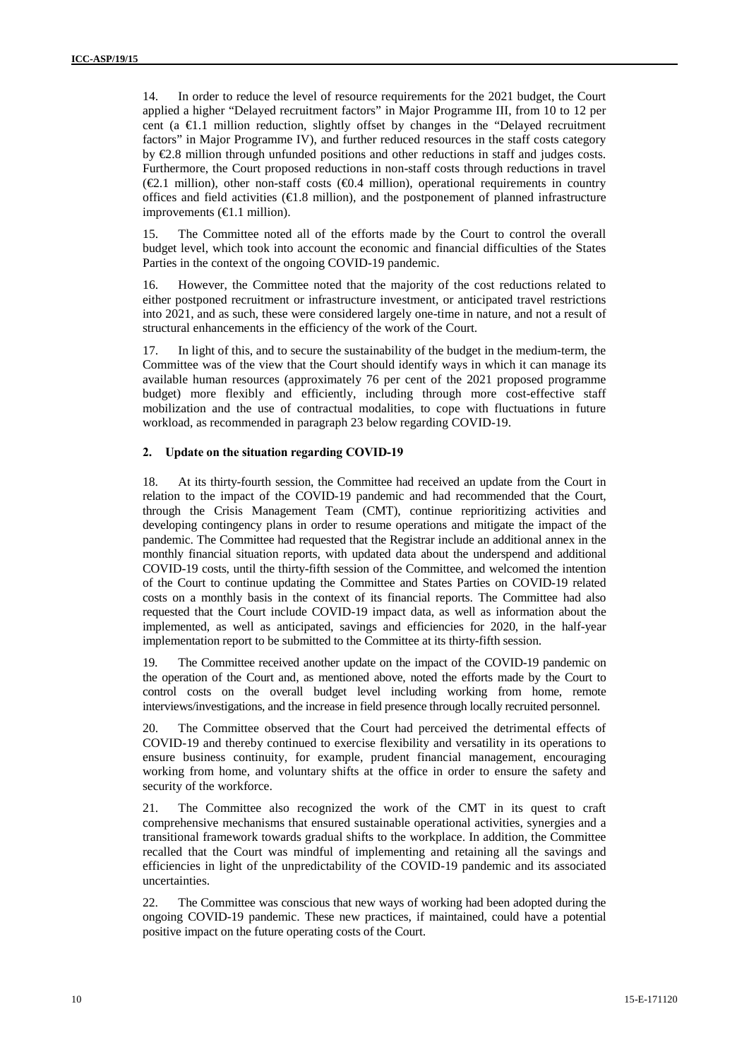14. In order to reduce the level of resource requirements for the 2021 budget, the Court applied a higher "Delayed recruitment factors" in Major Programme III, from 10 to 12 per cent (a €1.1 million reduction, slightly offset by changes in the "Delayed recruitment factors" in Major Programme IV), and further reduced resources in the staff costs category by €2.8 million through unfunded positions and other reductions in staff and judges costs. Furthermore, the Court proposed reductions in non-staff costs through reductions in travel (€2.1 million), other non-staff costs (€0.4 million), operational requirements in country offices and field activities (€1.8 million), and the postponement of planned infrastructure improvements (€1.1 million).

15. The Committee noted all of the efforts made by the Court to control the overall budget level, which took into account the economic and financial difficulties of the States Parties in the context of the ongoing COVID-19 pandemic.

16. However, the Committee noted that the majority of the cost reductions related to either postponed recruitment or infrastructure investment, or anticipated travel restrictions into 2021, and as such, these were considered largely one-time in nature, and not a result of structural enhancements in the efficiency of the work of the Court.

17. In light of this, and to secure the sustainability of the budget in the medium-term, the Committee was of the view that the Court should identify ways in which it can manage its available human resources (approximately 76 per cent of the 2021 proposed programme budget) more flexibly and efficiently, including through more cost-effective staff mobilization and the use of contractual modalities, to cope with fluctuations in future workload, as recommended in paragraph 23 below regarding COVID-19.

#### 2. Update on the situation regarding COVID-19

18. At its thirty-fourth session, the Committee had received an update from the Court in relation to the impact of the COVID-19 pandemic and had recommended that the Court, through the Crisis Management Team (CMT), continue reprioritizing activities and developing contingency plans in order to resume operations and mitigate the impact of the pandemic. The Committee had requested that the Registrar include an additional annex in the monthly financial situation reports, with updated data about the underspend and additional COVID-19 costs, until the thirty-fifth session of the Committee, and welcomed the intention of the Court to continue updating the Committee and States Parties on COVID-19 related costs on a monthly basis in the context of its financial reports. The Committee had also requested that the Court include COVID-19 impact data, as well as information about the implemented, as well as anticipated, savings and efficiencies for 2020, in the half-year implementation report to be submitted to the Committee at its thirty-fifth session.

19. The Committee received another update on the impact of the COVID-19 pandemic on the operation of the Court and, as mentioned above, noted the efforts made by the Court to control costs on the overall budget level including working from home, remote interviews/investigations, and the increase in field presence through locally recruited personnel.

20. The Committee observed that the Court had perceived the detrimental effects of COVID-19 and thereby continued to exercise flexibility and versatility in its operations to ensure business continuity, for example, prudent financial management, encouraging working from home, and voluntary shifts at the office in order to ensure the safety and security of the workforce.

21. The Committee also recognized the work of the CMT in its quest to craft comprehensive mechanisms that ensured sustainable operational activities, synergies and a transitional framework towards gradual shifts to the workplace. In addition, the Committee recalled that the Court was mindful of implementing and retaining all the savings and efficiencies in light of the unpredictability of the COVID-19 pandemic and its associated uncertainties.

22. The Committee was conscious that new ways of working had been adopted during the ongoing COVID-19 pandemic. These new practices, if maintained, could have a potential positive impact on the future operating costs of the Court.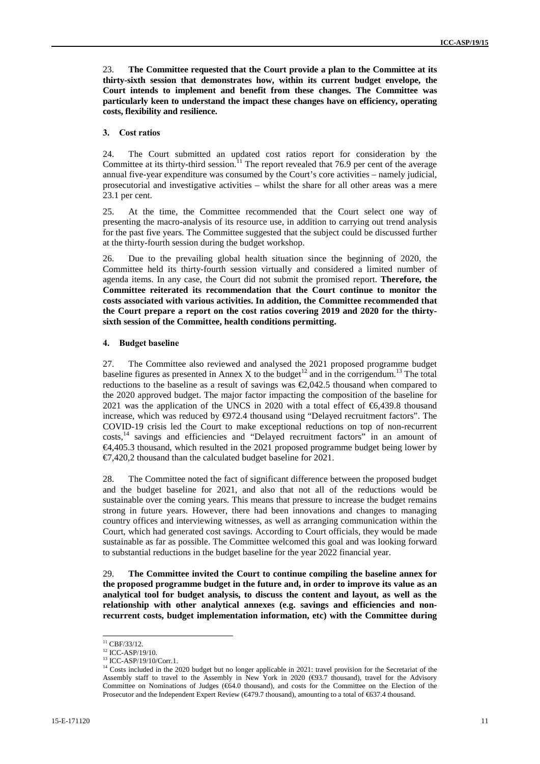23. **The Committee requested that the Court provide a plan to the Committee at its thirty-sixth session that demonstrates how, within its current budget envelope, the Court intends to implement and benefit from these changes. The Committee was particularly keen to understand the impact these changes have on efficiency, operating costs, flexibility and resilience.**

### 3. Cost ratios

24. The Court submitted an updated cost ratios report for consideration by the Committee at its thirty-third session.[11] The report revealed that 76.9 per cent of the average annual five-year expenditure was consumed by the Court's core activities – namely judicial, prosecutorial and investigative activities – whilst the share for all other areas was a mere 23.1 per cent.

25. At the time, the Committee recommended that the Court select one way of presenting the macro-analysis of its resource use, in addition to carrying out trend analysis for the past five years. The Committee suggested that the subject could be discussed further at the thirty-fourth session during the budget workshop.

26. Due to the prevailing global health situation since the beginning of 2020, the Committee held its thirty-fourth session virtually and considered a limited number of agenda items. In any case, the Court did not submit the promised report. **Therefore, the Committee reiterated its recommendation that the Court continue to monitor the costs associated with various activities. In addition, the Committee recommended that the Court prepare a report on the cost ratios covering 2019 and 2020 for the thirty-sixth session of the Committee, health conditions permitting.**

### 4. Budget baseline

27. The Committee also reviewed and analysed the 2021 proposed programme budget baseline figures as presented in Annex X to the budget[12] and in the corrigendum.[13] The total reductions to the baseline as a result of savings was €2,042.5 thousand when compared to the 2020 approved budget. The major factor impacting the composition of the baseline for 2021 was the application of the UNCS in 2020 with a total effect of €6,439.8 thousand increase, which was reduced by €972.4 thousand using "Delayed recruitment factors". The COVID-19 crisis led the Court to make exceptional reductions on top of non-recurrent costs,[14] savings and efficiencies and "Delayed recruitment factors" in an amount of €4,405.3 thousand, which resulted in the 2021 proposed programme budget being lower by €7,420,2 thousand than the calculated budget baseline for 2021.

28. The Committee noted the fact of significant difference between the proposed budget and the budget baseline for 2021, and also that not all of the reductions would be sustainable over the coming years. This means that pressure to increase the budget remains strong in future years. However, there had been innovations and changes to managing country offices and interviewing witnesses, as well as arranging communication within the Court, which had generated cost savings. According to Court officials, they would be made sustainable as far as possible. The Committee welcomed this goal and was looking forward to substantial reductions in the budget baseline for the year 2022 financial year.

29. **The Committee invited the Court to continue compiling the baseline annex for the proposed programme budget in the future and, in order to improve its value as an analytical tool for budget analysis, to discuss the content and layout, as well as the relationship with other analytical annexes (e.g. savings and efficiencies and non-recurrent costs, budget implementation information, etc) with the Committee during**

---

[11] CBF/33/12.

[12] ICC-ASP/19/10.

[13] ICC-ASP/19/10/Corr.1.

[14] Costs included in the 2020 budget but no longer applicable in 2021: travel provision for the Secretariat of the Assembly staff to travel to the Assembly in New York in 2020 (€93.7 thousand), travel for the Advisory Committee on Nominations of Judges (€64.0 thousand), and costs for the Committee on the Election of the Prosecutor and the Independent Expert Review (€479.7 thousand), amounting to a total of €637.4 thousand.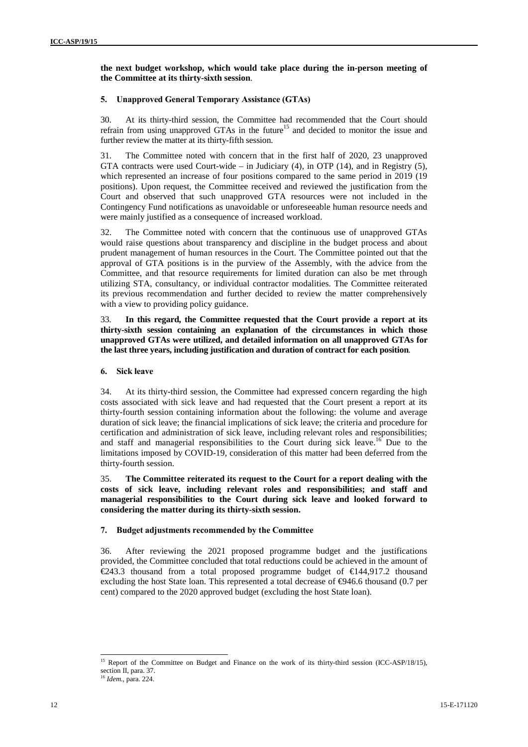**the next budget workshop, which would take place during the in-person meeting of the Committee at its thirty-sixth session**.

### 5. Unapproved General Temporary Assistance (GTAs)

30. At its thirty-third session, the Committee had recommended that the Court should refrain from using unapproved GTAs in the future[15] and decided to monitor the issue and further review the matter at its thirty-fifth session.

31. The Committee noted with concern that in the first half of 2020, 23 unapproved GTA contracts were used Court-wide – in Judiciary (4), in OTP (14), and in Registry (5), which represented an increase of four positions compared to the same period in 2019 (19 positions). Upon request, the Committee received and reviewed the justification from the Court and observed that such unapproved GTA resources were not included in the Contingency Fund notifications as unavoidable or unforeseeable human resource needs and were mainly justified as a consequence of increased workload.

32. The Committee noted with concern that the continuous use of unapproved GTAs would raise questions about transparency and discipline in the budget process and about prudent management of human resources in the Court. The Committee pointed out that the approval of GTA positions is in the purview of the Assembly, with the advice from the Committee, and that resource requirements for limited duration can also be met through utilizing STA, consultancy, or individual contractor modalities. The Committee reiterated its previous recommendation and further decided to review the matter comprehensively with a view to providing policy guidance.

33. **In this regard, the Committee requested that the Court provide a report at its thirty-sixth session containing an explanation of the circumstances in which those unapproved GTAs were utilized, and detailed information on all unapproved GTAs for the last three years, including justification and duration of contract for each position**.

### 6. Sick leave

34. At its thirty-third session, the Committee had expressed concern regarding the high costs associated with sick leave and had requested that the Court present a report at its thirty-fourth session containing information about the following: the volume and average duration of sick leave; the financial implications of sick leave; the criteria and procedure for certification and administration of sick leave, including relevant roles and responsibilities; and staff and managerial responsibilities to the Court during sick leave.[16] Due to the limitations imposed by COVID-19, consideration of this matter had been deferred from the thirty-fourth session.

35. **The Committee reiterated its request to the Court for a report dealing with the costs of sick leave, including relevant roles and responsibilities; and staff and managerial responsibilities to the Court during sick leave and looked forward to considering the matter during its thirty-sixth session.**

### 7. Budget adjustments recommended by the Committee

36. After reviewing the 2021 proposed programme budget and the justifications provided, the Committee concluded that total reductions could be achieved in the amount of €243.3 thousand from a total proposed programme budget of €144,917.2 thousand excluding the host State loan. This represented a total decrease of €946.6 thousand (0.7 per cent) compared to the 2020 approved budget (excluding the host State loan).

---

[15] Report of the Committee on Budget and Finance on the work of its thirty-third session (ICC-ASP/18/15), section II, para. 37.

[16] *Idem.*, para. 224.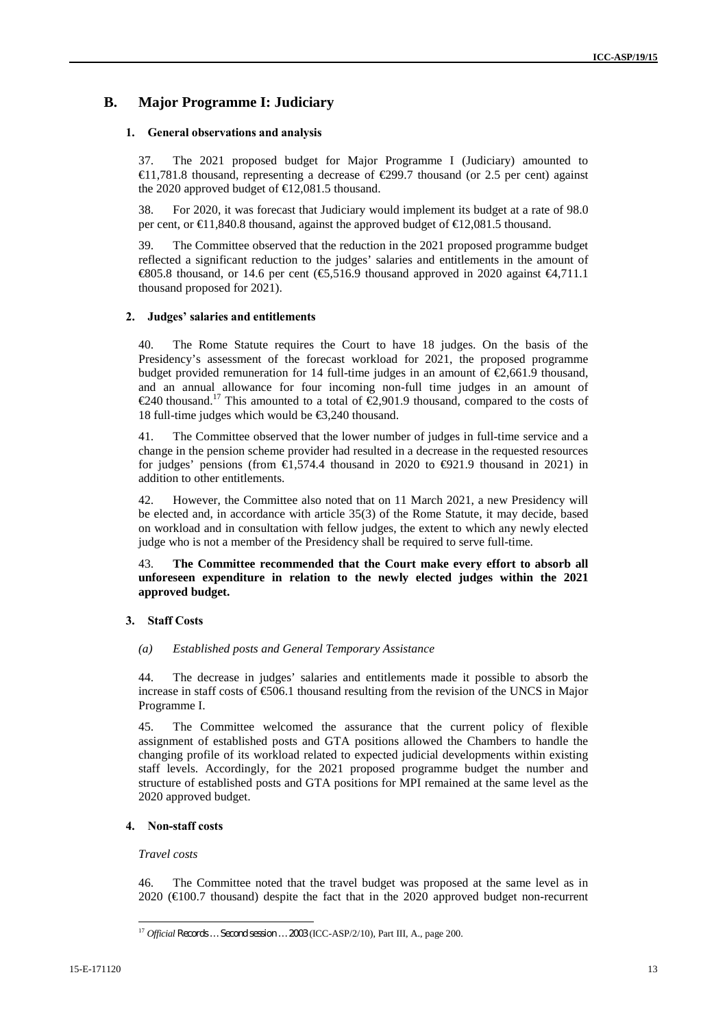## B. Major Programme I: Judiciary

### 1. General observations and analysis

37. The 2021 proposed budget for Major Programme I (Judiciary) amounted to €11,781.8 thousand, representing a decrease of €299.7 thousand (or 2.5 per cent) against the 2020 approved budget of €12,081.5 thousand.

38. For 2020, it was forecast that Judiciary would implement its budget at a rate of 98.0 per cent, or €11,840.8 thousand, against the approved budget of €12,081.5 thousand.

39. The Committee observed that the reduction in the 2021 proposed programme budget reflected a significant reduction to the judges' salaries and entitlements in the amount of €805.8 thousand, or 14.6 per cent (€5,516.9 thousand approved in 2020 against €4,711.1 thousand proposed for 2021).

### 2. Judges' salaries and entitlements

40. The Rome Statute requires the Court to have 18 judges. On the basis of the Presidency's assessment of the forecast workload for 2021, the proposed programme budget provided remuneration for 14 full-time judges in an amount of €2,661.9 thousand, and an annual allowance for four incoming non-full time judges in an amount of €240 thousand.[17] This amounted to a total of €2,901.9 thousand, compared to the costs of 18 full-time judges which would be €3,240 thousand.

41. The Committee observed that the lower number of judges in full-time service and a change in the pension scheme provider had resulted in a decrease in the requested resources for judges' pensions (from €1,574.4 thousand in 2020 to €921.9 thousand in 2021) in addition to other entitlements.

42. However, the Committee also noted that on 11 March 2021, a new Presidency will be elected and, in accordance with article 35(3) of the Rome Statute, it may decide, based on workload and in consultation with fellow judges, the extent to which any newly elected judge who is not a member of the Presidency shall be required to serve full-time.

43. **The Committee recommended that the Court make every effort to absorb all unforeseen expenditure in relation to the newly elected judges within the 2021 approved budget.**

### 3. Staff Costs

*(a) Established posts and General Temporary Assistance*

44. The decrease in judges' salaries and entitlements made it possible to absorb the increase in staff costs of €506.1 thousand resulting from the revision of the UNCS in Major Programme I.

45. The Committee welcomed the assurance that the current policy of flexible assignment of established posts and GTA positions allowed the Chambers to handle the changing profile of its workload related to expected judicial developments within existing staff levels. Accordingly, for the 2021 proposed programme budget the number and structure of established posts and GTA positions for MPI remained at the same level as the 2020 approved budget.

### 4. Non-staff costs

*Travel costs*

46. The Committee noted that the travel budget was proposed at the same level as in 2020 (€100.7 thousand) despite the fact that in the 2020 approved budget non-recurrent

[17] *Official Records … Second session … 2003* (ICC-ASP/2/10), Part III, A., page 200.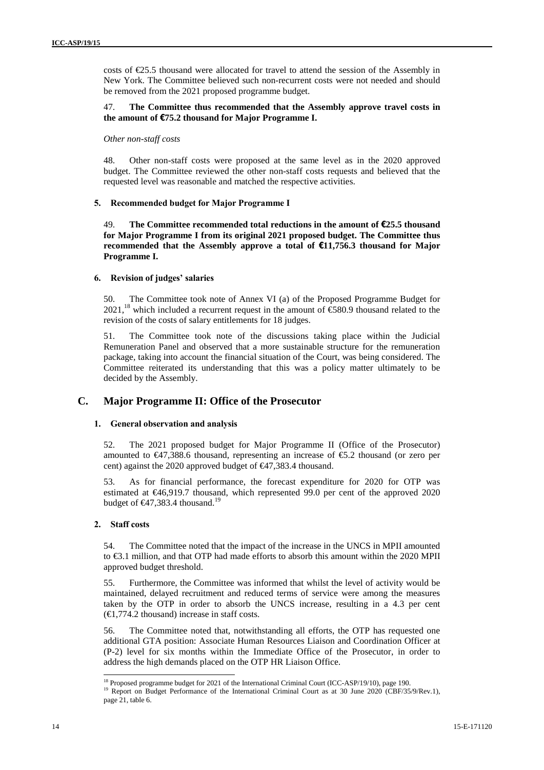costs of €25.5 thousand were allocated for travel to attend the session of the Assembly in New York. The Committee believed such non-recurrent costs were not needed and should be removed from the 2021 proposed programme budget.

47. **The Committee thus recommended that the Assembly approve travel costs in the amount of €75.2 thousand for Major Programme I.**

*Other non-staff costs*

48. Other non-staff costs were proposed at the same level as in the 2020 approved budget. The Committee reviewed the other non-staff costs requests and believed that the requested level was reasonable and matched the respective activities.

#### 5. Recommended budget for Major Programme I

49. **The Committee recommended total reductions in the amount of €25.5 thousand for Major Programme I from its original 2021 proposed budget. The Committee thus recommended that the Assembly approve a total of €11,756.3 thousand for Major Programme I.**

#### 6. Revision of judges' salaries

50. The Committee took note of Annex VI (a) of the Proposed Programme Budget for 2021,[18] which included a recurrent request in the amount of €580.9 thousand related to the revision of the costs of salary entitlements for 18 judges.

51. The Committee took note of the discussions taking place within the Judicial Remuneration Panel and observed that a more sustainable structure for the remuneration package, taking into account the financial situation of the Court, was being considered. The Committee reiterated its understanding that this was a policy matter ultimately to be decided by the Assembly.

## C. Major Programme II: Office of the Prosecutor

#### 1. General observation and analysis

52. The 2021 proposed budget for Major Programme II (Office of the Prosecutor) amounted to €47,388.6 thousand, representing an increase of €5.2 thousand (or zero per cent) against the 2020 approved budget of €47,383.4 thousand.

53. As for financial performance, the forecast expenditure for 2020 for OTP was estimated at €46,919.7 thousand, which represented 99.0 per cent of the approved 2020 budget of €47,383.4 thousand.[19]

#### 2. Staff costs

54. The Committee noted that the impact of the increase in the UNCS in MPII amounted to €3.1 million, and that OTP had made efforts to absorb this amount within the 2020 MPII approved budget threshold.

55. Furthermore, the Committee was informed that whilst the level of activity would be maintained, delayed recruitment and reduced terms of service were among the measures taken by the OTP in order to absorb the UNCS increase, resulting in a 4.3 per cent (€1,774.2 thousand) increase in staff costs.

56. The Committee noted that, notwithstanding all efforts, the OTP has requested one additional GTA position: Associate Human Resources Liaison and Coordination Officer at (P-2) level for six months within the Immediate Office of the Prosecutor, in order to address the high demands placed on the OTP HR Liaison Office.

---

[18] Proposed programme budget for 2021 of the International Criminal Court (ICC-ASP/19/10), page 190.

[19] Report on Budget Performance of the International Criminal Court as at 30 June 2020 (CBF/35/9/Rev.1), page 21, table 6.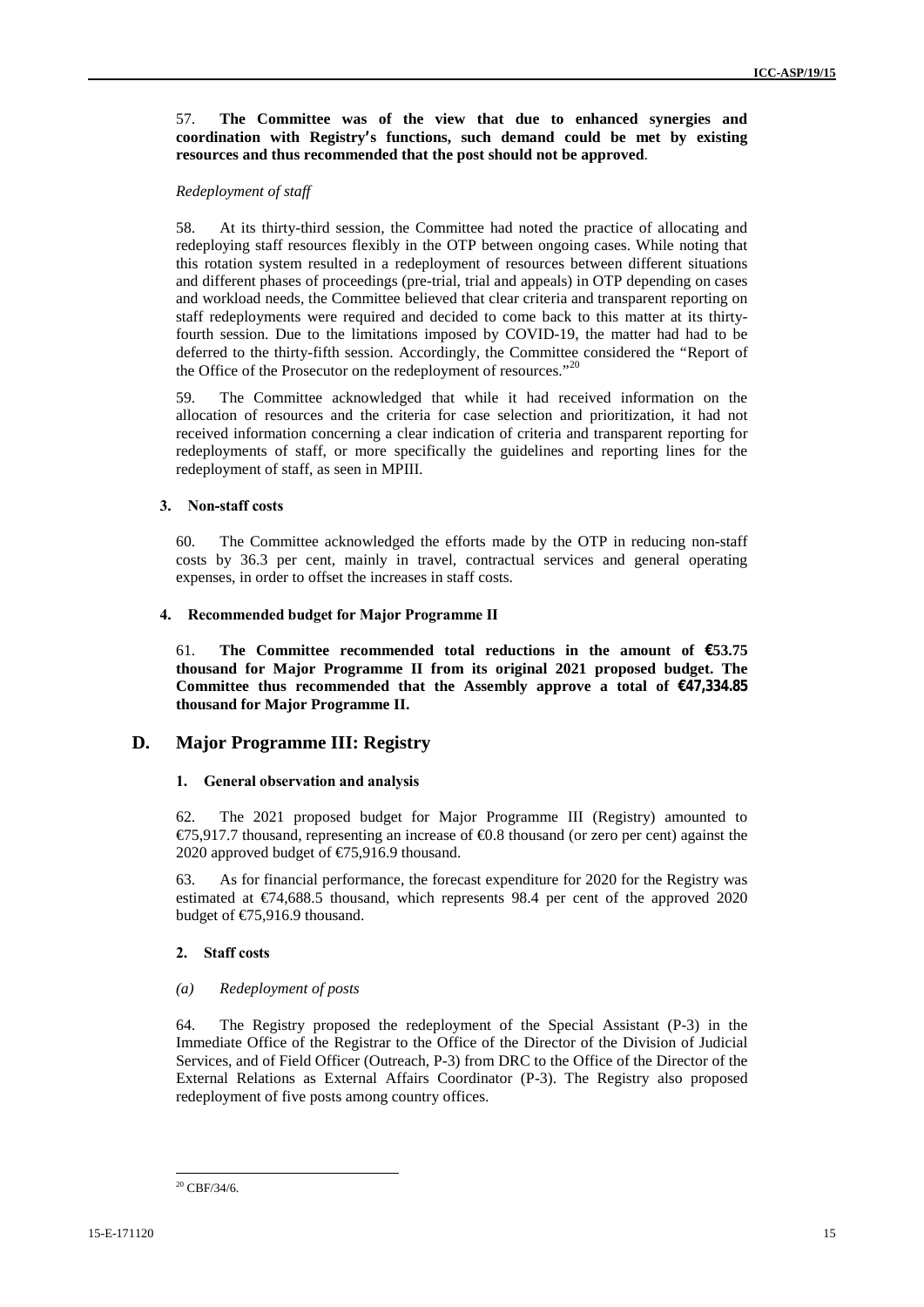57. **The Committee was of the view that due to enhanced synergies and coordination with Registry's functions, such demand could be met by existing resources and thus recommended that the post should not be approved**.

*Redeployment of staff*

58. At its thirty-third session, the Committee had noted the practice of allocating and redeploying staff resources flexibly in the OTP between ongoing cases. While noting that this rotation system resulted in a redeployment of resources between different situations and different phases of proceedings (pre-trial, trial and appeals) in OTP depending on cases and workload needs, the Committee believed that clear criteria and transparent reporting on staff redeployments were required and decided to come back to this matter at its thirty-fourth session. Due to the limitations imposed by COVID-19, the matter had had to be deferred to the thirty-fifth session. Accordingly, the Committee considered the "Report of the Office of the Prosecutor on the redeployment of resources."[20]

59. The Committee acknowledged that while it had received information on the allocation of resources and the criteria for case selection and prioritization, it had not received information concerning a clear indication of criteria and transparent reporting for redeployments of staff, or more specifically the guidelines and reporting lines for the redeployment of staff, as seen in MPIII.

#### 3. Non-staff costs

60. The Committee acknowledged the efforts made by the OTP in reducing non-staff costs by 36.3 per cent, mainly in travel, contractual services and general operating expenses, in order to offset the increases in staff costs.

#### 4. Recommended budget for Major Programme II

61. **The Committee recommended total reductions in the amount of €53.75 thousand for Major Programme II from its original 2021 proposed budget. The Committee thus recommended that the Assembly approve a total of €47,334.85 thousand for Major Programme II.**

## D. Major Programme III: Registry

#### 1. General observation and analysis

62. The 2021 proposed budget for Major Programme III (Registry) amounted to €75,917.7 thousand, representing an increase of €0.8 thousand (or zero per cent) against the 2020 approved budget of €75,916.9 thousand.

63. As for financial performance, the forecast expenditure for 2020 for the Registry was estimated at €74,688.5 thousand, which represents 98.4 per cent of the approved 2020 budget of €75,916.9 thousand.

#### 2. Staff costs

*(a) Redeployment of posts*

64. The Registry proposed the redeployment of the Special Assistant (P-3) in the Immediate Office of the Registrar to the Office of the Director of the Division of Judicial Services, and of Field Officer (Outreach, P-3) from DRC to the Office of the Director of the External Relations as External Affairs Coordinator (P-3). The Registry also proposed redeployment of five posts among country offices.

[20] CBF/34/6.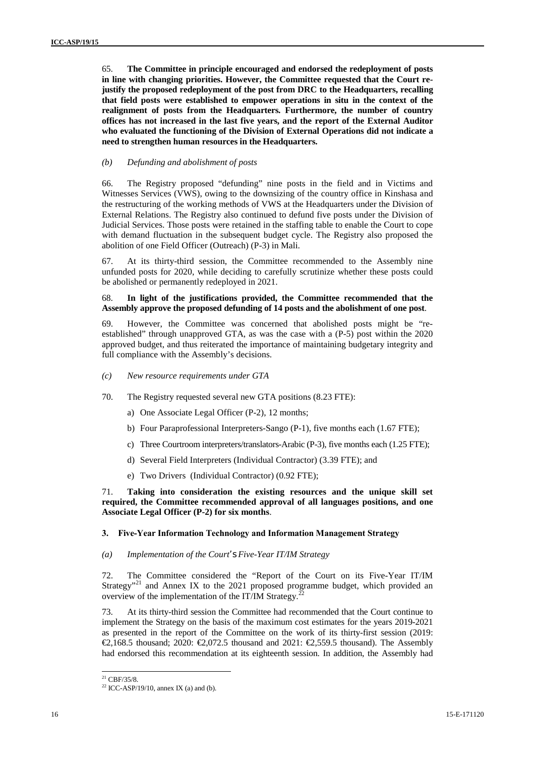65. **The Committee in principle encouraged and endorsed the redeployment of posts in line with changing priorities. However, the Committee requested that the Court re-justify the proposed redeployment of the post from DRC to the Headquarters, recalling that field posts were established to empower operations in situ in the context of the realignment of posts from the Headquarters. Furthermore, the number of country offices has not increased in the last five years, and the report of the External Auditor who evaluated the functioning of the Division of External Operations did not indicate a need to strengthen human resources in the Headquarters.**

*(b) Defunding and abolishment of posts*

66. The Registry proposed "defunding" nine posts in the field and in Victims and Witnesses Services (VWS), owing to the downsizing of the country office in Kinshasa and the restructuring of the working methods of VWS at the Headquarters under the Division of External Relations. The Registry also continued to defund five posts under the Division of Judicial Services. Those posts were retained in the staffing table to enable the Court to cope with demand fluctuation in the subsequent budget cycle. The Registry also proposed the abolition of one Field Officer (Outreach) (P-3) in Mali.

67. At its thirty-third session, the Committee recommended to the Assembly nine unfunded posts for 2020, while deciding to carefully scrutinize whether these posts could be abolished or permanently redeployed in 2021.

68. **In light of the justifications provided, the Committee recommended that the Assembly approve the proposed defunding of 14 posts and the abolishment of one post**.

69. However, the Committee was concerned that abolished posts might be "re-established" through unapproved GTA, as was the case with a (P-5) post within the 2020 approved budget, and thus reiterated the importance of maintaining budgetary integrity and full compliance with the Assembly's decisions.

*(c) New resource requirements under GTA*

70. The Registry requested several new GTA positions (8.23 FTE):

a) One Associate Legal Officer (P-2), 12 months;

b) Four Paraprofessional Interpreters-Sango (P-1), five months each (1.67 FTE);

c) Three Courtroom interpreters/translators-Arabic (P-3), five months each (1.25 FTE);

d) Several Field Interpreters (Individual Contractor) (3.39 FTE); and

e) Two Drivers (Individual Contractor) (0.92 FTE);

71. **Taking into consideration the existing resources and the unique skill set required, the Committee recommended approval of all languages positions, and one Associate Legal Officer (P-2) for six months**.

### 3. Five-Year Information Technology and Information Management Strategy

*(a) Implementation of the Court's Five-Year IT/IM Strategy*

72. The Committee considered the "Report of the Court on its Five-Year IT/IM Strategy"[21] and Annex IX to the 2021 proposed programme budget, which provided an overview of the implementation of the IT/IM Strategy.[22]

73. At its thirty-third session the Committee had recommended that the Court continue to implement the Strategy on the basis of the maximum cost estimates for the years 2019-2021 as presented in the report of the Committee on the work of its thirty-first session (2019: €2,168.5 thousand; 2020: €2,072.5 thousand and 2021: €2,559.5 thousand). The Assembly had endorsed this recommendation at its eighteenth session. In addition, the Assembly had

[21] CBF/35/8.

[22] ICC-ASP/19/10, annex IX (a) and (b).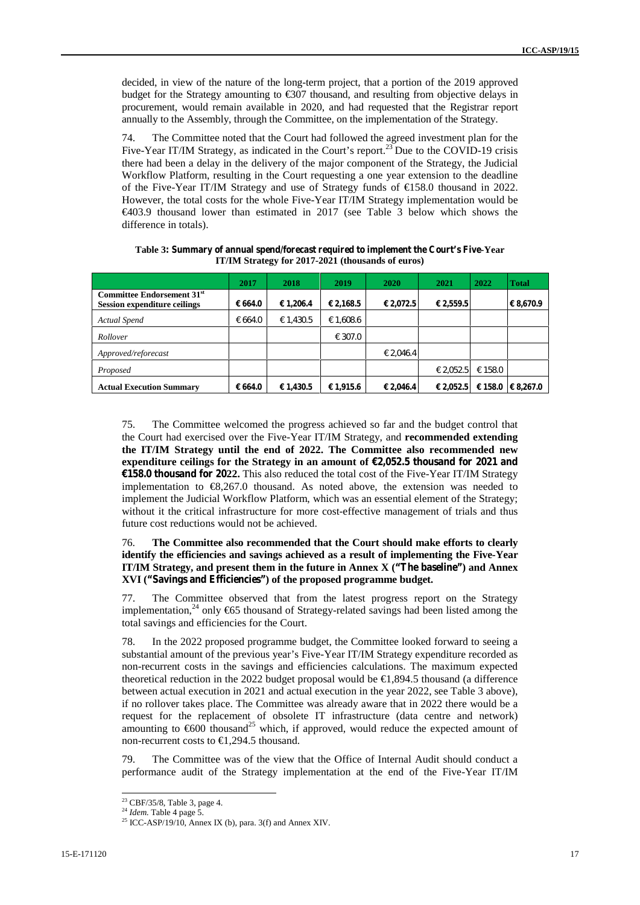decided, in view of the nature of the long-term project, that a portion of the 2019 approved budget for the Strategy amounting to €307 thousand, and resulting from objective delays in procurement, would remain available in 2020, and had requested that the Registrar report annually to the Assembly, through the Committee, on the implementation of the Strategy.

74. The Committee noted that the Court had followed the agreed investment plan for the Five-Year IT/IM Strategy, as indicated in the Court's report.[23] Due to the COVID-19 crisis there had been a delay in the delivery of the major component of the Strategy, the Judicial Workflow Platform, resulting in the Court requesting a one year extension to the deadline of the Five-Year IT/IM Strategy and use of Strategy funds of €158.0 thousand in 2022. However, the total costs for the whole Five-Year IT/IM Strategy implementation would be €403.9 thousand lower than estimated in 2017 (see Table 3 below which shows the difference in totals).

**Table 3: Summary of annual spend/forecast required to implement the Court's Five-Year IT/IM Strategy for 2017-2021 (thousands of euros)**

| | 2017 | 2018 | 2019 | 2020 | 2021 | 2022 | Total |
|---|---|---|---|---|---|---|---|
| **Committee Endorsement 31st Session expenditure ceilings** | **€ 664.0** | **€ 1,206.4** | **€ 2,168.5** | **€ 2,072.5** | **€ 2,559.5** | | **€ 8,670.9** |
| *Actual Spend* | € 664.0 | € 1,430.5 | € 1,608.6 | | | | |
| *Rollover* | | | € 307.0 | | | | |
| *Approved/reforecast* | | | | € 2,046.4 | | | |
| *Proposed* | | | | | € 2,052.5 | € 158.0 | |
| **Actual Execution Summary** | **€ 664.0** | **€ 1,430.5** | **€ 1,915.6** | **€ 2,046.4** | **€ 2,052.5** | **€ 158.0** | **€ 8,267.0** |

75. The Committee welcomed the progress achieved so far and the budget control that the Court had exercised over the Five-Year IT/IM Strategy, and **recommended extending the IT/IM Strategy until the end of 2022. The Committee also recommended new expenditure ceilings for the Strategy in an amount of €2,052.5 thousand for 2021 and €158.0 thousand for 2022.** This also reduced the total cost of the Five-Year IT/IM Strategy implementation to €8,267.0 thousand. As noted above, the extension was needed to implement the Judicial Workflow Platform, which was an essential element of the Strategy; without it the critical infrastructure for more cost-effective management of trials and thus future cost reductions would not be achieved.

76. **The Committee also recommended that the Court should make efforts to clearly identify the efficiencies and savings achieved as a result of implementing the Five-Year IT/IM Strategy, and present them in the future in Annex X ("The baseline") and Annex XVI ("Savings and Efficiencies") of the proposed programme budget.**

77. The Committee observed that from the latest progress report on the Strategy implementation,[24] only €65 thousand of Strategy-related savings had been listed among the total savings and efficiencies for the Court.

78. In the 2022 proposed programme budget, the Committee looked forward to seeing a substantial amount of the previous year's Five-Year IT/IM Strategy expenditure recorded as non-recurrent costs in the savings and efficiencies calculations. The maximum expected theoretical reduction in the 2022 budget proposal would be €1,894.5 thousand (a difference between actual execution in 2021 and actual execution in the year 2022, see Table 3 above), if no rollover takes place. The Committee was already aware that in 2022 there would be a request for the replacement of obsolete IT infrastructure (data centre and network) amounting to €600 thousand[25] which, if approved, would reduce the expected amount of non-recurrent costs to €1,294.5 thousand.

79. The Committee was of the view that the Office of Internal Audit should conduct a performance audit of the Strategy implementation at the end of the Five-Year IT/IM

---

[23] CBF/35/8, Table 3, page 4.

[24] *Idem.* Table 4 page 5.

[25] ICC-ASP/19/10, Annex IX (b), para. 3(f) and Annex XIV.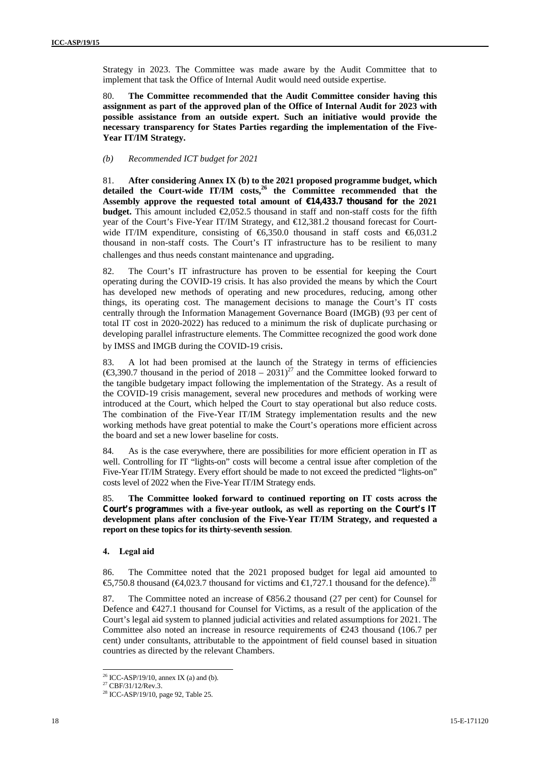Strategy in 2023. The Committee was made aware by the Audit Committee that to implement that task the Office of Internal Audit would need outside expertise.

80. **The Committee recommended that the Audit Committee consider having this assignment as part of the approved plan of the Office of Internal Audit for 2023 with possible assistance from an outside expert. Such an initiative would provide the necessary transparency for States Parties regarding the implementation of the Five-Year IT/IM Strategy.**

*(b) Recommended ICT budget for 2021*

81. **After considering Annex IX (b) to the 2021 proposed programme budget, which detailed the Court-wide IT/IM costs,[26] the Committee recommended that the Assembly approve the requested total amount of €14,433.7 thousand for the 2021 budget.** This amount included €2,052.5 thousand in staff and non-staff costs for the fifth year of the Court's Five-Year IT/IM Strategy, and €12,381.2 thousand forecast for Court-wide IT/IM expenditure, consisting of €6,350.0 thousand in staff costs and €6,031.2 thousand in non-staff costs. The Court's IT infrastructure has to be resilient to many challenges and thus needs constant maintenance and upgrading.

82. The Court's IT infrastructure has proven to be essential for keeping the Court operating during the COVID-19 crisis. It has also provided the means by which the Court has developed new methods of operating and new procedures, reducing, among other things, its operating cost. The management decisions to manage the Court's IT costs centrally through the Information Management Governance Board (IMGB) (93 per cent of total IT cost in 2020-2022) has reduced to a minimum the risk of duplicate purchasing or developing parallel infrastructure elements. The Committee recognized the good work done by IMSS and IMGB during the COVID-19 crisis.

83. A lot had been promised at the launch of the Strategy in terms of efficiencies (€3,390.7 thousand in the period of 2018 – 2031)[27] and the Committee looked forward to the tangible budgetary impact following the implementation of the Strategy. As a result of the COVID-19 crisis management, several new procedures and methods of working were introduced at the Court, which helped the Court to stay operational but also reduce costs. The combination of the Five-Year IT/IM Strategy implementation results and the new working methods have great potential to make the Court's operations more efficient across the board and set a new lower baseline for costs.

84. As is the case everywhere, there are possibilities for more efficient operation in IT as well. Controlling for IT "lights-on" costs will become a central issue after completion of the Five-Year IT/IM Strategy. Every effort should be made to not exceed the predicted "lights-on" costs level of 2022 when the Five-Year IT/IM Strategy ends.

85. **The Committee looked forward to continued reporting on IT costs across the Court's programmes with a five-year outlook, as well as reporting on the Court's IT development plans after conclusion of the Five-Year IT/IM Strategy, and requested a report on these topics for its thirty-seventh session**.

### 4. Legal aid

86. The Committee noted that the 2021 proposed budget for legal aid amounted to €5,750.8 thousand (€4,023.7 thousand for victims and €1,727.1 thousand for the defence).[28]

87. The Committee noted an increase of €856.2 thousand (27 per cent) for Counsel for Defence and €427.1 thousand for Counsel for Victims, as a result of the application of the Court's legal aid system to planned judicial activities and related assumptions for 2021. The Committee also noted an increase in resource requirements of €243 thousand (106.7 per cent) under consultants, attributable to the appointment of field counsel based in situation countries as directed by the relevant Chambers.

---

[26] ICC-ASP/19/10, annex IX (a) and (b).
[27] CBF/31/12/Rev.3.
[28] ICC-ASP/19/10, page 92, Table 25.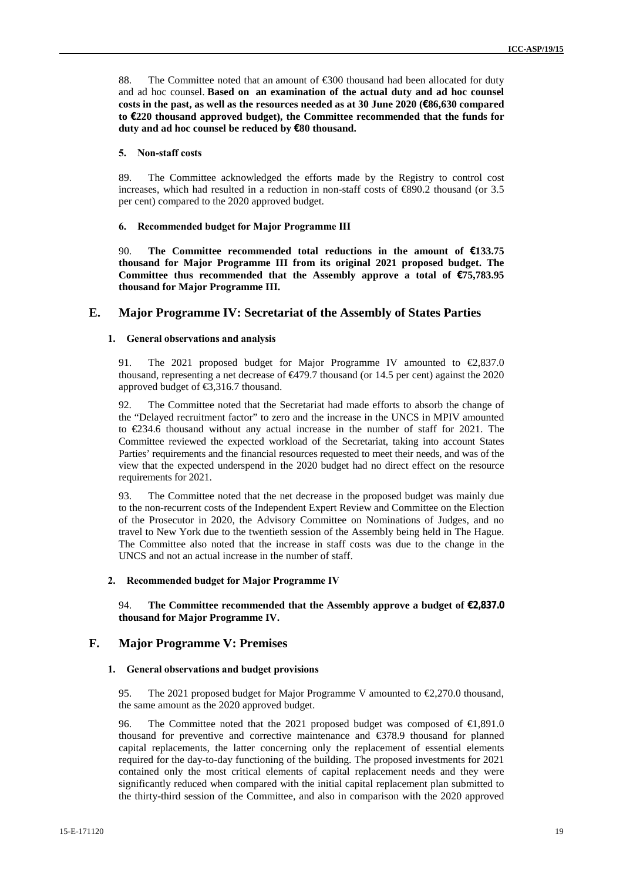88. The Committee noted that an amount of €300 thousand had been allocated for duty and ad hoc counsel. **Based on an examination of the actual duty and ad hoc counsel costs in the past, as well as the resources needed as at 30 June 2020 (€86,630 compared to €220 thousand approved budget), the Committee recommended that the funds for duty and ad hoc counsel be reduced by €80 thousand.**

#### 5. Non-staff costs

89. The Committee acknowledged the efforts made by the Registry to control cost increases, which had resulted in a reduction in non-staff costs of €890.2 thousand (or 3.5 per cent) compared to the 2020 approved budget.

#### 6. Recommended budget for Major Programme III

90. **The Committee recommended total reductions in the amount of €133.75 thousand for Major Programme III from its original 2021 proposed budget. The Committee thus recommended that the Assembly approve a total of €75,783.95 thousand for Major Programme III.**

## E. Major Programme IV: Secretariat of the Assembly of States Parties

#### 1. General observations and analysis

91. The 2021 proposed budget for Major Programme IV amounted to €2,837.0 thousand, representing a net decrease of €479.7 thousand (or 14.5 per cent) against the 2020 approved budget of €3,316.7 thousand.

92. The Committee noted that the Secretariat had made efforts to absorb the change of the "Delayed recruitment factor" to zero and the increase in the UNCS in MPIV amounted to €234.6 thousand without any actual increase in the number of staff for 2021. The Committee reviewed the expected workload of the Secretariat, taking into account States Parties' requirements and the financial resources requested to meet their needs, and was of the view that the expected underspend in the 2020 budget had no direct effect on the resource requirements for 2021.

93. The Committee noted that the net decrease in the proposed budget was mainly due to the non-recurrent costs of the Independent Expert Review and Committee on the Election of the Prosecutor in 2020, the Advisory Committee on Nominations of Judges, and no travel to New York due to the twentieth session of the Assembly being held in The Hague. The Committee also noted that the increase in staff costs was due to the change in the UNCS and not an actual increase in the number of staff.

#### 2. Recommended budget for Major Programme IV

94. **The Committee recommended that the Assembly approve a budget of €2,837.0 thousand for Major Programme IV.**

## F. Major Programme V: Premises

#### 1. General observations and budget provisions

95. The 2021 proposed budget for Major Programme V amounted to €2,270.0 thousand, the same amount as the 2020 approved budget.

96. The Committee noted that the 2021 proposed budget was composed of €1,891.0 thousand for preventive and corrective maintenance and €378.9 thousand for planned capital replacements, the latter concerning only the replacement of essential elements required for the day-to-day functioning of the building. The proposed investments for 2021 contained only the most critical elements of capital replacement needs and they were significantly reduced when compared with the initial capital replacement plan submitted to the thirty-third session of the Committee, and also in comparison with the 2020 approved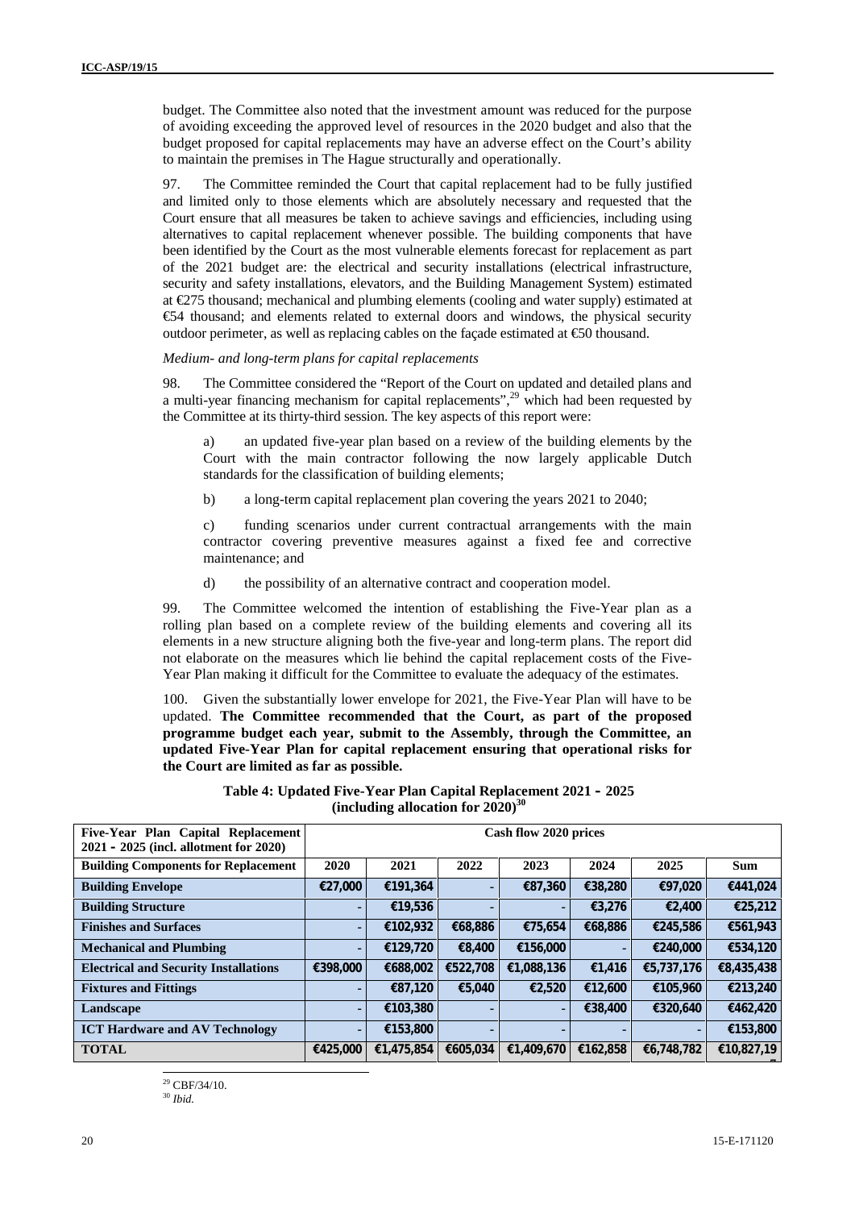budget. The Committee also noted that the investment amount was reduced for the purpose of avoiding exceeding the approved level of resources in the 2020 budget and also that the budget proposed for capital replacements may have an adverse effect on the Court's ability to maintain the premises in The Hague structurally and operationally.

97. The Committee reminded the Court that capital replacement had to be fully justified and limited only to those elements which are absolutely necessary and requested that the Court ensure that all measures be taken to achieve savings and efficiencies, including using alternatives to capital replacement whenever possible. The building components that have been identified by the Court as the most vulnerable elements forecast for replacement as part of the 2021 budget are: the electrical and security installations (electrical infrastructure, security and safety installations, elevators, and the Building Management System) estimated at €275 thousand; mechanical and plumbing elements (cooling and water supply) estimated at €54 thousand; and elements related to external doors and windows, the physical security outdoor perimeter, as well as replacing cables on the façade estimated at €50 thousand.

*Medium- and long-term plans for capital replacements*

98. The Committee considered the "Report of the Court on updated and detailed plans and a multi-year financing mechanism for capital replacements",[29] which had been requested by the Committee at its thirty-third session. The key aspects of this report were:

a) an updated five-year plan based on a review of the building elements by the Court with the main contractor following the now largely applicable Dutch standards for the classification of building elements;

b) a long-term capital replacement plan covering the years 2021 to 2040;

c) funding scenarios under current contractual arrangements with the main contractor covering preventive measures against a fixed fee and corrective maintenance; and

d) the possibility of an alternative contract and cooperation model.

99. The Committee welcomed the intention of establishing the Five-Year plan as a rolling plan based on a complete review of the building elements and covering all its elements in a new structure aligning both the five-year and long-term plans. The report did not elaborate on the measures which lie behind the capital replacement costs of the Five-Year Plan making it difficult for the Committee to evaluate the adequacy of the estimates.

100. Given the substantially lower envelope for 2021, the Five-Year Plan will have to be updated. **The Committee recommended that the Court, as part of the proposed programme budget each year, submit to the Assembly, through the Committee, an updated Five-Year Plan for capital replacement ensuring that operational risks for the Court are limited as far as possible.**

**Table 4: Updated Five-Year Plan Capital Replacement 2021 - 2025 (including allocation for 2020)[30]**

| Five-Year Plan Capital Replacement 2021 - 2025 (incl. allotment for 2020) | Cash flow 2020 prices | | | | | | |
|---|---|---|---|---|---|---|---|
| **Building Components for Replacement** | **2020** | **2021** | **2022** | **2023** | **2024** | **2025** | **Sum** |
| **Building Envelope** | €27,000 | €191,364 | - | €87,360 | €38,280 | €97,020 | €441,024 |
| **Building Structure** | - | €19,536 | - | - | €3,276 | €2,400 | €25,212 |
| **Finishes and Surfaces** | - | €102,932 | €68,886 | €75,654 | €68,886 | €245,586 | €561,943 |
| **Mechanical and Plumbing** | - | €129,720 | €8,400 | €156,000 | - | €240,000 | €534,120 |
| **Electrical and Security Installations** | €398,000 | €688,002 | €522,708 | €1,088,136 | €1,416 | €5,737,176 | €8,435,438 |
| **Fixtures and Fittings** | - | €87,120 | €5,040 | €2,520 | €12,600 | €105,960 | €213,240 |
| **Landscape** | - | €103,380 | - | - | €38,400 | €320,640 | €462,420 |
| **ICT Hardware and AV Technology** | - | €153,800 | - | - | - | - | €153,800 |
| **TOTAL** | €425,000 | €1,475,854 | €605,034 | €1,409,670 | €162,858 | €6,748,782 | €10,827,197 |

[29] CBF/34/10.

[30] *Ibid.*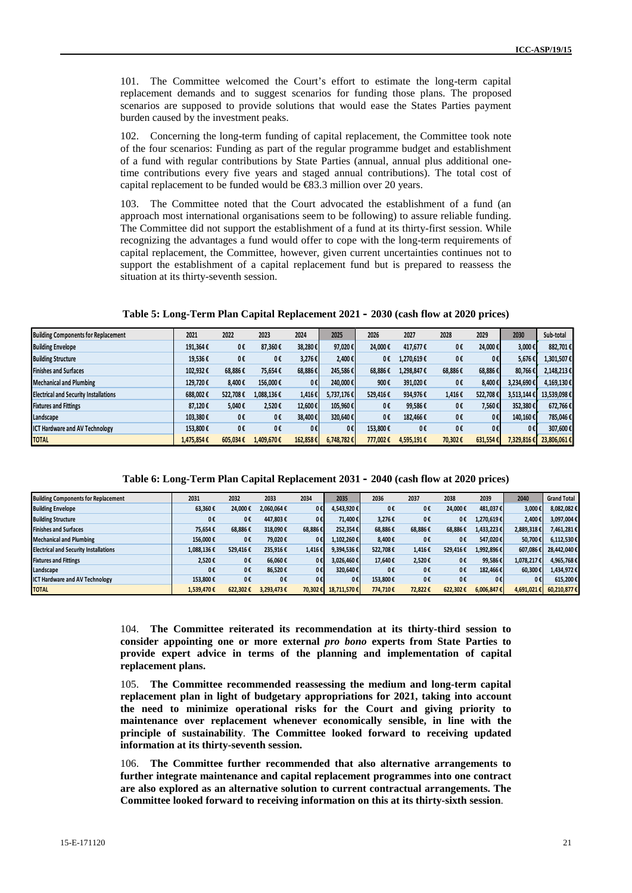101. The Committee welcomed the Court's effort to estimate the long-term capital replacement demands and to suggest scenarios for funding those plans. The proposed scenarios are supposed to provide solutions that would ease the States Parties payment burden caused by the investment peaks.

102. Concerning the long-term funding of capital replacement, the Committee took note of the four scenarios: Funding as part of the regular programme budget and establishment of a fund with regular contributions by State Parties (annual, annual plus additional one-time contributions every five years and staged annual contributions). The total cost of capital replacement to be funded would be €83.3 million over 20 years.

103. The Committee noted that the Court advocated the establishment of a fund (an approach most international organisations seem to be following) to assure reliable funding. The Committee did not support the establishment of a fund at its thirty-first session. While recognizing the advantages a fund would offer to cope with the long-term requirements of capital replacement, the Committee, however, given current uncertainties continues not to support the establishment of a capital replacement fund but is prepared to reassess the situation at its thirty-seventh session.

**Table 5: Long-Term Plan Capital Replacement 2021 - 2030 (cash flow at 2020 prices)**

| Building Components for Replacement | 2021 | 2022 | 2023 | 2024 | 2025 | 2026 | 2027 | 2028 | 2029 | 2030 | Sub-total |
|---|---|---|---|---|---|---|---|---|---|---|---|
| Building Envelope | 191,364 € | 0 € | 87,360 € | 38,280 € | 97,020 € | 24,000 € | 417,677 € | 0 € | 24,000 € | 3,000 € | 882,701 € |
| Building Structure | 19,536 € | 0 € | 0 € | 3,276 € | 2,400 € | 0 € | 1,270,619 € | 0 € | 0 € | 5,676 € | 1,301,507 € |
| Finishes and Surfaces | 102,932 € | 68,886 € | 75,654 € | 68,886 € | 245,586 € | 68,886 € | 1,298,847 € | 68,886 € | 68,886 € | 80,766 € | 2,148,213 € |
| Mechanical and Plumbing | 129,720 € | 8,400 € | 156,000 € | 0 € | 240,000 € | 900 € | 391,020 € | 0 € | 8,400 € | 3,234,690 € | 4,169,130 € |
| Electrical and Security Installations | 688,002 € | 522,708 € | 1,088,136 € | 1,416 € | 5,737,176 € | 529,416 € | 934,976 € | 1,416 € | 522,708 € | 3,513,144 € | 13,539,098 € |
| Fixtures and Fittings | 87,120 € | 5,040 € | 2,520 € | 12,600 € | 105,960 € | 0 € | 99,586 € | 0 € | 7,560 € | 352,380 € | 672,766 € |
| Landscape | 103,380 € | 0 € | 0 € | 38,400 € | 320,640 € | 0 € | 182,466 € | 0 € | 0 € | 140,160 € | 785,046 € |
| ICT Hardware and AV Technology | 153,800 € | 0 € | 0 € | 0 € | 0 € | 153,800 € | 0 € | 0 € | 0 € | 0 € | 307,600 € |
| TOTAL | 1,475,854 € | 605,034 € | 1,409,670 € | 162,858 € | 6,748,782 € | 777,002 € | 4,595,191 € | 70,302 € | 631,554 € | 7,329,816 € | 23,806,061 € |

**Table 6: Long-Term Plan Capital Replacement 2031 - 2040 (cash flow at 2020 prices)**

| Building Components for Replacement | 2031 | 2032 | 2033 | 2034 | 2035 | 2036 | 2037 | 2038 | 2039 | 2040 | Grand Total |
|---|---|---|---|---|---|---|---|---|---|---|---|
| Building Envelope | 63,360 € | 24,000 € | 2,060,064 € | 0 € | 4,543,920 € | 0 € | 0 € | 24,000 € | 481,037 € | 3,000 € | 8,082,082 € |
| Building Structure | 0 € | 0 € | 447,803 € | 0 € | 71,400 € | 3,276 € | 0 € | 0 € | 1,270,619 € | 2,400 € | 3,097,004 € |
| Finishes and Surfaces | 75,654 € | 68,886 € | 318,090 € | 68,886 € | 252,354 € | 68,886 € | 68,886 € | 68,886 € | 1,433,223 € | 2,889,318 € | 7,461,281 € |
| Mechanical and Plumbing | 156,000 € | 0 € | 79,020 € | 0 € | 1,102,260 € | 8,400 € | 0 € | 0 € | 547,020 € | 50,700 € | 6,112,530 € |
| Electrical and Security Installations | 1,088,136 € | 529,416 € | 235,916 € | 1,416 € | 9,394,536 € | 522,708 € | 1,416 € | 529,416 € | 1,992,896 € | 607,086 € | 28,442,040 € |
| Fixtures and Fittings | 2,520 € | 0 € | 66,060 € | 0 € | 3,026,460 € | 17,640 € | 2,520 € | 0 € | 99,586 € | 1,078,217 € | 4,965,768 € |
| Landscape | 0 € | 0 € | 86,520 € | 0 € | 320,640 € | 0 € | 0 € | 0 € | 182,466 € | 60,300 € | 1,434,972 € |
| ICT Hardware and AV Technology | 153,800 € | 0 € | 0 € | 0 € | 0 € | 153,800 € | 0 € | 0 € | 0 € | 0 € | 615,200 € |
| TOTAL | 1,539,470 € | 622,302 € | 3,293,473 € | 70,302 € | 18,711,570 € | 774,710 € | 72,822 € | 622,302 € | 6,006,847 € | 4,691,021 € | 60,210,877 € |

104. **The Committee reiterated its recommendation at its thirty-third session to consider appointing one or more external *pro bono* experts from State Parties to provide expert advice in terms of the planning and implementation of capital replacement plans.**

105. **The Committee recommended reassessing the medium and long-term capital replacement plan in light of budgetary appropriations for 2021, taking into account the need to minimize operational risks for the Court and giving priority to maintenance over replacement whenever economically sensible, in line with the principle of sustainability**. **The Committee looked forward to receiving updated information at its thirty-seventh session.**

106. **The Committee further recommended that also alternative arrangements to further integrate maintenance and capital replacement programmes into one contract are also explored as an alternative solution to current contractual arrangements. The Committee looked forward to receiving information on this at its thirty-sixth session**.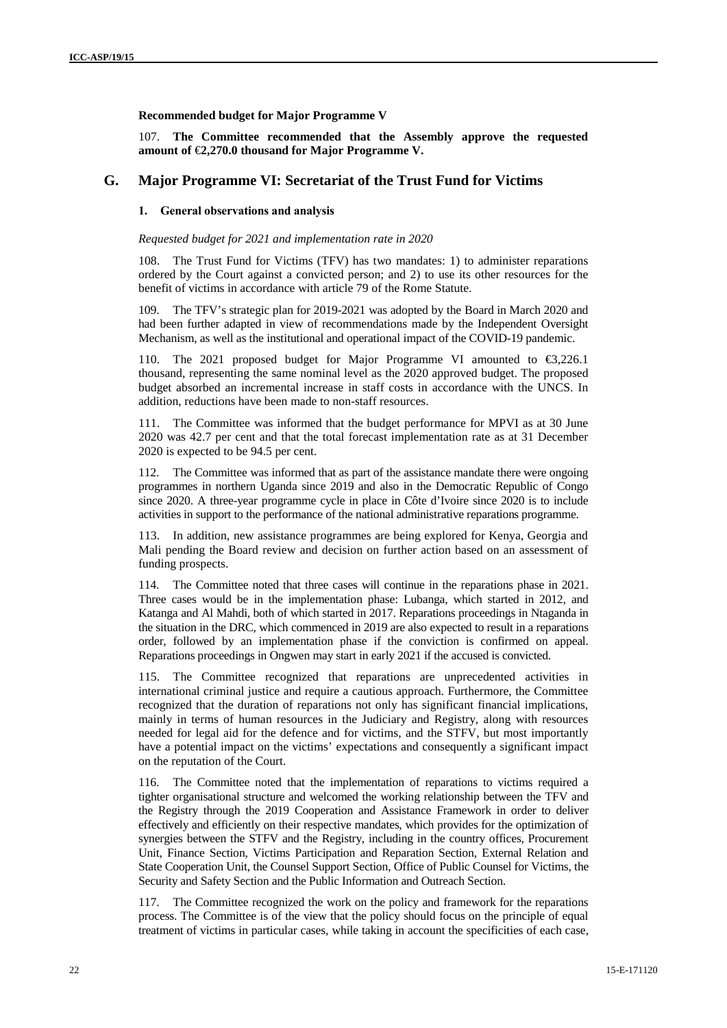**Recommended budget for Major Programme V**

107. **The Committee recommended that the Assembly approve the requested amount of €2,270.0 thousand for Major Programme V.**

## G. Major Programme VI: Secretariat of the Trust Fund for Victims

### 1. General observations and analysis

*Requested budget for 2021 and implementation rate in 2020*

108. The Trust Fund for Victims (TFV) has two mandates: 1) to administer reparations ordered by the Court against a convicted person; and 2) to use its other resources for the benefit of victims in accordance with article 79 of the Rome Statute.

109. The TFV's strategic plan for 2019-2021 was adopted by the Board in March 2020 and had been further adapted in view of recommendations made by the Independent Oversight Mechanism, as well as the institutional and operational impact of the COVID-19 pandemic.

110. The 2021 proposed budget for Major Programme VI amounted to €3,226.1 thousand, representing the same nominal level as the 2020 approved budget. The proposed budget absorbed an incremental increase in staff costs in accordance with the UNCS. In addition, reductions have been made to non-staff resources.

111. The Committee was informed that the budget performance for MPVI as at 30 June 2020 was 42.7 per cent and that the total forecast implementation rate as at 31 December 2020 is expected to be 94.5 per cent.

112. The Committee was informed that as part of the assistance mandate there were ongoing programmes in northern Uganda since 2019 and also in the Democratic Republic of Congo since 2020. A three-year programme cycle in place in Côte d'Ivoire since 2020 is to include activities in support to the performance of the national administrative reparations programme.

113. In addition, new assistance programmes are being explored for Kenya, Georgia and Mali pending the Board review and decision on further action based on an assessment of funding prospects.

114. The Committee noted that three cases will continue in the reparations phase in 2021. Three cases would be in the implementation phase: Lubanga, which started in 2012, and Katanga and Al Mahdi, both of which started in 2017. Reparations proceedings in Ntaganda in the situation in the DRC, which commenced in 2019 are also expected to result in a reparations order, followed by an implementation phase if the conviction is confirmed on appeal. Reparations proceedings in Ongwen may start in early 2021 if the accused is convicted.

115. The Committee recognized that reparations are unprecedented activities in international criminal justice and require a cautious approach. Furthermore, the Committee recognized that the duration of reparations not only has significant financial implications, mainly in terms of human resources in the Judiciary and Registry, along with resources needed for legal aid for the defence and for victims, and the STFV, but most importantly have a potential impact on the victims' expectations and consequently a significant impact on the reputation of the Court.

116. The Committee noted that the implementation of reparations to victims required a tighter organisational structure and welcomed the working relationship between the TFV and the Registry through the 2019 Cooperation and Assistance Framework in order to deliver effectively and efficiently on their respective mandates, which provides for the optimization of synergies between the STFV and the Registry, including in the country offices, Procurement Unit, Finance Section, Victims Participation and Reparation Section, External Relation and State Cooperation Unit, the Counsel Support Section, Office of Public Counsel for Victims, the Security and Safety Section and the Public Information and Outreach Section.

117. The Committee recognized the work on the policy and framework for the reparations process. The Committee is of the view that the policy should focus on the principle of equal treatment of victims in particular cases, while taking in account the specificities of each case,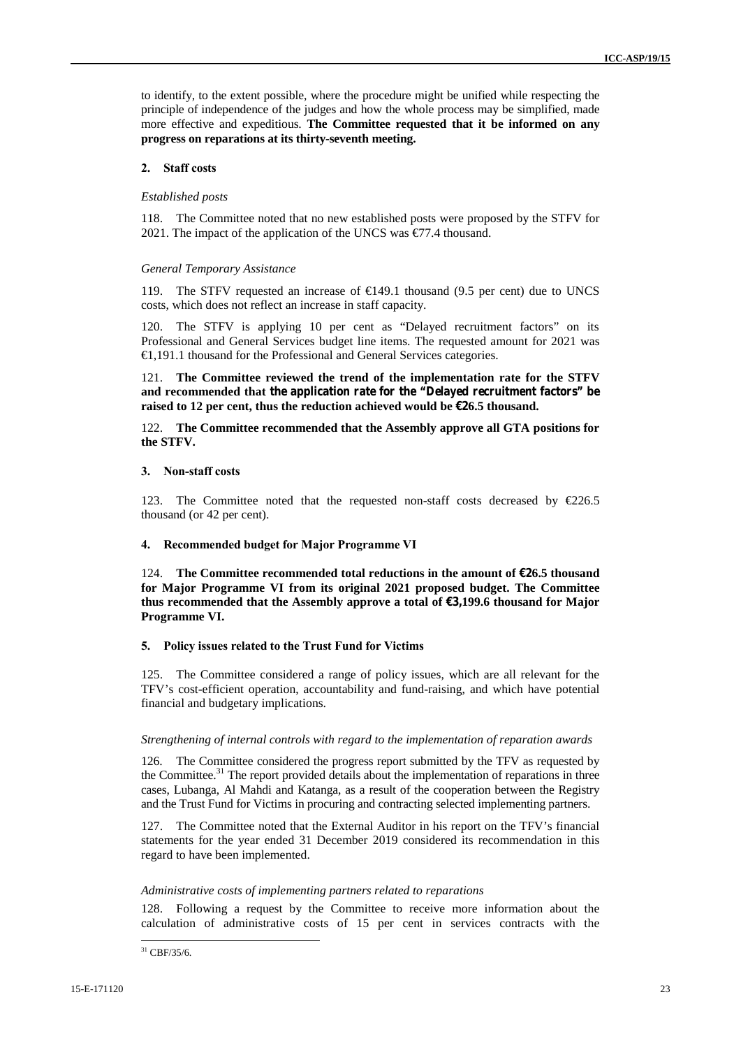to identify, to the extent possible, where the procedure might be unified while respecting the principle of independence of the judges and how the whole process may be simplified, made more effective and expeditious. **The Committee requested that it be informed on any progress on reparations at its thirty-seventh meeting.**

### 2. Staff costs

*Established posts*

118. The Committee noted that no new established posts were proposed by the STFV for 2021. The impact of the application of the UNCS was €77.4 thousand.

*General Temporary Assistance*

119. The STFV requested an increase of €149.1 thousand (9.5 per cent) due to UNCS costs, which does not reflect an increase in staff capacity.

120. The STFV is applying 10 per cent as "Delayed recruitment factors" on its Professional and General Services budget line items. The requested amount for 2021 was €1,191.1 thousand for the Professional and General Services categories.

121. **The Committee reviewed the trend of the implementation rate for the STFV and recommended that the application rate for the "Delayed recruitment factors" be raised to 12 per cent, thus the reduction achieved would be €26.5 thousand.**

122. **The Committee recommended that the Assembly approve all GTA positions for the STFV.**

### 3. Non-staff costs

123. The Committee noted that the requested non-staff costs decreased by €226.5 thousand (or 42 per cent).

### 4. Recommended budget for Major Programme VI

124. **The Committee recommended total reductions in the amount of €26.5 thousand for Major Programme VI from its original 2021 proposed budget. The Committee thus recommended that the Assembly approve a total of €3,199.6 thousand for Major Programme VI.**

### 5. Policy issues related to the Trust Fund for Victims

125. The Committee considered a range of policy issues, which are all relevant for the TFV's cost-efficient operation, accountability and fund-raising, and which have potential financial and budgetary implications.

*Strengthening of internal controls with regard to the implementation of reparation awards*

126. The Committee considered the progress report submitted by the TFV as requested by the Committee.[31] The report provided details about the implementation of reparations in three cases, Lubanga, Al Mahdi and Katanga, as a result of the cooperation between the Registry and the Trust Fund for Victims in procuring and contracting selected implementing partners.

127. The Committee noted that the External Auditor in his report on the TFV's financial statements for the year ended 31 December 2019 considered its recommendation in this regard to have been implemented.

*Administrative costs of implementing partners related to reparations*

128. Following a request by the Committee to receive more information about the calculation of administrative costs of 15 per cent in services contracts with the

[31] CBF/35/6.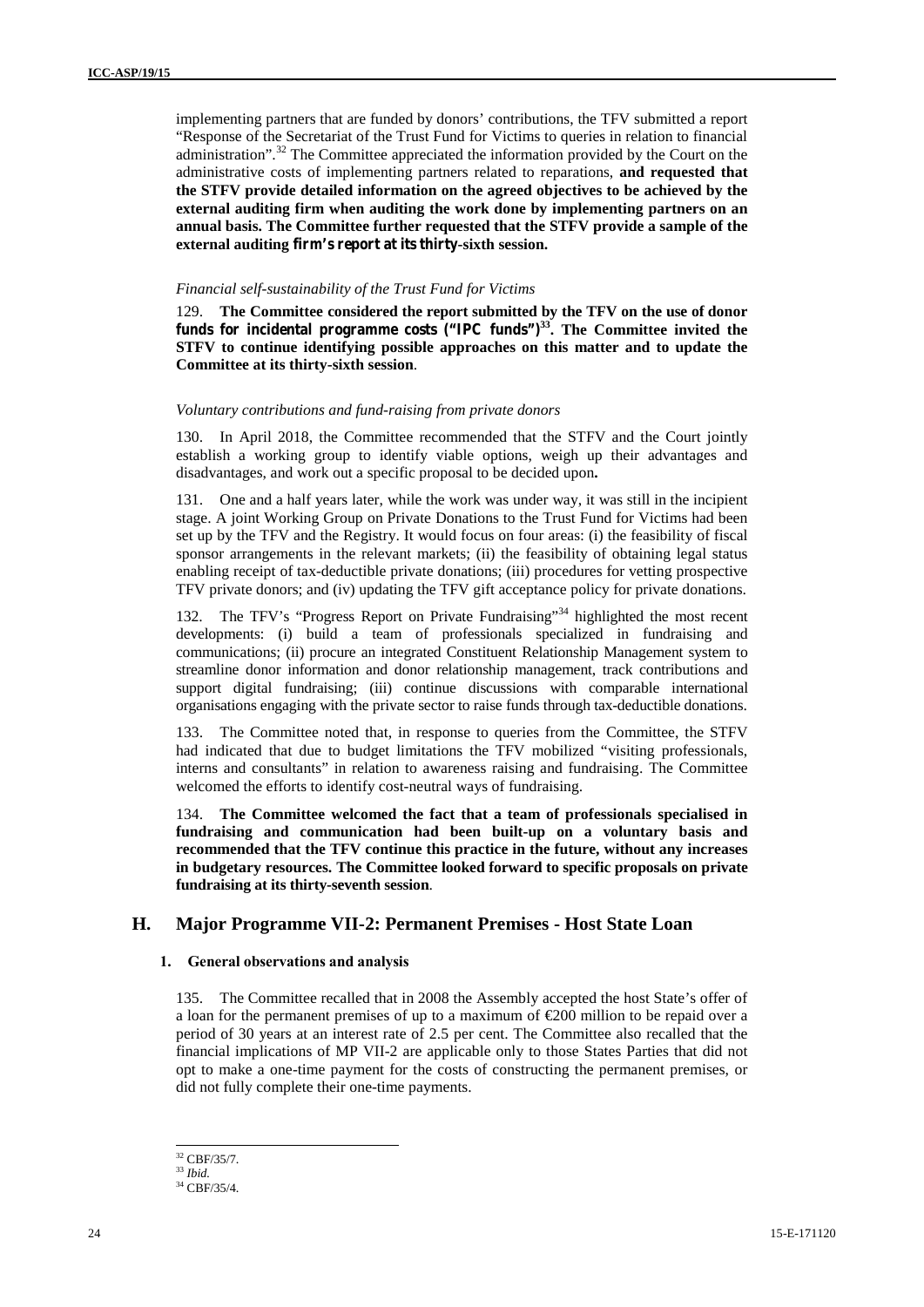implementing partners that are funded by donors' contributions, the TFV submitted a report "Response of the Secretariat of the Trust Fund for Victims to queries in relation to financial administration".[32] The Committee appreciated the information provided by the Court on the administrative costs of implementing partners related to reparations, **and requested that the STFV provide detailed information on the agreed objectives to be achieved by the external auditing firm when auditing the work done by implementing partners on an annual basis. The Committee further requested that the STFV provide a sample of the external auditing firm's report at its thirty-sixth session.**

*Financial self-sustainability of the Trust Fund for Victims*

129. **The Committee considered the report submitted by the TFV on the use of donor funds for incidental programme costs ("IPC funds")[33]. The Committee invited the STFV to continue identifying possible approaches on this matter and to update the Committee at its thirty-sixth session**.

*Voluntary contributions and fund-raising from private donors*

130. In April 2018, the Committee recommended that the STFV and the Court jointly establish a working group to identify viable options, weigh up their advantages and disadvantages, and work out a specific proposal to be decided upon**.**

131. One and a half years later, while the work was under way, it was still in the incipient stage. A joint Working Group on Private Donations to the Trust Fund for Victims had been set up by the TFV and the Registry. It would focus on four areas: (i) the feasibility of fiscal sponsor arrangements in the relevant markets; (ii) the feasibility of obtaining legal status enabling receipt of tax-deductible private donations; (iii) procedures for vetting prospective TFV private donors; and (iv) updating the TFV gift acceptance policy for private donations.

132. The TFV's "Progress Report on Private Fundraising"[34] highlighted the most recent developments: (i) build a team of professionals specialized in fundraising and communications; (ii) procure an integrated Constituent Relationship Management system to streamline donor information and donor relationship management, track contributions and support digital fundraising; (iii) continue discussions with comparable international organisations engaging with the private sector to raise funds through tax-deductible donations.

133. The Committee noted that, in response to queries from the Committee, the STFV had indicated that due to budget limitations the TFV mobilized "visiting professionals, interns and consultants" in relation to awareness raising and fundraising. The Committee welcomed the efforts to identify cost-neutral ways of fundraising.

134. **The Committee welcomed the fact that a team of professionals specialised in fundraising and communication had been built-up on a voluntary basis and recommended that the TFV continue this practice in the future, without any increases in budgetary resources. The Committee looked forward to specific proposals on private fundraising at its thirty-seventh session**.

## H. Major Programme VII-2: Permanent Premises - Host State Loan

### 1. General observations and analysis

135. The Committee recalled that in 2008 the Assembly accepted the host State's offer of a loan for the permanent premises of up to a maximum of €200 million to be repaid over a period of 30 years at an interest rate of 2.5 per cent. The Committee also recalled that the financial implications of MP VII-2 are applicable only to those States Parties that did not opt to make a one-time payment for the costs of constructing the permanent premises, or did not fully complete their one-time payments.

---

[32] CBF/35/7.

[33] *Ibid.*

[34] CBF/35/4.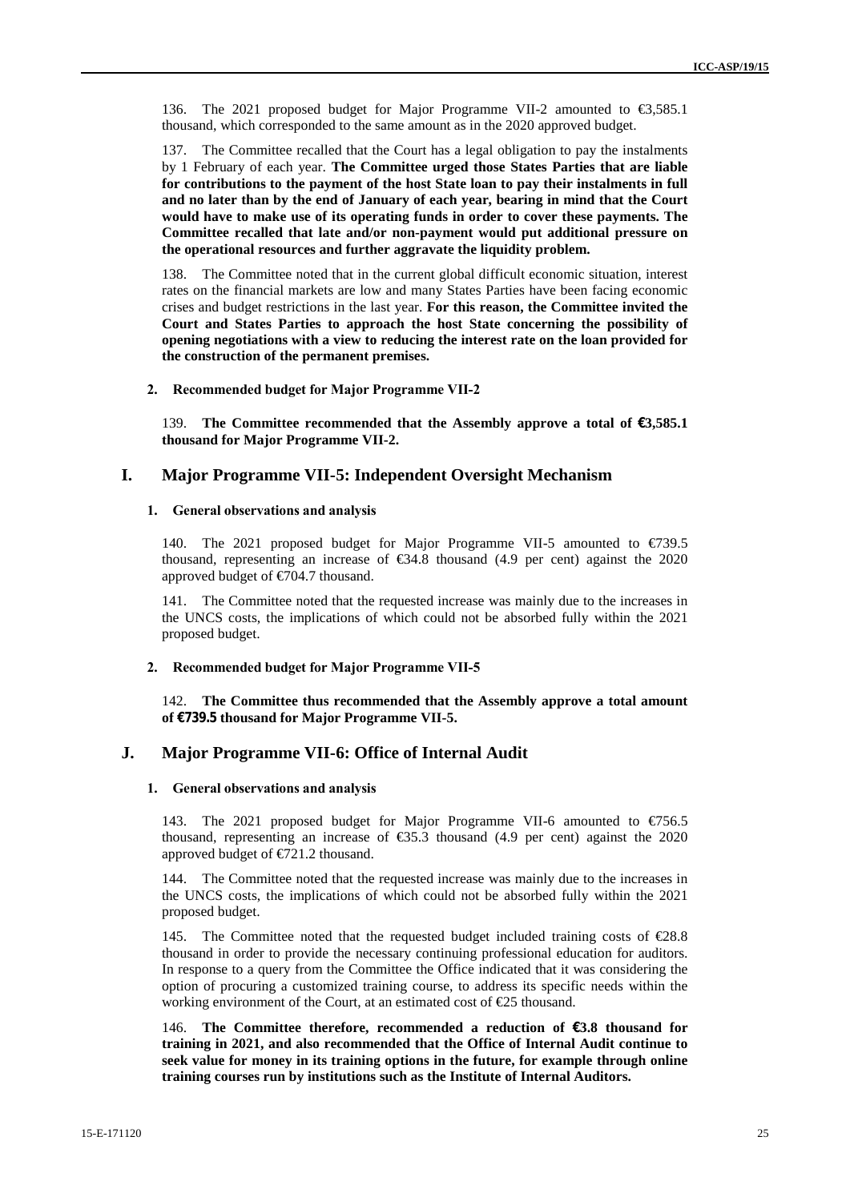136. The 2021 proposed budget for Major Programme VII-2 amounted to €3,585.1 thousand, which corresponded to the same amount as in the 2020 approved budget.

137. The Committee recalled that the Court has a legal obligation to pay the instalments by 1 February of each year. **The Committee urged those States Parties that are liable for contributions to the payment of the host State loan to pay their instalments in full and no later than by the end of January of each year, bearing in mind that the Court would have to make use of its operating funds in order to cover these payments. The Committee recalled that late and/or non-payment would put additional pressure on the operational resources and further aggravate the liquidity problem.**

138. The Committee noted that in the current global difficult economic situation, interest rates on the financial markets are low and many States Parties have been facing economic crises and budget restrictions in the last year. **For this reason, the Committee invited the Court and States Parties to approach the host State concerning the possibility of opening negotiations with a view to reducing the interest rate on the loan provided for the construction of the permanent premises.**

#### 2. Recommended budget for Major Programme VII-2

139. **The Committee recommended that the Assembly approve a total of €3,585.1 thousand for Major Programme VII-2.**

### I. Major Programme VII-5: Independent Oversight Mechanism

#### 1. General observations and analysis

140. The 2021 proposed budget for Major Programme VII-5 amounted to €739.5 thousand, representing an increase of €34.8 thousand (4.9 per cent) against the 2020 approved budget of €704.7 thousand.

141. The Committee noted that the requested increase was mainly due to the increases in the UNCS costs, the implications of which could not be absorbed fully within the 2021 proposed budget.

#### 2. Recommended budget for Major Programme VII-5

142. **The Committee thus recommended that the Assembly approve a total amount of €739.5 thousand for Major Programme VII-5.**

### J. Major Programme VII-6: Office of Internal Audit

#### 1. General observations and analysis

143. The 2021 proposed budget for Major Programme VII-6 amounted to €756.5 thousand, representing an increase of €35.3 thousand (4.9 per cent) against the 2020 approved budget of €721.2 thousand.

144. The Committee noted that the requested increase was mainly due to the increases in the UNCS costs, the implications of which could not be absorbed fully within the 2021 proposed budget.

145. The Committee noted that the requested budget included training costs of €28.8 thousand in order to provide the necessary continuing professional education for auditors. In response to a query from the Committee the Office indicated that it was considering the option of procuring a customized training course, to address its specific needs within the working environment of the Court, at an estimated cost of €25 thousand.

146. **The Committee therefore, recommended a reduction of €3.8 thousand for training in 2021, and also recommended that the Office of Internal Audit continue to seek value for money in its training options in the future, for example through online training courses run by institutions such as the Institute of Internal Auditors.**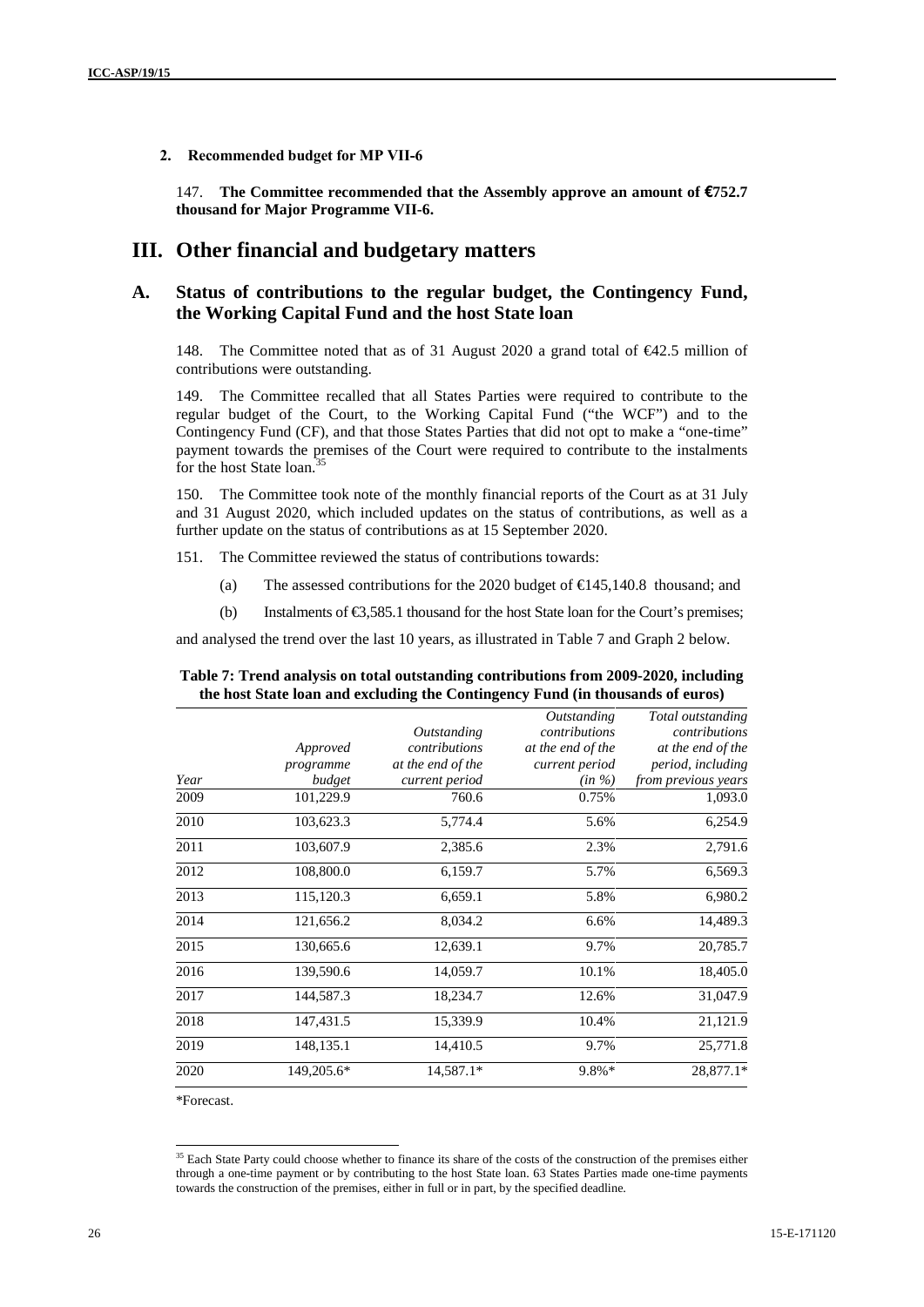### 2. Recommended budget for MP VII-6

147. **The Committee recommended that the Assembly approve an amount of €752.7 thousand for Major Programme VII-6.**

# III. Other financial and budgetary matters

## A. Status of contributions to the regular budget, the Contingency Fund, the Working Capital Fund and the host State loan

148. The Committee noted that as of 31 August 2020 a grand total of €42.5 million of contributions were outstanding.

149. The Committee recalled that all States Parties were required to contribute to the regular budget of the Court, to the Working Capital Fund ("the WCF") and to the Contingency Fund (CF), and that those States Parties that did not opt to make a "one-time" payment towards the premises of the Court were required to contribute to the instalments for the host State loan.[35]

150. The Committee took note of the monthly financial reports of the Court as at 31 July and 31 August 2020, which included updates on the status of contributions, as well as a further update on the status of contributions as at 15 September 2020.

151. The Committee reviewed the status of contributions towards:

(a) The assessed contributions for the 2020 budget of €145,140.8 thousand; and

(b) Instalments of €3,585.1 thousand for the host State loan for the Court's premises;

and analysed the trend over the last 10 years, as illustrated in Table 7 and Graph 2 below.

**Table 7: Trend analysis on total outstanding contributions from 2009-2020, including the host State loan and excluding the Contingency Fund (in thousands of euros)**

| *Year* | *Approved programme budget* | *Outstanding contributions at the end of the current period* | *Outstanding contributions at the end of the current period (in %)* | *Total outstanding contributions at the end of the period, including from previous years* |
|---|---|---|---|---|
| 2009 | 101,229.9 | 760.6 | 0.75% | 1,093.0 |
| 2010 | 103,623.3 | 5,774.4 | 5.6% | 6,254.9 |
| 2011 | 103,607.9 | 2,385.6 | 2.3% | 2,791.6 |
| 2012 | 108,800.0 | 6,159.7 | 5.7% | 6,569.3 |
| 2013 | 115,120.3 | 6,659.1 | 5.8% | 6,980.2 |
| 2014 | 121,656.2 | 8,034.2 | 6.6% | 14,489.3 |
| 2015 | 130,665.6 | 12,639.1 | 9.7% | 20,785.7 |
| 2016 | 139,590.6 | 14,059.7 | 10.1% | 18,405.0 |
| 2017 | 144,587.3 | 18,234.7 | 12.6% | 31,047.9 |
| 2018 | 147,431.5 | 15,339.9 | 10.4% | 21,121.9 |
| 2019 | 148,135.1 | 14,410.5 | 9.7% | 25,771.8 |
| 2020 | 149,205.6* | 14,587.1* | 9.8%* | 28,877.1* |

*Forecast.

[35] Each State Party could choose whether to finance its share of the costs of the construction of the premises either through a one-time payment or by contributing to the host State loan. 63 States Parties made one-time payments towards the construction of the premises, either in full or in part, by the specified deadline.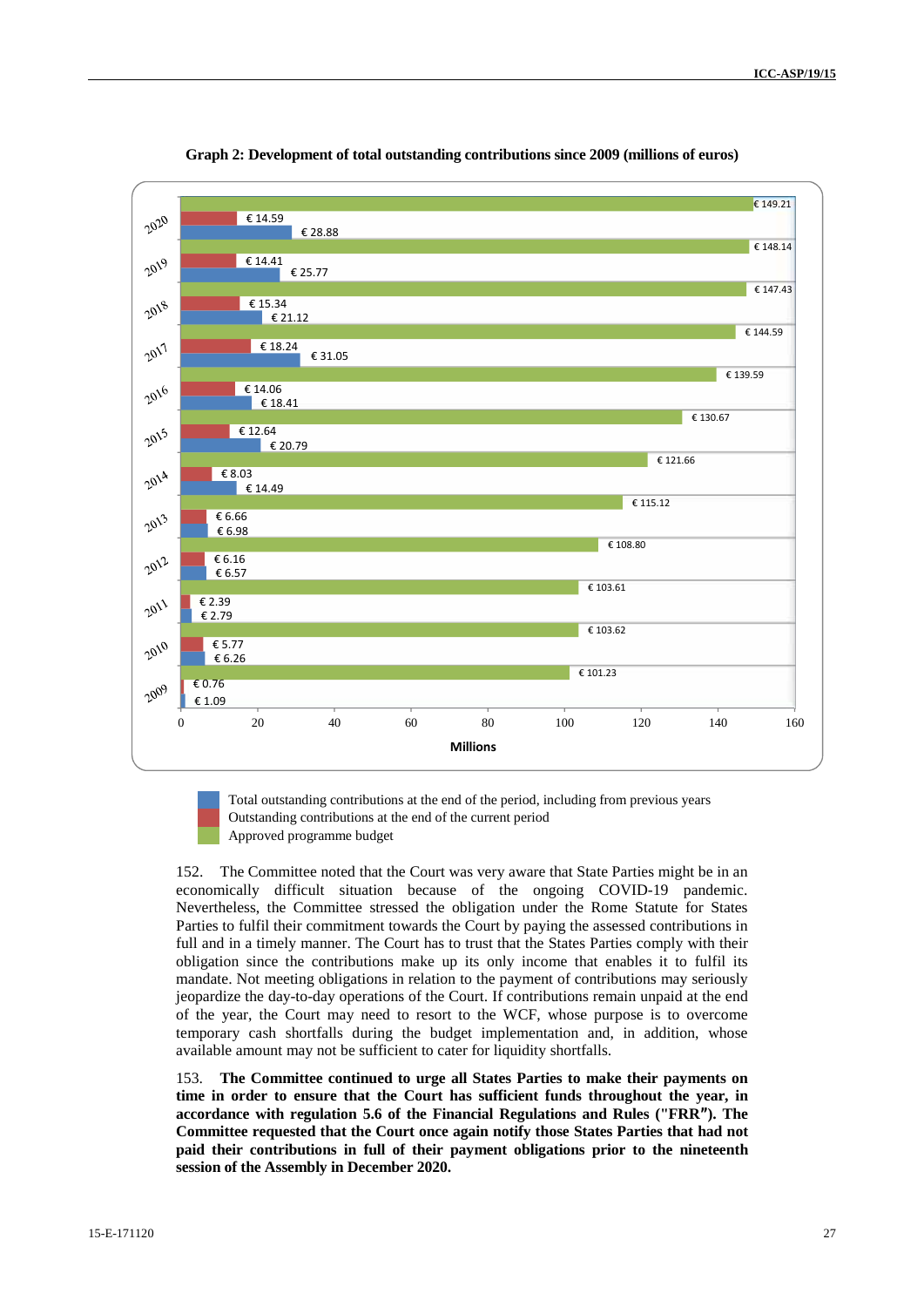**Graph 2: Development of total outstanding contributions since 2009 (millions of euros)**

| Year | Total outstanding contributions at the end of the period, including from previous years | Outstanding contributions at the end of the current period | Approved programme budget |
|---|---|---|---|
| 2020 | € 28.88 | € 14.59 | € 149.21 |
| 2019 | € 25.77 | € 14.41 | € 148.14 |
| 2018 | € 21.12 | € 15.34 | € 147.43 |
| 2017 | € 31.05 | € 18.24 | € 144.59 |
| 2016 | € 18.41 | € 14.06 | € 139.59 |
| 2015 | € 20.79 | € 12.64 | € 130.67 |
| 2014 | € 14.49 | € 8.03 | € 121.66 |
| 2013 | € 6.98 | € 6.66 | € 115.12 |
| 2012 | € 6.57 | € 6.16 | € 108.80 |
| 2011 | € 2.79 | € 2.39 | € 103.61 |
| 2010 | € 6.26 | € 5.77 | € 103.62 |
| 2009 | € 1.09 | € 0.76 | € 101.23 |

Millions

152. The Committee noted that the Court was very aware that State Parties might be in an economically difficult situation because of the ongoing COVID-19 pandemic. Nevertheless, the Committee stressed the obligation under the Rome Statute for States Parties to fulfil their commitment towards the Court by paying the assessed contributions in full and in a timely manner. The Court has to trust that the States Parties comply with their obligation since the contributions make up its only income that enables it to fulfil its mandate. Not meeting obligations in relation to the payment of contributions may seriously jeopardize the day-to-day operations of the Court. If contributions remain unpaid at the end of the year, the Court may need to resort to the WCF, whose purpose is to overcome temporary cash shortfalls during the budget implementation and, in addition, whose available amount may not be sufficient to cater for liquidity shortfalls.

153. **The Committee continued to urge all States Parties to make their payments on time in order to ensure that the Court has sufficient funds throughout the year, in accordance with regulation 5.6 of the Financial Regulations and Rules ("FRR"). The Committee requested that the Court once again notify those States Parties that had not paid their contributions in full of their payment obligations prior to the nineteenth session of the Assembly in December 2020.**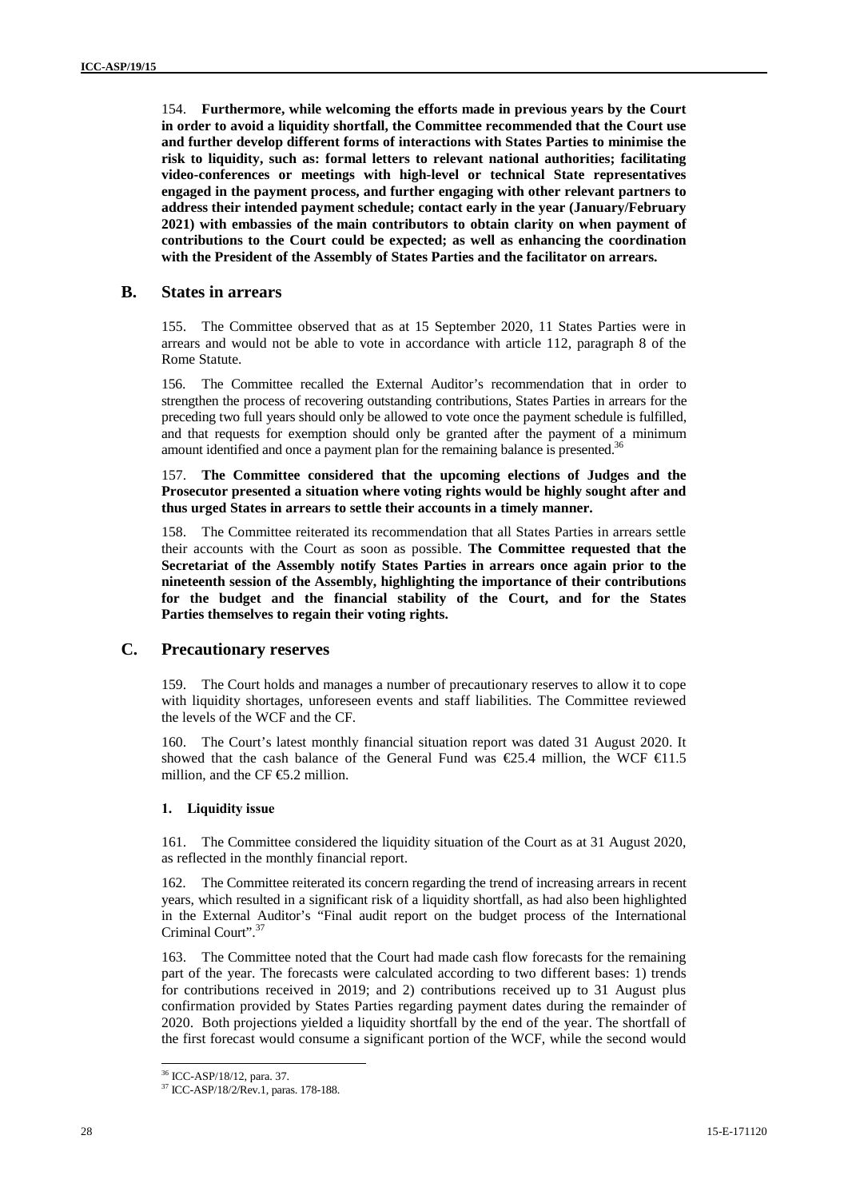154. **Furthermore, while welcoming the efforts made in previous years by the Court in order to avoid a liquidity shortfall, the Committee recommended that the Court use and further develop different forms of interactions with States Parties to minimise the risk to liquidity, such as: formal letters to relevant national authorities; facilitating video-conferences or meetings with high-level or technical State representatives engaged in the payment process, and further engaging with other relevant partners to address their intended payment schedule; contact early in the year (January/February 2021) with embassies of the main contributors to obtain clarity on when payment of contributions to the Court could be expected; as well as enhancing the coordination with the President of the Assembly of States Parties and the facilitator on arrears.**

## B. States in arrears

155. The Committee observed that as at 15 September 2020, 11 States Parties were in arrears and would not be able to vote in accordance with article 112, paragraph 8 of the Rome Statute.

156. The Committee recalled the External Auditor's recommendation that in order to strengthen the process of recovering outstanding contributions, States Parties in arrears for the preceding two full years should only be allowed to vote once the payment schedule is fulfilled, and that requests for exemption should only be granted after the payment of a minimum amount identified and once a payment plan for the remaining balance is presented.[36]

157. **The Committee considered that the upcoming elections of Judges and the Prosecutor presented a situation where voting rights would be highly sought after and thus urged States in arrears to settle their accounts in a timely manner.**

158. The Committee reiterated its recommendation that all States Parties in arrears settle their accounts with the Court as soon as possible. **The Committee requested that the Secretariat of the Assembly notify States Parties in arrears once again prior to the nineteenth session of the Assembly, highlighting the importance of their contributions for the budget and the financial stability of the Court, and for the States Parties themselves to regain their voting rights.**

## C. Precautionary reserves

159. The Court holds and manages a number of precautionary reserves to allow it to cope with liquidity shortages, unforeseen events and staff liabilities. The Committee reviewed the levels of the WCF and the CF.

160. The Court's latest monthly financial situation report was dated 31 August 2020. It showed that the cash balance of the General Fund was €25.4 million, the WCF €11.5 million, and the CF €5.2 million.

### 1. Liquidity issue

161. The Committee considered the liquidity situation of the Court as at 31 August 2020, as reflected in the monthly financial report.

162. The Committee reiterated its concern regarding the trend of increasing arrears in recent years, which resulted in a significant risk of a liquidity shortfall, as had also been highlighted in the External Auditor's "Final audit report on the budget process of the International Criminal Court".[37]

163. The Committee noted that the Court had made cash flow forecasts for the remaining part of the year. The forecasts were calculated according to two different bases: 1) trends for contributions received in 2019; and 2) contributions received up to 31 August plus confirmation provided by States Parties regarding payment dates during the remainder of 2020. Both projections yielded a liquidity shortfall by the end of the year. The shortfall of the first forecast would consume a significant portion of the WCF, while the second would

[36] ICC-ASP/18/12, para. 37.

[37] ICC-ASP/18/2/Rev.1, paras. 178-188.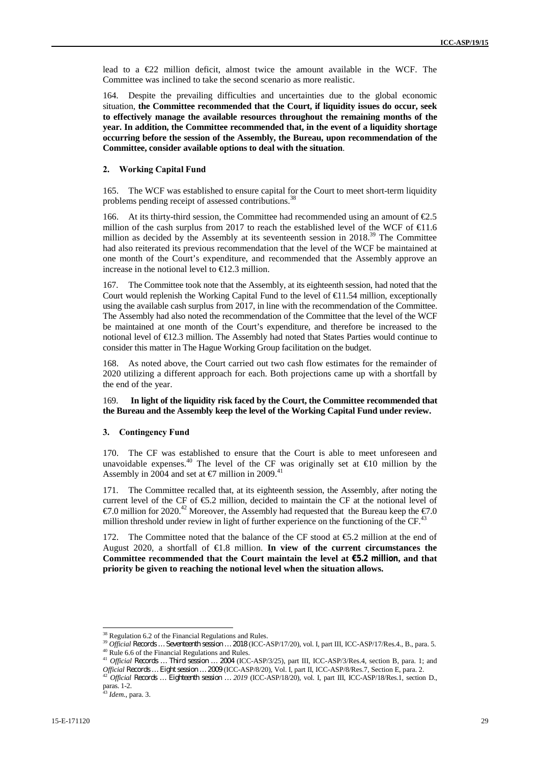lead to a €22 million deficit, almost twice the amount available in the WCF. The Committee was inclined to take the second scenario as more realistic.

164. Despite the prevailing difficulties and uncertainties due to the global economic situation, **the Committee recommended that the Court, if liquidity issues do occur, seek to effectively manage the available resources throughout the remaining months of the year. In addition, the Committee recommended that, in the event of a liquidity shortage occurring before the session of the Assembly, the Bureau, upon recommendation of the Committee, consider available options to deal with the situation**.

### 2. Working Capital Fund

165. The WCF was established to ensure capital for the Court to meet short-term liquidity problems pending receipt of assessed contributions.[38]

166. At its thirty-third session, the Committee had recommended using an amount of €2.5 million of the cash surplus from 2017 to reach the established level of the WCF of €11.6 million as decided by the Assembly at its seventeenth session in 2018.[39] The Committee had also reiterated its previous recommendation that the level of the WCF be maintained at one month of the Court's expenditure, and recommended that the Assembly approve an increase in the notional level to €12.3 million.

167. The Committee took note that the Assembly, at its eighteenth session, had noted that the Court would replenish the Working Capital Fund to the level of €11.54 million, exceptionally using the available cash surplus from 2017, in line with the recommendation of the Committee. The Assembly had also noted the recommendation of the Committee that the level of the WCF be maintained at one month of the Court's expenditure, and therefore be increased to the notional level of €12.3 million. The Assembly had noted that States Parties would continue to consider this matter in The Hague Working Group facilitation on the budget.

168. As noted above, the Court carried out two cash flow estimates for the remainder of 2020 utilizing a different approach for each. Both projections came up with a shortfall by the end of the year.

169. **In light of the liquidity risk faced by the Court, the Committee recommended that the Bureau and the Assembly keep the level of the Working Capital Fund under review.**

### 3. Contingency Fund

170. The CF was established to ensure that the Court is able to meet unforeseen and unavoidable expenses.[40] The level of the CF was originally set at €10 million by the Assembly in 2004 and set at €7 million in 2009.[41]

171. The Committee recalled that, at its eighteenth session, the Assembly, after noting the current level of the CF of €5.2 million, decided to maintain the CF at the notional level of €7.0 million for 2020.[42] Moreover, the Assembly had requested that the Bureau keep the €7.0 million threshold under review in light of further experience on the functioning of the CF.[43]

172. The Committee noted that the balance of the CF stood at €5.2 million at the end of August 2020, a shortfall of €1.8 million. **In view of the current circumstances the Committee recommended that the Court maintain the level at €5.2 million, and that priority be given to reaching the notional level when the situation allows.**

---

[38] Regulation 6.2 of the Financial Regulations and Rules.

[39] *Official Records … Seventeenth session … 2018* (ICC-ASP/17/20), vol. I, part III, ICC-ASP/17/Res.4., B., para. 5.

[40] Rule 6.6 of the Financial Regulations and Rules.

[41] *Official Records … Third session … 2004* (ICC-ASP/3/25), part III, ICC-ASP/3/Res.4, section B, para. 1; and *Official Records … Eight session … 2009* (ICC-ASP/8/20), Vol. I, part II, ICC-ASP/8/Res.7, Section E, para. 2.

[42] *Official Records … Eighteenth session … 2019* (ICC-ASP/18/20), vol. I, part III, ICC-ASP/18/Res.1, section D., paras. 1-2.

[43] *Idem.*, para. 3.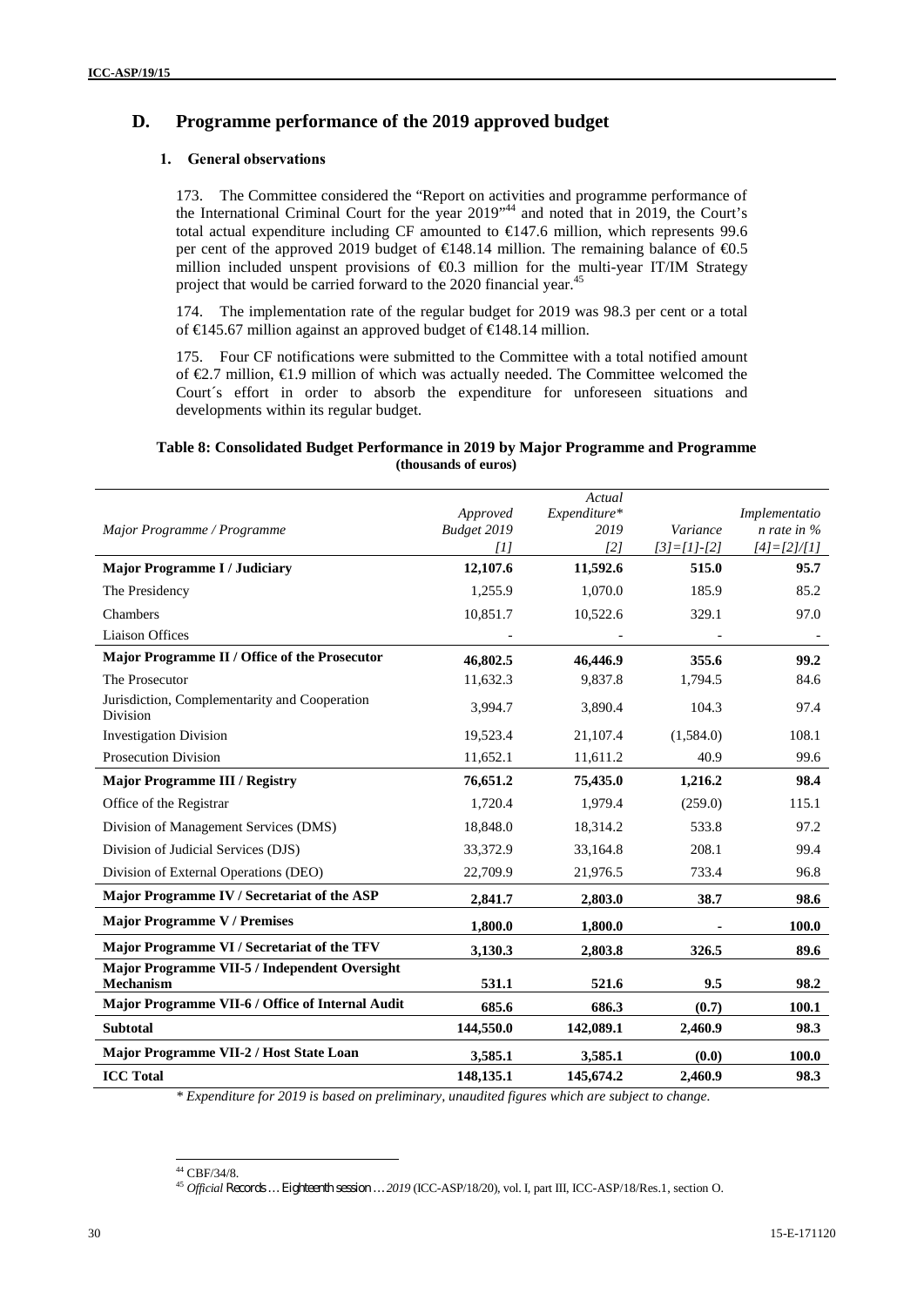## D. Programme performance of the 2019 approved budget

### 1. General observations

173. The Committee considered the "Report on activities and programme performance of the International Criminal Court for the year 2019"[44] and noted that in 2019, the Court's total actual expenditure including CF amounted to €147.6 million, which represents 99.6 per cent of the approved 2019 budget of €148.14 million. The remaining balance of €0.5 million included unspent provisions of €0.3 million for the multi-year IT/IM Strategy project that would be carried forward to the 2020 financial year.[45]

174. The implementation rate of the regular budget for 2019 was 98.3 per cent or a total of €145.67 million against an approved budget of €148.14 million.

175. Four CF notifications were submitted to the Committee with a total notified amount of €2.7 million, €1.9 million of which was actually needed. The Committee welcomed the Court´s effort in order to absorb the expenditure for unforeseen situations and developments within its regular budget.

**Table 8: Consolidated Budget Performance in 2019 by Major Programme and Programme (thousands of euros)**

| *Major Programme / Programme* | *Approved Budget 2019 [1]* | *Actual Expenditure* 2019 [2]* | *Variance [3]=[1]-[2]* | *Implementation rate in % [4]=[2]/[1]* |
|---|---|---|---|---|
| **Major Programme I / Judiciary** | **12,107.6** | **11,592.6** | **515.0** | **95.7** |
| The Presidency | 1,255.9 | 1,070.0 | 185.9 | 85.2 |
| Chambers | 10,851.7 | 10,522.6 | 329.1 | 97.0 |
| Liaison Offices | - | - | - | - |
| **Major Programme II / Office of the Prosecutor** | **46,802.5** | **46,446.9** | **355.6** | **99.2** |
| The Prosecutor | 11,632.3 | 9,837.8 | 1,794.5 | 84.6 |
| Jurisdiction, Complementarity and Cooperation Division | 3,994.7 | 3,890.4 | 104.3 | 97.4 |
| Investigation Division | 19,523.4 | 21,107.4 | (1,584.0) | 108.1 |
| Prosecution Division | 11,652.1 | 11,611.2 | 40.9 | 99.6 |
| **Major Programme III / Registry** | **76,651.2** | **75,435.0** | **1,216.2** | **98.4** |
| Office of the Registrar | 1,720.4 | 1,979.4 | (259.0) | 115.1 |
| Division of Management Services (DMS) | 18,848.0 | 18,314.2 | 533.8 | 97.2 |
| Division of Judicial Services (DJS) | 33,372.9 | 33,164.8 | 208.1 | 99.4 |
| Division of External Operations (DEO) | 22,709.9 | 21,976.5 | 733.4 | 96.8 |
| **Major Programme IV / Secretariat of the ASP** | **2,841.7** | **2,803.0** | **38.7** | **98.6** |
| **Major Programme V / Premises** | **1,800.0** | **1,800.0** | **-** | **100.0** |
| **Major Programme VI / Secretariat of the TFV** | **3,130.3** | **2,803.8** | **326.5** | **89.6** |
| **Major Programme VII-5 / Independent Oversight Mechanism** | **531.1** | **521.6** | **9.5** | **98.2** |
| **Major Programme VII-6 / Office of Internal Audit** | **685.6** | **686.3** | **(0.7)** | **100.1** |
| **Subtotal** | **144,550.0** | **142,089.1** | **2,460.9** | **98.3** |
| **Major Programme VII-2 / Host State Loan** | **3,585.1** | **3,585.1** | **(0.0)** | **100.0** |
| **ICC Total** | **148,135.1** | **145,674.2** | **2,460.9** | **98.3** |

*\* Expenditure for 2019 is based on preliminary, unaudited figures which are subject to change.*

---

[44] CBF/34/8.

[45] *Official Records … Eighteenth session … 2019* (ICC-ASP/18/20), vol. I, part III, ICC-ASP/18/Res.1, section O.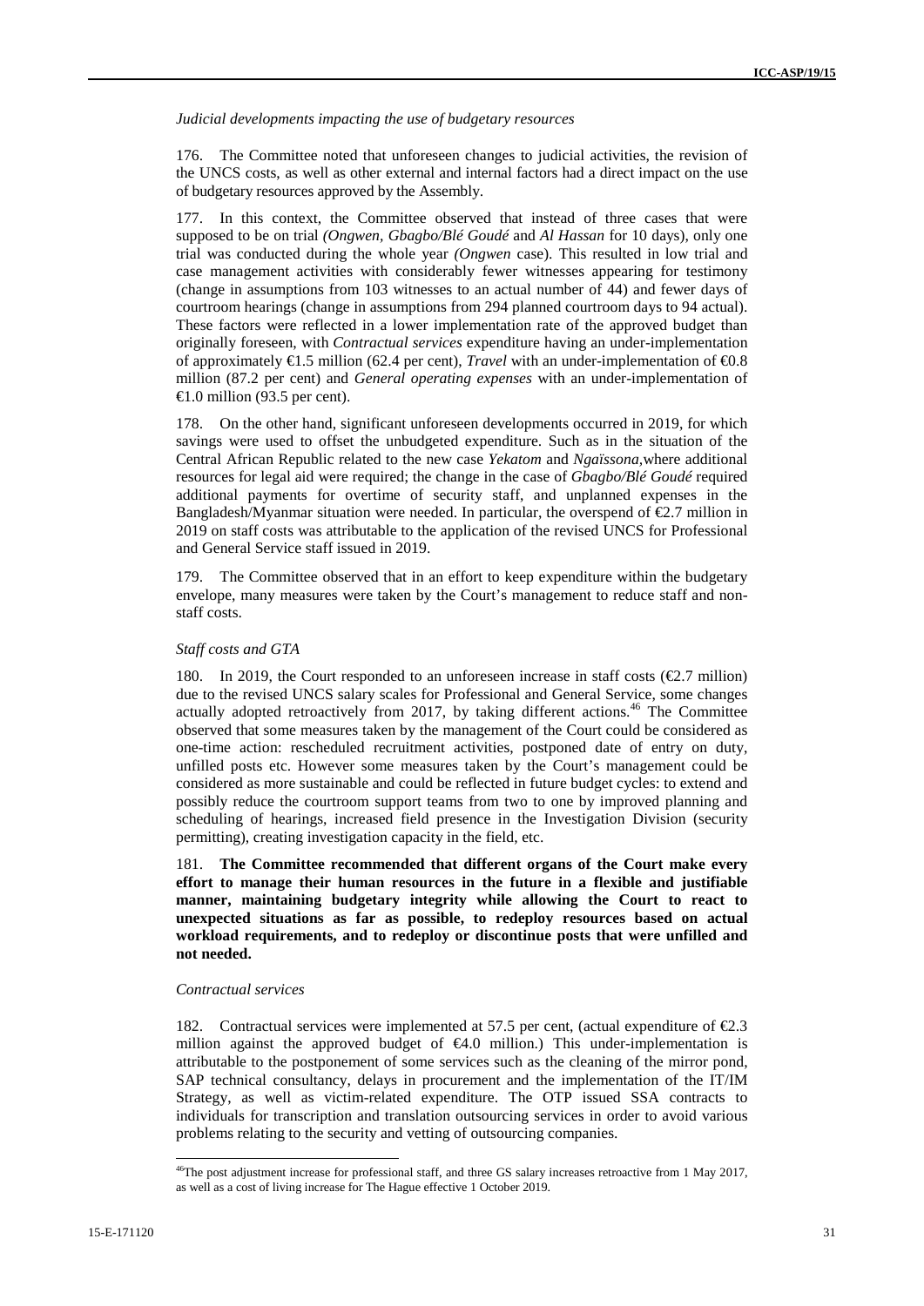*Judicial developments impacting the use of budgetary resources*

176. The Committee noted that unforeseen changes to judicial activities, the revision of the UNCS costs, as well as other external and internal factors had a direct impact on the use of budgetary resources approved by the Assembly.

177. In this context, the Committee observed that instead of three cases that were supposed to be on trial *(Ongwen, Gbagbo/Blé Goudé* and *Al Hassan* for 10 days), only one trial was conducted during the whole year *(Ongwen* case). This resulted in low trial and case management activities with considerably fewer witnesses appearing for testimony (change in assumptions from 103 witnesses to an actual number of 44) and fewer days of courtroom hearings (change in assumptions from 294 planned courtroom days to 94 actual). These factors were reflected in a lower implementation rate of the approved budget than originally foreseen, with *Contractual services* expenditure having an under-implementation of approximately €1.5 million (62.4 per cent), *Travel* with an under-implementation of €0.8 million (87.2 per cent) and *General operating expenses* with an under-implementation of €1.0 million (93.5 per cent).

178. On the other hand, significant unforeseen developments occurred in 2019, for which savings were used to offset the unbudgeted expenditure. Such as in the situation of the Central African Republic related to the new case *Yekatom* and *Ngaïssona*,where additional resources for legal aid were required; the change in the case of *Gbagbo/Blé Goudé* required additional payments for overtime of security staff, and unplanned expenses in the Bangladesh/Myanmar situation were needed. In particular, the overspend of €2.7 million in 2019 on staff costs was attributable to the application of the revised UNCS for Professional and General Service staff issued in 2019.

179. The Committee observed that in an effort to keep expenditure within the budgetary envelope, many measures were taken by the Court's management to reduce staff and non-staff costs.

*Staff costs and GTA*

180. In 2019, the Court responded to an unforeseen increase in staff costs (€2.7 million) due to the revised UNCS salary scales for Professional and General Service, some changes actually adopted retroactively from 2017, by taking different actions.[46] The Committee observed that some measures taken by the management of the Court could be considered as one-time action: rescheduled recruitment activities, postponed date of entry on duty, unfilled posts etc. However some measures taken by the Court's management could be considered as more sustainable and could be reflected in future budget cycles: to extend and possibly reduce the courtroom support teams from two to one by improved planning and scheduling of hearings, increased field presence in the Investigation Division (security permitting), creating investigation capacity in the field, etc.

181. **The Committee recommended that different organs of the Court make every effort to manage their human resources in the future in a flexible and justifiable manner, maintaining budgetary integrity while allowing the Court to react to unexpected situations as far as possible, to redeploy resources based on actual workload requirements, and to redeploy or discontinue posts that were unfilled and not needed.**

*Contractual services*

182. Contractual services were implemented at 57.5 per cent, (actual expenditure of €2.3 million against the approved budget of €4.0 million.) This under-implementation is attributable to the postponement of some services such as the cleaning of the mirror pond, SAP technical consultancy, delays in procurement and the implementation of the IT/IM Strategy, as well as victim-related expenditure. The OTP issued SSA contracts to individuals for transcription and translation outsourcing services in order to avoid various problems relating to the security and vetting of outsourcing companies.

---

[46] The post adjustment increase for professional staff, and three GS salary increases retroactive from 1 May 2017, as well as a cost of living increase for The Hague effective 1 October 2019.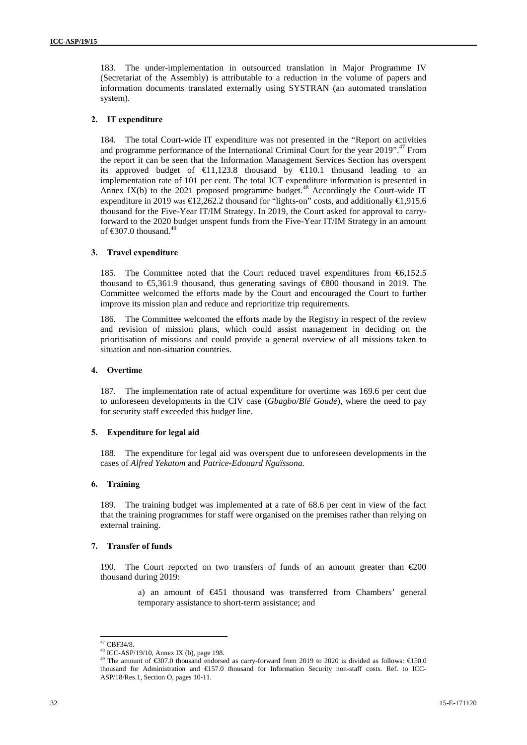183. The under-implementation in outsourced translation in Major Programme IV (Secretariat of the Assembly) is attributable to a reduction in the volume of papers and information documents translated externally using SYSTRAN (an automated translation system).

### 2. IT expenditure

184. The total Court-wide IT expenditure was not presented in the "Report on activities and programme performance of the International Criminal Court for the year 2019".[47] From the report it can be seen that the Information Management Services Section has overspent its approved budget of €11,123.8 thousand by €110.1 thousand leading to an implementation rate of 101 per cent. The total ICT expenditure information is presented in Annex IX(b) to the 2021 proposed programme budget.[48] Accordingly the Court-wide IT expenditure in 2019 was €12,262.2 thousand for "lights-on" costs, and additionally €1,915.6 thousand for the Five-Year IT/IM Strategy. In 2019, the Court asked for approval to carry-forward to the 2020 budget unspent funds from the Five-Year IT/IM Strategy in an amount of €307.0 thousand.[49]

### 3. Travel expenditure

185. The Committee noted that the Court reduced travel expenditures from €6,152.5 thousand to €5,361.9 thousand, thus generating savings of €800 thousand in 2019. The Committee welcomed the efforts made by the Court and encouraged the Court to further improve its mission plan and reduce and reprioritize trip requirements.

186. The Committee welcomed the efforts made by the Registry in respect of the review and revision of mission plans, which could assist management in deciding on the prioritisation of missions and could provide a general overview of all missions taken to situation and non-situation countries.

### 4. Overtime

187. The implementation rate of actual expenditure for overtime was 169.6 per cent due to unforeseen developments in the CIV case (*Gbagbo/Blé Goudé*), where the need to pay for security staff exceeded this budget line.

### 5. Expenditure for legal aid

188. The expenditure for legal aid was overspent due to unforeseen developments in the cases of *Alfred Yekatom* and *Patrice-Edouard Ngaïssona.*

### 6. Training

189. The training budget was implemented at a rate of 68.6 per cent in view of the fact that the training programmes for staff were organised on the premises rather than relying on external training.

### 7. Transfer of funds

190. The Court reported on two transfers of funds of an amount greater than €200 thousand during 2019:

a) an amount of €451 thousand was transferred from Chambers' general temporary assistance to short-term assistance; and

---

[47] CBF34/8.

[48] ICC-ASP/19/10, Annex IX (b), page 198.

[49] The amount of €307.0 thousand endorsed as carry-forward from 2019 to 2020 is divided as follows: €150.0 thousand for Administration and €157.0 thousand for Information Security non-staff costs. Ref. to ICC-ASP/18/Res.1, Section O, pages 10-11.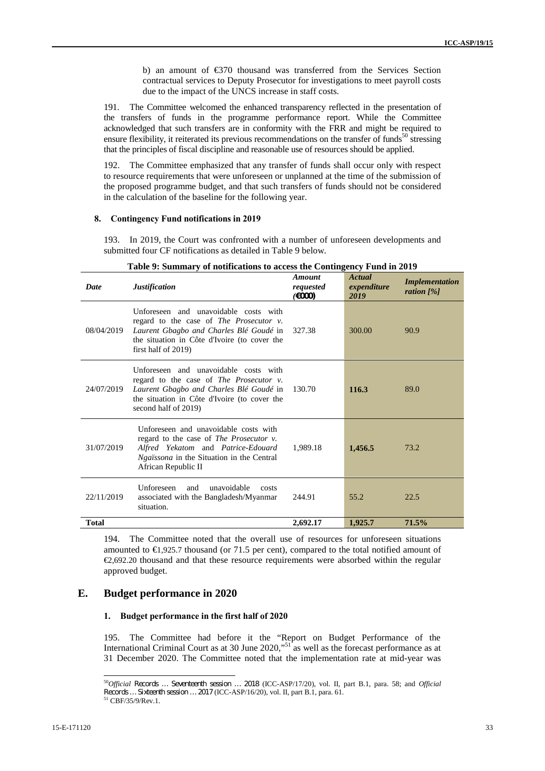b) an amount of €370 thousand was transferred from the Services Section contractual services to Deputy Prosecutor for investigations to meet payroll costs due to the impact of the UNCS increase in staff costs.

191. The Committee welcomed the enhanced transparency reflected in the presentation of the transfers of funds in the programme performance report. While the Committee acknowledged that such transfers are in conformity with the FRR and might be required to ensure flexibility, it reiterated its previous recommendations on the transfer of funds[50] stressing that the principles of fiscal discipline and reasonable use of resources should be applied.

192. The Committee emphasized that any transfer of funds shall occur only with respect to resource requirements that were unforeseen or unplanned at the time of the submission of the proposed programme budget, and that such transfers of funds should not be considered in the calculation of the baseline for the following year.

#### 8. Contingency Fund notifications in 2019

193. In 2019, the Court was confronted with a number of unforeseen developments and submitted four CF notifications as detailed in Table 9 below.

**Table 9: Summary of notifications to access the Contingency Fund in 2019**

| *Date* | *Justification* | *Amount requested (€000)* | *Actual expenditure 2019* | *Implementation ration [%]* |
|---|---|---|---|---|
| 08/04/2019 | Unforeseen and unavoidable costs with regard to the case of *The Prosecutor v. Laurent Gbagbo and Charles Blé Goudé* in the situation in Côte d'Ivoire (to cover the first half of 2019) | 327.38 | 300.00 | 90.9 |
| 24/07/2019 | Unforeseen and unavoidable costs with regard to the case of *The Prosecutor v. Laurent Gbagbo and Charles Blé Goudé* in the situation in Côte d'Ivoire (to cover the second half of 2019) | 130.70 | **116.3** | 89.0 |
| 31/07/2019 | Unforeseen and unavoidable costs with regard to the case of *The Prosecutor v. Alfred Yekatom and Patrice-Edouard Ngaïssona* in the Situation in the Central African Republic II | 1,989.18 | **1,456.5** | 73.2 |
| 22/11/2019 | Unforeseen and unavoidable costs associated with the Bangladesh/Myanmar situation. | 244.91 | 55.2 | 22.5 |
| **Total** | | **2,692.17** | **1,925.7** | **71.5%** |

194. The Committee noted that the overall use of resources for unforeseen situations amounted to €1,925.7 thousand (or 71.5 per cent), compared to the total notified amount of €2,692.20 thousand and that these resource requirements were absorbed within the regular approved budget.

## E. Budget performance in 2020

### 1. Budget performance in the first half of 2020

195. The Committee had before it the "Report on Budget Performance of the International Criminal Court as at 30 June 2020,"[51] as well as the forecast performance as at 31 December 2020. The Committee noted that the implementation rate at mid-year was

---

[50] *Official Records … Seventeenth session … 2018* (ICC-ASP/17/20), vol. II, part B.1, para. 58; and *Official Records … Sixteenth session … 2017* (ICC-ASP/16/20), vol. II, part B.1, para. 61.

[51] CBF/35/9/Rev.1.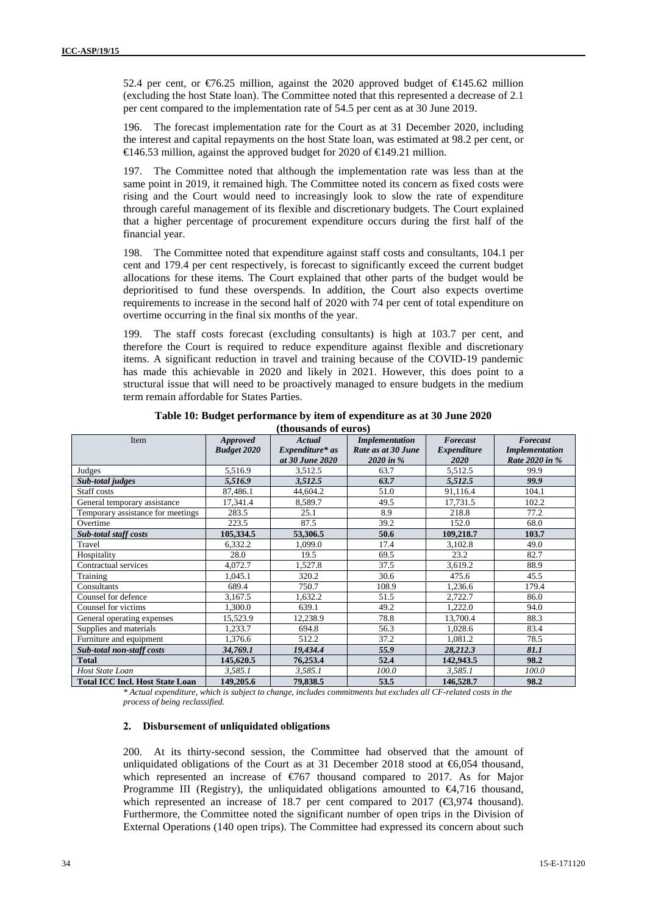52.4 per cent, or €76.25 million, against the 2020 approved budget of €145.62 million (excluding the host State loan). The Committee noted that this represented a decrease of 2.1 per cent compared to the implementation rate of 54.5 per cent as at 30 June 2019.

196. The forecast implementation rate for the Court as at 31 December 2020, including the interest and capital repayments on the host State loan, was estimated at 98.2 per cent, or €146.53 million, against the approved budget for 2020 of €149.21 million.

197. The Committee noted that although the implementation rate was less than at the same point in 2019, it remained high. The Committee noted its concern as fixed costs were rising and the Court would need to increasingly look to slow the rate of expenditure through careful management of its flexible and discretionary budgets. The Court explained that a higher percentage of procurement expenditure occurs during the first half of the financial year.

198. The Committee noted that expenditure against staff costs and consultants, 104.1 per cent and 179.4 per cent respectively, is forecast to significantly exceed the current budget allocations for these items. The Court explained that other parts of the budget would be deprioritised to fund these overspends. In addition, the Court also expects overtime requirements to increase in the second half of 2020 with 74 per cent of total expenditure on overtime occurring in the final six months of the year.

199. The staff costs forecast (excluding consultants) is high at 103.7 per cent, and therefore the Court is required to reduce expenditure against flexible and discretionary items. A significant reduction in travel and training because of the COVID-19 pandemic has made this achievable in 2020 and likely in 2021. However, this does point to a structural issue that will need to be proactively managed to ensure budgets in the medium term remain affordable for States Parties.

**Table 10: Budget performance by item of expenditure as at 30 June 2020 (thousands of euros)**

| Item | *Approved Budget 2020* | *Actual Expenditure\* as at 30 June 2020* | *Implementation Rate as at 30 June 2020 in %* | *Forecast Expenditure 2020* | *Forecast Implementation Rate 2020 in %* |
|---|---|---|---|---|---|
| Judges | 5,516.9 | 3,512.5 | 63.7 | 5,512.5 | 99.9 |
| ***Sub-total judges*** | ***5,516.9*** | ***3,512.5*** | ***63.7*** | ***5,512.5*** | ***99.9*** |
| Staff costs | 87,486.1 | 44,604.2 | 51.0 | 91,116.4 | 104.1 |
| General temporary assistance | 17,341.4 | 8,589.7 | 49.5 | 17,731.5 | 102.2 |
| Temporary assistance for meetings | 283.5 | 25.1 | 8.9 | 218.8 | 77.2 |
| Overtime | 223.5 | 87.5 | 39.2 | 152.0 | 68.0 |
| ***Sub-total staff costs*** | ***105,334.5*** | ***53,306.5*** | ***50.6*** | ***109,218.7*** | ***103.7*** |
| Travel | 6,332.2 | 1,099.0 | 17.4 | 3,102.8 | 49.0 |
| Hospitality | 28.0 | 19.5 | 69.5 | 23.2 | 82.7 |
| Contractual services | 4,072.7 | 1,527.8 | 37.5 | 3,619.2 | 88.9 |
| Training | 1,045.1 | 320.2 | 30.6 | 475.6 | 45.5 |
| Consultants | 689.4 | 750.7 | 108.9 | 1,236.6 | 179.4 |
| Counsel for defence | 3,167.5 | 1,632.2 | 51.5 | 2,722.7 | 86.0 |
| Counsel for victims | 1,300.0 | 639.1 | 49.2 | 1,222.0 | 94.0 |
| General operating expenses | 15,523.9 | 12,238.9 | 78.8 | 13,700.4 | 88.3 |
| Supplies and materials | 1,233.7 | 694.8 | 56.3 | 1,028.6 | 83.4 |
| Furniture and equipment | 1,376.6 | 512.2 | 37.2 | 1,081.2 | 78.5 |
| ***Sub-total non-staff costs*** | ***34,769.1*** | ***19,434.4*** | ***55.9*** | ***28,212.3*** | ***81.1*** |
| **Total** | **145,620.5** | **76,253.4** | **52.4** | **142,943.5** | **98.2** |
| *Host State Loan* | *3,585.1* | *3,585.1* | *100.0* | *3,585.1* | *100.0* |
| **Total ICC Incl. Host State Loan** | **149,205.6** | **79,838.5** | **53.5** | **146,528.7** | **98.2** |

*\* Actual expenditure, which is subject to change, includes commitments but excludes all CF-related costs in the process of being reclassified.*

### 2. Disbursement of unliquidated obligations

200. At its thirty-second session, the Committee had observed that the amount of unliquidated obligations of the Court as at 31 December 2018 stood at €6,054 thousand, which represented an increase of €767 thousand compared to 2017. As for Major Programme III (Registry), the unliquidated obligations amounted to €4,716 thousand, which represented an increase of 18.7 per cent compared to 2017 (€3,974 thousand). Furthermore, the Committee noted the significant number of open trips in the Division of External Operations (140 open trips). The Committee had expressed its concern about such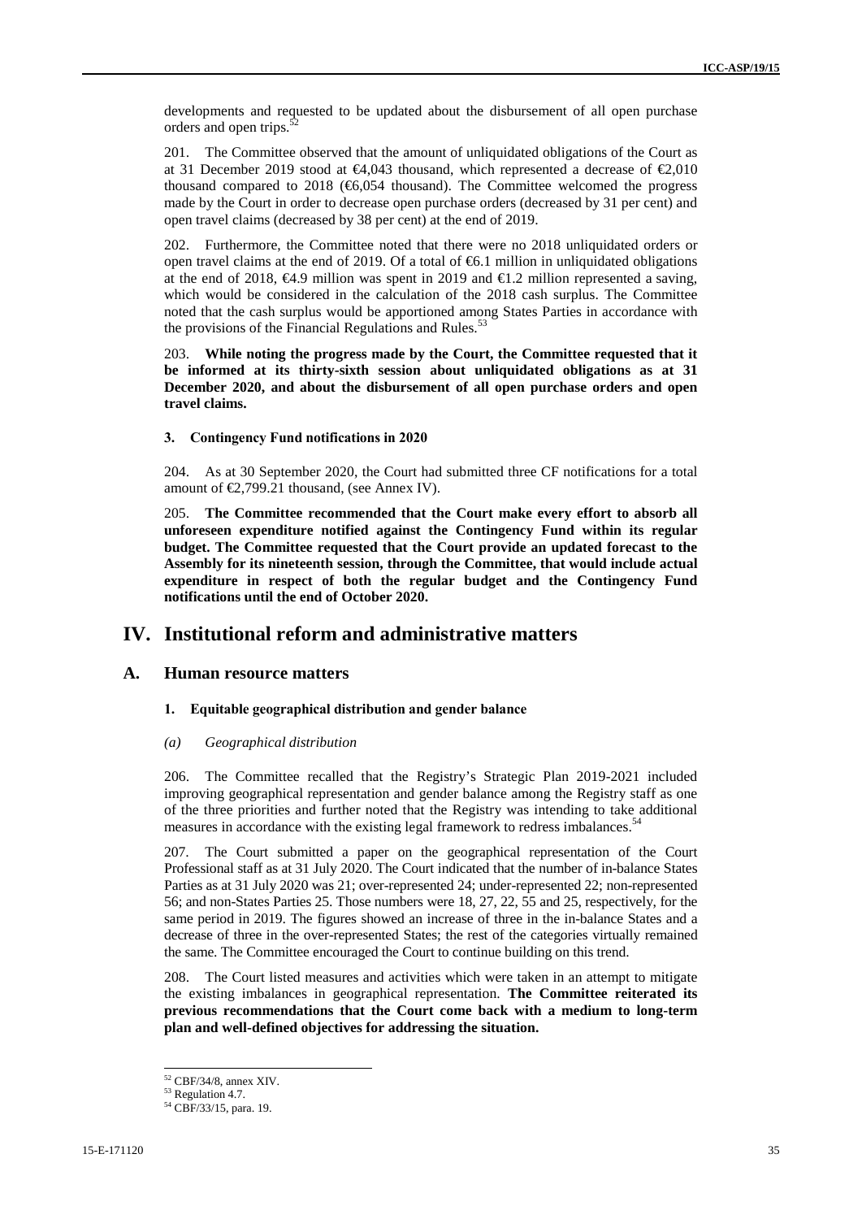developments and requested to be updated about the disbursement of all open purchase orders and open trips.[52]

201. The Committee observed that the amount of unliquidated obligations of the Court as at 31 December 2019 stood at €4,043 thousand, which represented a decrease of €2,010 thousand compared to 2018 (€6,054 thousand). The Committee welcomed the progress made by the Court in order to decrease open purchase orders (decreased by 31 per cent) and open travel claims (decreased by 38 per cent) at the end of 2019.

202. Furthermore, the Committee noted that there were no 2018 unliquidated orders or open travel claims at the end of 2019. Of a total of €6.1 million in unliquidated obligations at the end of 2018, €4.9 million was spent in 2019 and €1.2 million represented a saving, which would be considered in the calculation of the 2018 cash surplus. The Committee noted that the cash surplus would be apportioned among States Parties in accordance with the provisions of the Financial Regulations and Rules.[53]

203. **While noting the progress made by the Court, the Committee requested that it be informed at its thirty-sixth session about unliquidated obligations as at 31 December 2020, and about the disbursement of all open purchase orders and open travel claims.**

### 3. Contingency Fund notifications in 2020

204. As at 30 September 2020, the Court had submitted three CF notifications for a total amount of €2,799.21 thousand, (see Annex IV).

205. **The Committee recommended that the Court make every effort to absorb all unforeseen expenditure notified against the Contingency Fund within its regular budget. The Committee requested that the Court provide an updated forecast to the Assembly for its nineteenth session, through the Committee, that would include actual expenditure in respect of both the regular budget and the Contingency Fund notifications until the end of October 2020.**

# IV. Institutional reform and administrative matters

## A. Human resource matters

### 1. Equitable geographical distribution and gender balance

#### *(a) Geographical distribution*

206. The Committee recalled that the Registry's Strategic Plan 2019-2021 included improving geographical representation and gender balance among the Registry staff as one of the three priorities and further noted that the Registry was intending to take additional measures in accordance with the existing legal framework to redress imbalances.[54]

207. The Court submitted a paper on the geographical representation of the Court Professional staff as at 31 July 2020. The Court indicated that the number of in-balance States Parties as at 31 July 2020 was 21; over-represented 24; under-represented 22; non-represented 56; and non-States Parties 25. Those numbers were 18, 27, 22, 55 and 25, respectively, for the same period in 2019. The figures showed an increase of three in the in-balance States and a decrease of three in the over-represented States; the rest of the categories virtually remained the same. The Committee encouraged the Court to continue building on this trend.

208. The Court listed measures and activities which were taken in an attempt to mitigate the existing imbalances in geographical representation. **The Committee reiterated its previous recommendations that the Court come back with a medium to long-term plan and well-defined objectives for addressing the situation.**

---

[52] CBF/34/8, annex XIV.

[53] Regulation 4.7.

[54] CBF/33/15, para. 19.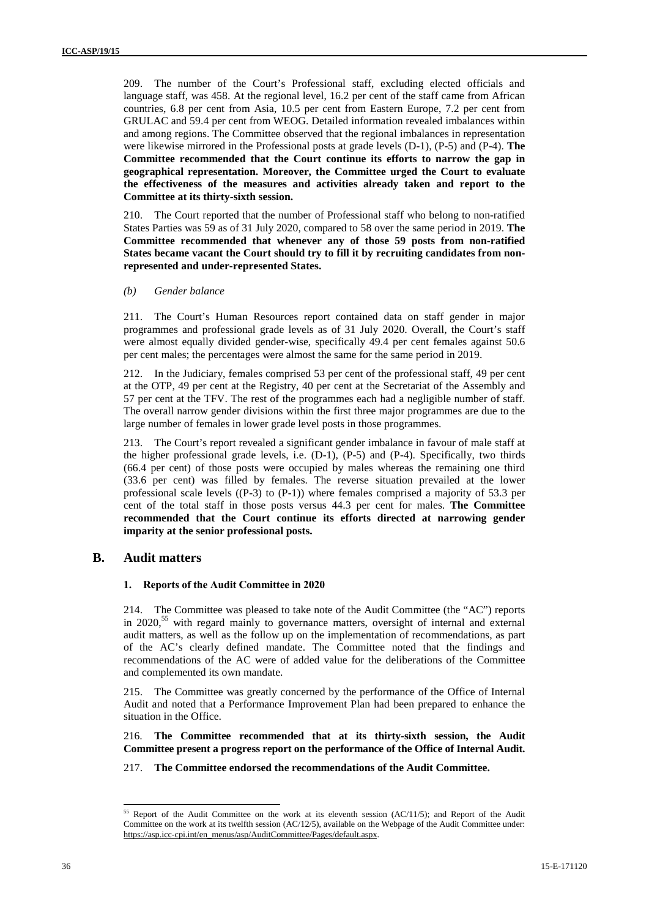209. The number of the Court's Professional staff, excluding elected officials and language staff, was 458. At the regional level, 16.2 per cent of the staff came from African countries, 6.8 per cent from Asia, 10.5 per cent from Eastern Europe, 7.2 per cent from GRULAC and 59.4 per cent from WEOG. Detailed information revealed imbalances within and among regions. The Committee observed that the regional imbalances in representation were likewise mirrored in the Professional posts at grade levels (D-1), (P-5) and (P-4). **The Committee recommended that the Court continue its efforts to narrow the gap in geographical representation. Moreover, the Committee urged the Court to evaluate the effectiveness of the measures and activities already taken and report to the Committee at its thirty-sixth session.**

210. The Court reported that the number of Professional staff who belong to non-ratified States Parties was 59 as of 31 July 2020, compared to 58 over the same period in 2019. **The Committee recommended that whenever any of those 59 posts from non-ratified States became vacant the Court should try to fill it by recruiting candidates from non-represented and under-represented States.**

*(b) Gender balance*

211. The Court's Human Resources report contained data on staff gender in major programmes and professional grade levels as of 31 July 2020. Overall, the Court's staff were almost equally divided gender-wise, specifically 49.4 per cent females against 50.6 per cent males; the percentages were almost the same for the same period in 2019.

212. In the Judiciary, females comprised 53 per cent of the professional staff, 49 per cent at the OTP, 49 per cent at the Registry, 40 per cent at the Secretariat of the Assembly and 57 per cent at the TFV. The rest of the programmes each had a negligible number of staff. The overall narrow gender divisions within the first three major programmes are due to the large number of females in lower grade level posts in those programmes.

213. The Court's report revealed a significant gender imbalance in favour of male staff at the higher professional grade levels, i.e. (D-1), (P-5) and (P-4). Specifically, two thirds (66.4 per cent) of those posts were occupied by males whereas the remaining one third (33.6 per cent) was filled by females. The reverse situation prevailed at the lower professional scale levels ((P-3) to (P-1)) where females comprised a majority of 53.3 per cent of the total staff in those posts versus 44.3 per cent for males. **The Committee recommended that the Court continue its efforts directed at narrowing gender imparity at the senior professional posts.**

## B. Audit matters

### 1. Reports of the Audit Committee in 2020

214. The Committee was pleased to take note of the Audit Committee (the "AC") reports in 2020,[55] with regard mainly to governance matters, oversight of internal and external audit matters, as well as the follow up on the implementation of recommendations, as part of the AC's clearly defined mandate. The Committee noted that the findings and recommendations of the AC were of added value for the deliberations of the Committee and complemented its own mandate.

215. The Committee was greatly concerned by the performance of the Office of Internal Audit and noted that a Performance Improvement Plan had been prepared to enhance the situation in the Office.

216. **The Committee recommended that at its thirty-sixth session, the Audit Committee present a progress report on the performance of the Office of Internal Audit.**

217. **The Committee endorsed the recommendations of the Audit Committee.**

---

[55] Report of the Audit Committee on the work at its eleventh session (AC/11/5); and Report of the Audit Committee on the work at its twelfth session (AC/12/5), available on the Webpage of the Audit Committee under: https://asp.icc-cpi.int/en_menus/asp/AuditCommittee/Pages/default.aspx.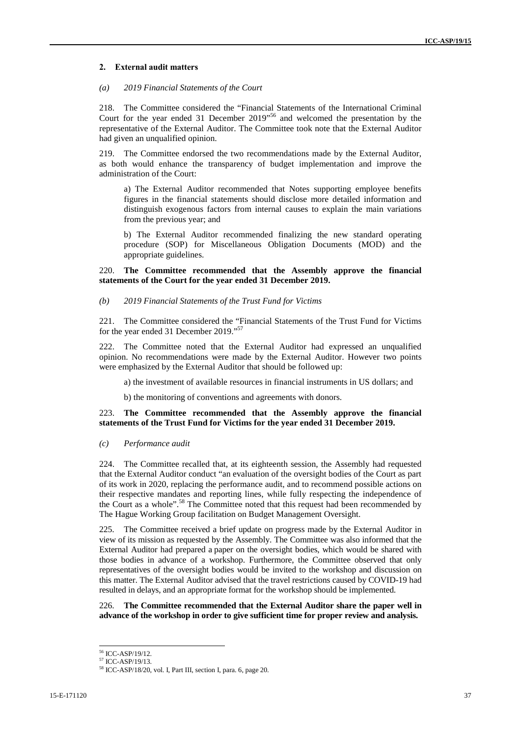## 2. External audit matters

### *(a) 2019 Financial Statements of the Court*

218. The Committee considered the "Financial Statements of the International Criminal Court for the year ended 31 December 2019"[56] and welcomed the presentation by the representative of the External Auditor. The Committee took note that the External Auditor had given an unqualified opinion.

219. The Committee endorsed the two recommendations made by the External Auditor, as both would enhance the transparency of budget implementation and improve the administration of the Court:

a) The External Auditor recommended that Notes supporting employee benefits figures in the financial statements should disclose more detailed information and distinguish exogenous factors from internal causes to explain the main variations from the previous year; and

b) The External Auditor recommended finalizing the new standard operating procedure (SOP) for Miscellaneous Obligation Documents (MOD) and the appropriate guidelines.

220. **The Committee recommended that the Assembly approve the financial statements of the Court for the year ended 31 December 2019.**

### *(b) 2019 Financial Statements of the Trust Fund for Victims*

221. The Committee considered the "Financial Statements of the Trust Fund for Victims for the year ended 31 December 2019."[57]

222. The Committee noted that the External Auditor had expressed an unqualified opinion. No recommendations were made by the External Auditor. However two points were emphasized by the External Auditor that should be followed up:

a) the investment of available resources in financial instruments in US dollars; and

b) the monitoring of conventions and agreements with donors.

223. **The Committee recommended that the Assembly approve the financial statements of the Trust Fund for Victims for the year ended 31 December 2019.**

### *(c) Performance audit*

224. The Committee recalled that, at its eighteenth session, the Assembly had requested that the External Auditor conduct "an evaluation of the oversight bodies of the Court as part of its work in 2020, replacing the performance audit, and to recommend possible actions on their respective mandates and reporting lines, while fully respecting the independence of the Court as a whole".[58] The Committee noted that this request had been recommended by The Hague Working Group facilitation on Budget Management Oversight.

225. The Committee received a brief update on progress made by the External Auditor in view of its mission as requested by the Assembly. The Committee was also informed that the External Auditor had prepared a paper on the oversight bodies, which would be shared with those bodies in advance of a workshop. Furthermore, the Committee observed that only representatives of the oversight bodies would be invited to the workshop and discussion on this matter. The External Auditor advised that the travel restrictions caused by COVID-19 had resulted in delays, and an appropriate format for the workshop should be implemented.

226. **The Committee recommended that the External Auditor share the paper well in advance of the workshop in order to give sufficient time for proper review and analysis.**

---

[56] ICC-ASP/19/12.

[57] ICC-ASP/19/13.

[58] ICC-ASP/18/20, vol. I, Part III, section I, para. 6, page 20.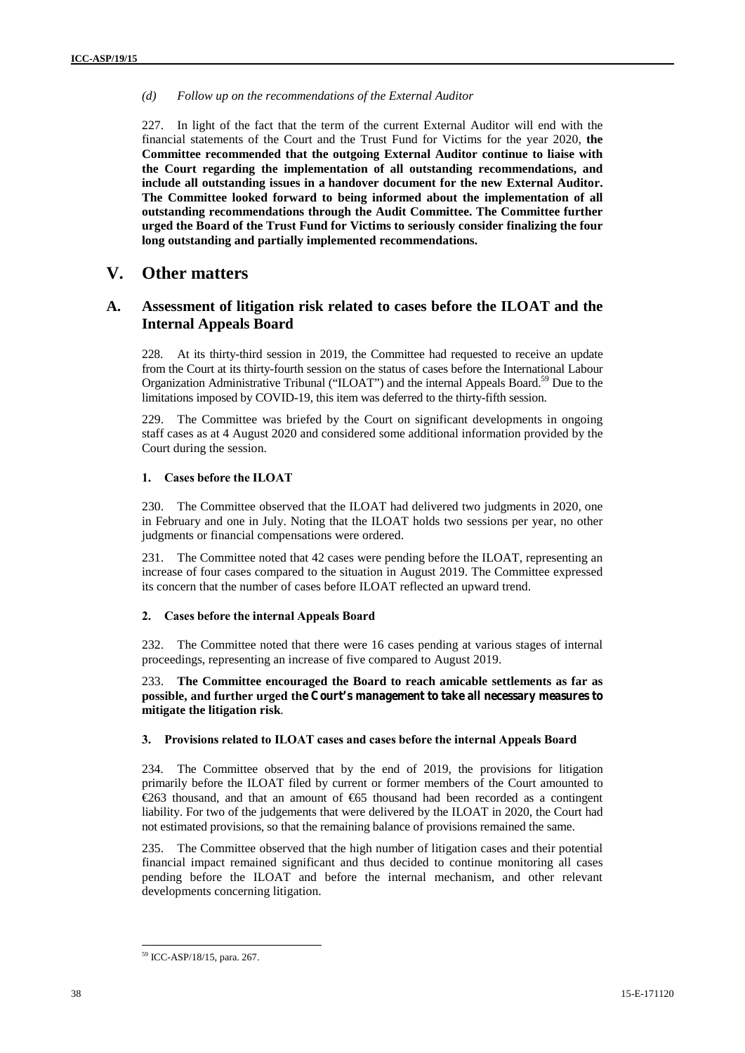*(d) Follow up on the recommendations of the External Auditor*

227. In light of the fact that the term of the current External Auditor will end with the financial statements of the Court and the Trust Fund for Victims for the year 2020, **the Committee recommended that the outgoing External Auditor continue to liaise with the Court regarding the implementation of all outstanding recommendations, and include all outstanding issues in a handover document for the new External Auditor. The Committee looked forward to being informed about the implementation of all outstanding recommendations through the Audit Committee. The Committee further urged the Board of the Trust Fund for Victims to seriously consider finalizing the four long outstanding and partially implemented recommendations.**

# V. Other matters

## A. Assessment of litigation risk related to cases before the ILOAT and the Internal Appeals Board

228. At its thirty-third session in 2019, the Committee had requested to receive an update from the Court at its thirty-fourth session on the status of cases before the International Labour Organization Administrative Tribunal ("ILOAT") and the internal Appeals Board.[59] Due to the limitations imposed by COVID-19, this item was deferred to the thirty-fifth session.

229. The Committee was briefed by the Court on significant developments in ongoing staff cases as at 4 August 2020 and considered some additional information provided by the Court during the session.

### 1. Cases before the ILOAT

230. The Committee observed that the ILOAT had delivered two judgments in 2020, one in February and one in July. Noting that the ILOAT holds two sessions per year, no other judgments or financial compensations were ordered.

231. The Committee noted that 42 cases were pending before the ILOAT, representing an increase of four cases compared to the situation in August 2019. The Committee expressed its concern that the number of cases before ILOAT reflected an upward trend.

### 2. Cases before the internal Appeals Board

232. The Committee noted that there were 16 cases pending at various stages of internal proceedings, representing an increase of five compared to August 2019.

233. **The Committee encouraged the Board to reach amicable settlements as far as possible, and further urged the Court's management to take all necessary measures to mitigate the litigation risk**.

### 3. Provisions related to ILOAT cases and cases before the internal Appeals Board

234. The Committee observed that by the end of 2019, the provisions for litigation primarily before the ILOAT filed by current or former members of the Court amounted to €263 thousand, and that an amount of €65 thousand had been recorded as a contingent liability. For two of the judgements that were delivered by the ILOAT in 2020, the Court had not estimated provisions, so that the remaining balance of provisions remained the same.

235. The Committee observed that the high number of litigation cases and their potential financial impact remained significant and thus decided to continue monitoring all cases pending before the ILOAT and before the internal mechanism, and other relevant developments concerning litigation.

---

[59] ICC-ASP/18/15, para. 267.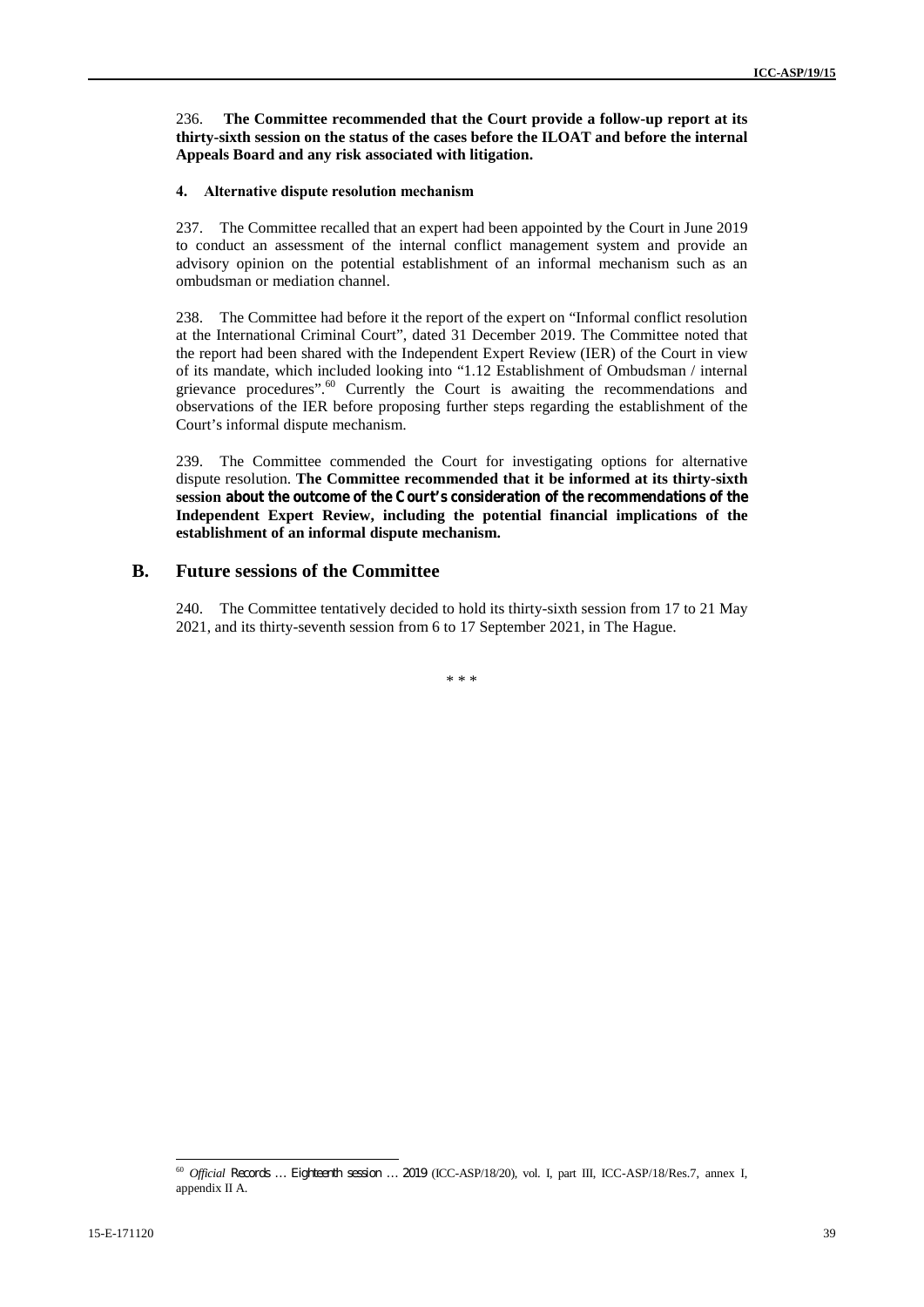236. **The Committee recommended that the Court provide a follow-up report at its thirty-sixth session on the status of the cases before the ILOAT and before the internal Appeals Board and any risk associated with litigation.**

#### 4. Alternative dispute resolution mechanism

237. The Committee recalled that an expert had been appointed by the Court in June 2019 to conduct an assessment of the internal conflict management system and provide an advisory opinion on the potential establishment of an informal mechanism such as an ombudsman or mediation channel.

238. The Committee had before it the report of the expert on "Informal conflict resolution at the International Criminal Court", dated 31 December 2019. The Committee noted that the report had been shared with the Independent Expert Review (IER) of the Court in view of its mandate, which included looking into "1.12 Establishment of Ombudsman / internal grievance procedures".[60] Currently the Court is awaiting the recommendations and observations of the IER before proposing further steps regarding the establishment of the Court's informal dispute mechanism.

239. The Committee commended the Court for investigating options for alternative dispute resolution. **The Committee recommended that it be informed at its thirty-sixth session about the outcome of the Court's consideration of the recommendations of the Independent Expert Review, including the potential financial implications of the establishment of an informal dispute mechanism.**

## B. Future sessions of the Committee

240. The Committee tentatively decided to hold its thirty-sixth session from 17 to 21 May 2021, and its thirty-seventh session from 6 to 17 September 2021, in The Hague.

\* \* \*

[60] *Official Records … Eighteenth session … 2019* (ICC-ASP/18/20), vol. I, part III, ICC-ASP/18/Res.7, annex I, appendix II A.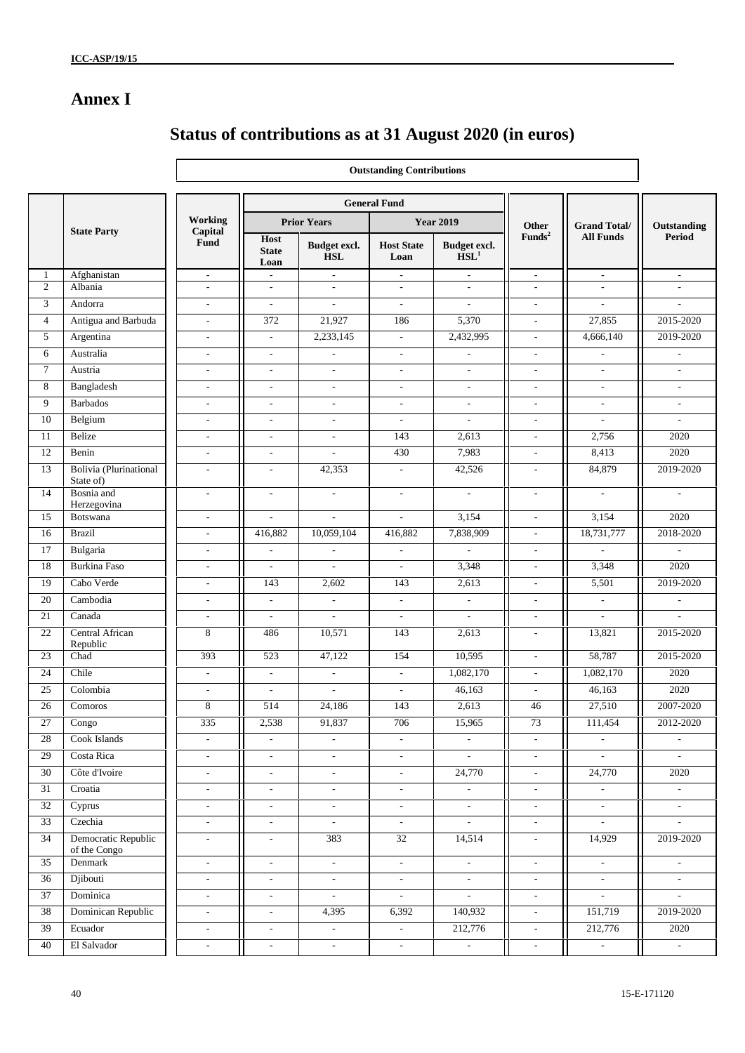# Annex I

## Status of contributions as at 31 August 2020 (in euros)

| | State Party | Outstanding Contributions | | | | | | | | |
|---|---|---|---|---|---|---|---|---|---|---|
| | | Working Capital Fund | General Fund | | | | Other Funds[2] | Grand Total/ All Funds | Outstanding Period |
| | | | Prior Years | | Year 2019 | | | | |
| | | | Host State Loan | Budget excl. HSL | Host State Loan | Budget excl. HSL[1] | | | |
| 1 | Afghanistan | - | - | - | - | - | - | - | - |
| 2 | Albania | - | - | - | - | - | - | - | - |
| 3 | Andorra | - | - | - | - | - | - | - | - |
| 4 | Antigua and Barbuda | - | 372 | 21,927 | 186 | 5,370 | - | 27,855 | 2015-2020 |
| 5 | Argentina | - | - | 2,233,145 | - | 2,432,995 | - | 4,666,140 | 2019-2020 |
| 6 | Australia | - | - | - | - | - | - | - | - |
| 7 | Austria | - | - | - | - | - | - | - | - |
| 8 | Bangladesh | - | - | - | - | - | - | - | - |
| 9 | Barbados | - | - | - | - | - | - | - | - |
| 10 | Belgium | - | - | - | - | - | - | - | - |
| 11 | Belize | - | - | - | 143 | 2,613 | - | 2,756 | 2020 |
| 12 | Benin | - | - | - | 430 | 7,983 | - | 8,413 | 2020 |
| 13 | Bolivia (Plurinational State of) | - | - | 42,353 | - | 42,526 | - | 84,879 | 2019-2020 |
| 14 | Bosnia and Herzegovina | - | - | - | - | - | - | - | - |
| 15 | Botswana | - | - | - | - | 3,154 | - | 3,154 | 2020 |
| 16 | Brazil | - | 416,882 | 10,059,104 | 416,882 | 7,838,909 | - | 18,731,777 | 2018-2020 |
| 17 | Bulgaria | - | - | - | - | - | - | - | - |
| 18 | Burkina Faso | - | - | - | - | 3,348 | - | 3,348 | 2020 |
| 19 | Cabo Verde | - | 143 | 2,602 | 143 | 2,613 | - | 5,501 | 2019-2020 |
| 20 | Cambodia | - | - | - | - | - | - | - | - |
| 21 | Canada | - | - | - | - | - | - | - | - |
| 22 | Central African Republic | 8 | 486 | 10,571 | 143 | 2,613 | - | 13,821 | 2015-2020 |
| 23 | Chad | 393 | 523 | 47,122 | 154 | 10,595 | - | 58,787 | 2015-2020 |
| 24 | Chile | - | - | - | - | 1,082,170 | - | 1,082,170 | 2020 |
| 25 | Colombia | - | - | - | - | 46,163 | - | 46,163 | 2020 |
| 26 | Comoros | 8 | 514 | 24,186 | 143 | 2,613 | 46 | 27,510 | 2007-2020 |
| 27 | Congo | 335 | 2,538 | 91,837 | 706 | 15,965 | 73 | 111,454 | 2012-2020 |
| 28 | Cook Islands | - | - | - | - | - | - | - | - |
| 29 | Costa Rica | - | - | - | - | - | - | - | - |
| 30 | Côte d'Ivoire | - | - | - | - | 24,770 | - | 24,770 | 2020 |
| 31 | Croatia | - | - | - | - | - | - | - | - |
| 32 | Cyprus | - | - | - | - | - | - | - | - |
| 33 | Czechia | - | - | - | - | - | - | - | - |
| 34 | Democratic Republic of the Congo | - | - | 383 | 32 | 14,514 | - | 14,929 | 2019-2020 |
| 35 | Denmark | - | - | - | - | - | - | - | - |
| 36 | Djibouti | - | - | - | - | - | - | - | - |
| 37 | Dominica | - | - | - | - | - | - | - | - |
| 38 | Dominican Republic | - | - | 4,395 | 6,392 | 140,932 | - | 151,719 | 2019-2020 |
| 39 | Ecuador | - | - | - | - | 212,776 | - | 212,776 | 2020 |
| 40 | El Salvador | - | - | - | - | - | - | - | - |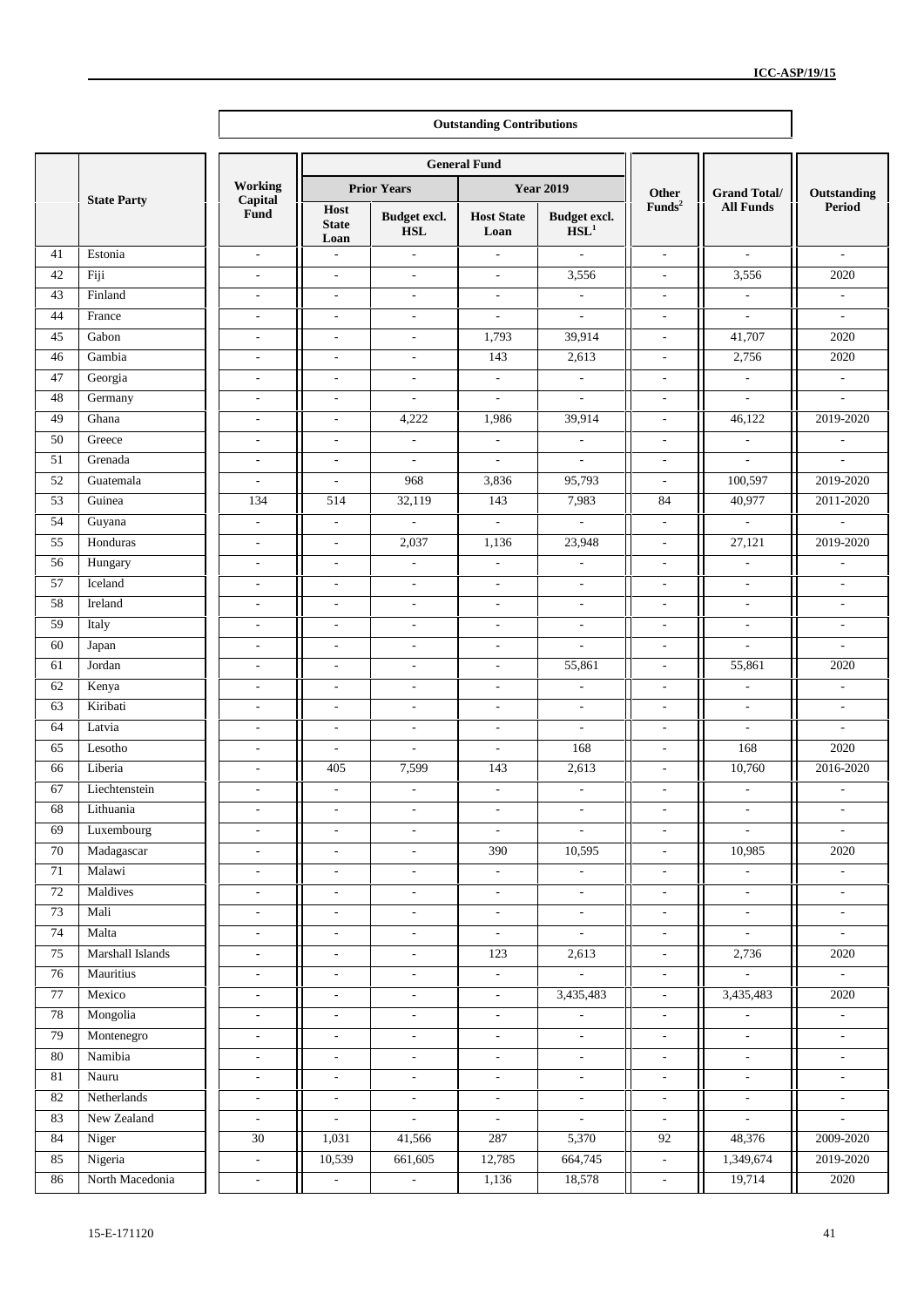**Outstanding Contributions**

| | State Party | Working Capital Fund | General Fund | | | | Other Funds[2] | Grand Total/ All Funds | Outstanding Period |
|---|---|---|---|---|---|---|---|---|---|
| | | | Prior Years | | Year 2019 | | | | |
| | | | Host State Loan | Budget excl. HSL | Host State Loan | Budget excl. HSL[1] | | | |
| 41 | Estonia | - | - | - | - | - | - | - | - |
| 42 | Fiji | - | - | - | - | 3,556 | - | 3,556 | 2020 |
| 43 | Finland | - | - | - | - | - | - | - | - |
| 44 | France | - | - | - | - | - | - | - | - |
| 45 | Gabon | - | - | - | 1,793 | 39,914 | - | 41,707 | 2020 |
| 46 | Gambia | - | - | - | 143 | 2,613 | - | 2,756 | 2020 |
| 47 | Georgia | - | - | - | - | - | - | - | - |
| 48 | Germany | - | - | - | - | - | - | - | - |
| 49 | Ghana | - | - | 4,222 | 1,986 | 39,914 | - | 46,122 | 2019-2020 |
| 50 | Greece | - | - | - | - | - | - | - | - |
| 51 | Grenada | - | - | - | - | - | - | - | - |
| 52 | Guatemala | - | - | 968 | 3,836 | 95,793 | - | 100,597 | 2019-2020 |
| 53 | Guinea | 134 | 514 | 32,119 | 143 | 7,983 | 84 | 40,977 | 2011-2020 |
| 54 | Guyana | - | - | - | - | - | - | - | - |
| 55 | Honduras | - | - | 2,037 | 1,136 | 23,948 | - | 27,121 | 2019-2020 |
| 56 | Hungary | - | - | - | - | - | - | - | - |
| 57 | Iceland | - | - | - | - | - | - | - | - |
| 58 | Ireland | - | - | - | - | - | - | - | - |
| 59 | Italy | - | - | - | - | - | - | - | - |
| 60 | Japan | - | - | - | - | - | - | - | - |
| 61 | Jordan | - | - | - | - | 55,861 | - | 55,861 | 2020 |
| 62 | Kenya | - | - | - | - | - | - | - | - |
| 63 | Kiribati | - | - | - | - | - | - | - | - |
| 64 | Latvia | - | - | - | - | - | - | - | - |
| 65 | Lesotho | - | - | - | - | 168 | - | 168 | 2020 |
| 66 | Liberia | - | 405 | 7,599 | 143 | 2,613 | - | 10,760 | 2016-2020 |
| 67 | Liechtenstein | - | - | - | - | - | - | - | - |
| 68 | Lithuania | - | - | - | - | - | - | - | - |
| 69 | Luxembourg | - | - | - | - | - | - | - | - |
| 70 | Madagascar | - | - | - | 390 | 10,595 | - | 10,985 | 2020 |
| 71 | Malawi | - | - | - | - | - | - | - | - |
| 72 | Maldives | - | - | - | - | - | - | - | - |
| 73 | Mali | - | - | - | - | - | - | - | - |
| 74 | Malta | - | - | - | - | - | - | - | - |
| 75 | Marshall Islands | - | - | - | 123 | 2,613 | - | 2,736 | 2020 |
| 76 | Mauritius | - | - | - | - | - | - | - | - |
| 77 | Mexico | - | - | - | - | 3,435,483 | - | 3,435,483 | 2020 |
| 78 | Mongolia | - | - | - | - | - | - | - | - |
| 79 | Montenegro | - | - | - | - | - | - | - | - |
| 80 | Namibia | - | - | - | - | - | - | - | - |
| 81 | Nauru | - | - | - | - | - | - | - | - |
| 82 | Netherlands | - | - | - | - | - | - | - | - |
| 83 | New Zealand | - | - | - | - | - | - | - | - |
| 84 | Niger | 30 | 1,031 | 41,566 | 287 | 5,370 | 92 | 48,376 | 2009-2020 |
| 85 | Nigeria | - | 10,539 | 661,605 | 12,785 | 664,745 | - | 1,349,674 | 2019-2020 |
| 86 | North Macedonia | - | - | - | 1,136 | 18,578 | - | 19,714 | 2020 |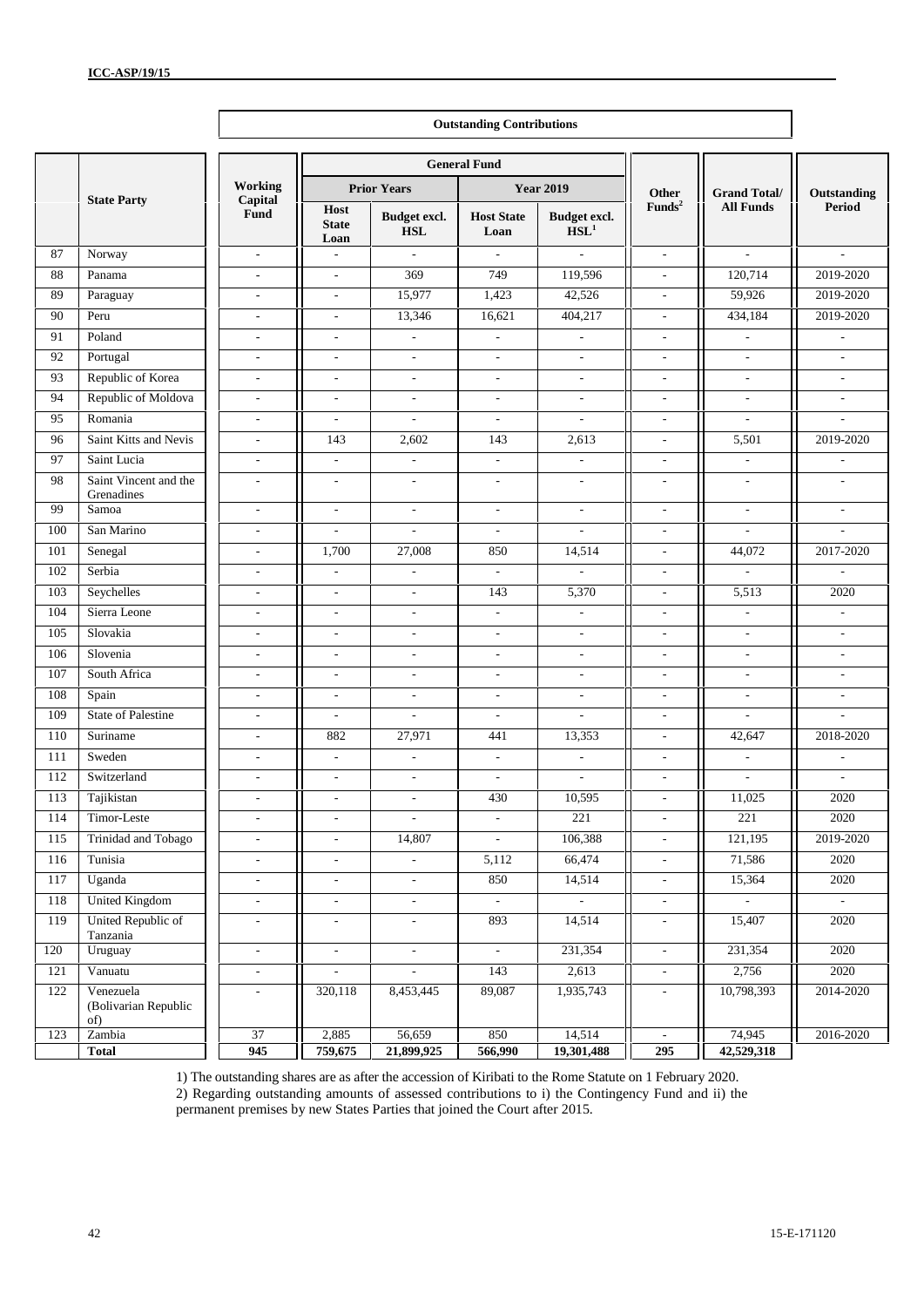**Outstanding Contributions**

| | State Party | Working Capital Fund | General Fund | | | | Other Funds[2] | Grand Total/ All Funds | Outstanding Period |
|---|---|---|---|---|---|---|---|---|---|
| | | | Prior Years | | Year 2019 | | | | |
| | | | Host State Loan | Budget excl. HSL | Host State Loan | Budget excl. HSL[1] | | | |
| 87 | Norway | - | - | - | - | - | - | - | - |
| 88 | Panama | - | - | 369 | 749 | 119,596 | - | 120,714 | 2019-2020 |
| 89 | Paraguay | - | - | 15,977 | 1,423 | 42,526 | - | 59,926 | 2019-2020 |
| 90 | Peru | - | - | 13,346 | 16,621 | 404,217 | - | 434,184 | 2019-2020 |
| 91 | Poland | - | - | - | - | - | - | - | - |
| 92 | Portugal | - | - | - | - | - | - | - | - |
| 93 | Republic of Korea | - | - | - | - | - | - | - | - |
| 94 | Republic of Moldova | - | - | - | - | - | - | - | - |
| 95 | Romania | - | - | - | - | - | - | - | - |
| 96 | Saint Kitts and Nevis | - | 143 | 2,602 | 143 | 2,613 | - | 5,501 | 2019-2020 |
| 97 | Saint Lucia | - | - | - | - | - | - | - | - |
| 98 | Saint Vincent and the Grenadines | - | - | - | - | - | - | - | - |
| 99 | Samoa | - | - | - | - | - | - | - | - |
| 100 | San Marino | - | - | - | - | - | - | - | - |
| 101 | Senegal | - | 1,700 | 27,008 | 850 | 14,514 | - | 44,072 | 2017-2020 |
| 102 | Serbia | - | - | - | - | - | - | - | - |
| 103 | Seychelles | - | - | - | 143 | 5,370 | - | 5,513 | 2020 |
| 104 | Sierra Leone | - | - | - | - | - | - | - | - |
| 105 | Slovakia | - | - | - | - | - | - | - | - |
| 106 | Slovenia | - | - | - | - | - | - | - | - |
| 107 | South Africa | - | - | - | - | - | - | - | - |
| 108 | Spain | - | - | - | - | - | - | - | - |
| 109 | State of Palestine | - | - | - | - | - | - | - | - |
| 110 | Suriname | - | 882 | 27,971 | 441 | 13,353 | - | 42,647 | 2018-2020 |
| 111 | Sweden | - | - | - | - | - | - | - | - |
| 112 | Switzerland | - | - | - | - | - | - | - | - |
| 113 | Tajikistan | - | - | - | 430 | 10,595 | - | 11,025 | 2020 |
| 114 | Timor-Leste | - | - | - | - | 221 | - | 221 | 2020 |
| 115 | Trinidad and Tobago | - | - | 14,807 | - | 106,388 | - | 121,195 | 2019-2020 |
| 116 | Tunisia | - | - | - | 5,112 | 66,474 | - | 71,586 | 2020 |
| 117 | Uganda | - | - | - | 850 | 14,514 | - | 15,364 | 2020 |
| 118 | United Kingdom | - | - | - | - | - | - | - | - |
| 119 | United Republic of Tanzania | - | - | - | 893 | 14,514 | - | 15,407 | 2020 |
| 120 | Uruguay | - | - | - | - | 231,354 | - | 231,354 | 2020 |
| 121 | Vanuatu | - | - | - | 143 | 2,613 | - | 2,756 | 2020 |
| 122 | Venezuela (Bolivarian Republic of) | - | 320,118 | 8,453,445 | 89,087 | 1,935,743 | - | 10,798,393 | 2014-2020 |
| 123 | Zambia | 37 | 2,885 | 56,659 | 850 | 14,514 | - | 74,945 | 2016-2020 |
| | **Total** | **945** | **759,675** | **21,899,925** | **566,990** | **19,301,488** | **295** | **42,529,318** | |

1) The outstanding shares are as after the accession of Kiribati to the Rome Statute on 1 February 2020.
2) Regarding outstanding amounts of assessed contributions to i) the Contingency Fund and ii) the permanent premises by new States Parties that joined the Court after 2015.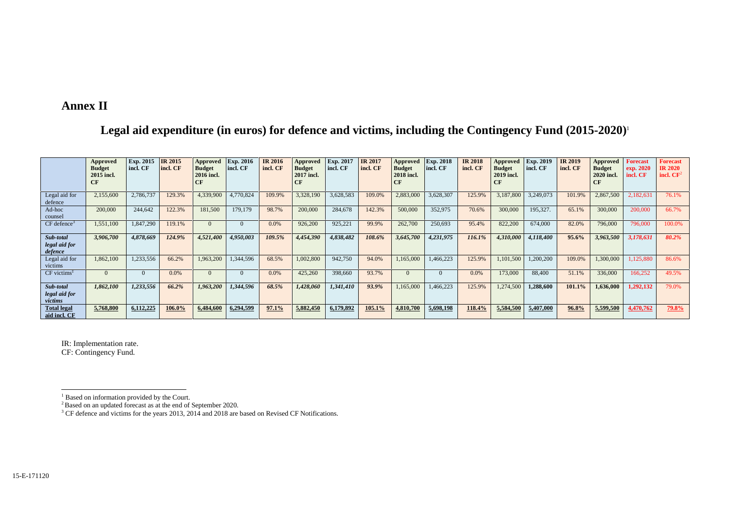# Annex II

## Legal aid expenditure (in euros) for defence and victims, including the Contingency Fund (2015-2020)[1]

| | Approved Budget 2015 incl. CF | Exp. 2015 incl. CF | IR 2015 incl. CF | Approved Budget 2016 incl. CF | Exp. 2016 incl. CF | IR 2016 incl. CF | Approved Budget 2017 incl. CF | Exp. 2017 incl. CF | IR 2017 incl. CF | Approved Budget 2018 incl. CF | Exp. 2018 incl. CF | IR 2018 incl. CF | Approved Budget 2019 incl. CF | Exp. 2019 incl. CF | IR 2019 incl. CF | Approved Budget 2020 incl. CF | Forecast exp. 2020 incl. CF | Forecast IR 2020 incl. CF[2] |
|---|---|---|---|---|---|---|---|---|---|---|---|---|---|---|---|---|---|---|
| Legal aid for defence | 2,155,600 | 2,786,737 | 129.3% | 4,339,900 | 4,770,824 | 109.9% | 3,328,190 | 3,628,583 | 109.0% | 2,883,000 | 3,628,307 | 125.9% | 3,187,800 | 3,249,073 | 101.9% | 2,867,500 | 2,182,631 | 76.1% |
| Ad-hoc counsel | 200,000 | 244,642 | 122.3% | 181,500 | 179,179 | 98.7% | 200,000 | 284,678 | 142.3% | 500,000 | 352,975 | 70.6% | 300,000 | 195,327. | 65.1% | 300,000 | 200,000 | 66.7% |
| CF defence[3] | 1,551,100 | 1,847,290 | 119.1% | 0 | 0 | 0.0% | 926,200 | 925,221 | 99.9% | 262,700 | 250,693 | 95.4% | 822,200 | 674,000 | 82.0% | 796,000 | 796,000 | 100.0% |
| ***Sub-total legal aid for defence*** | ***3,906,700*** | ***4,878,669*** | ***124.9%*** | ***4,521,400*** | ***4,950,003*** | ***109.5%*** | ***4,454,390*** | ***4,838,482*** | ***108.6%*** | ***3,645,700*** | ***4,231,975*** | ***116.1%*** | ***4,310,000*** | ***4,118,400*** | ***95.6%*** | ***3,963,500*** | ***3,178,631*** | ***80.2%*** |
| Legal aid for victims | 1,862,100 | 1,233,556 | 66.2% | 1,963,200 | 1,344,596 | 68.5% | 1,002,800 | 942,750 | 94.0% | 1,165,000 | 1,466,223 | 125.9% | 1,101,500 | 1,200,200 | 109.0% | 1,300,000 | 1,125,880 | 86.6% |
| CF victims[3] | 0 | 0 | 0.0% | 0 | 0 | 0.0% | 425,260 | 398,660 | 93.7% | 0 | 0 | 0.0% | 173,000 | 88,400 | 51.1% | 336,000 | 166,252 | 49.5% |
| ***Sub-total legal aid for victims*** | ***1,862,100*** | ***1,233,556*** | ***66.2%*** | ***1,963,200*** | ***1,344,596*** | ***68.5%*** | ***1,428,060*** | ***1,341,410*** | ***93.9%*** | 1,165,000 | 1,466,223 | 125.9% | 1,274,500 | **1,288,600** | **101.1%** | **1,636,000** | **1,292,132** | 79.0% |
| **Total legal aid incl. CF** | **5,768,800** | **6,112,225** | **106.0%** | **6,484,600** | **6,294,599** | **97.1%** | **5,882,450** | **6,179,892** | **105.1%** | **4,810,700** | **5,698,198** | **118.4%** | **5,584,500** | **5,407,000** | **96.8%** | **5,599,500** | **4,470,762** | **79.8%** |

IR: Implementation rate.
CF: Contingency Fund.

[1] Based on information provided by the Court.
[2] Based on an updated forecast as at the end of September 2020.
[3] CF defence and victims for the years 2013, 2014 and 2018 are based on Revised CF Notifications.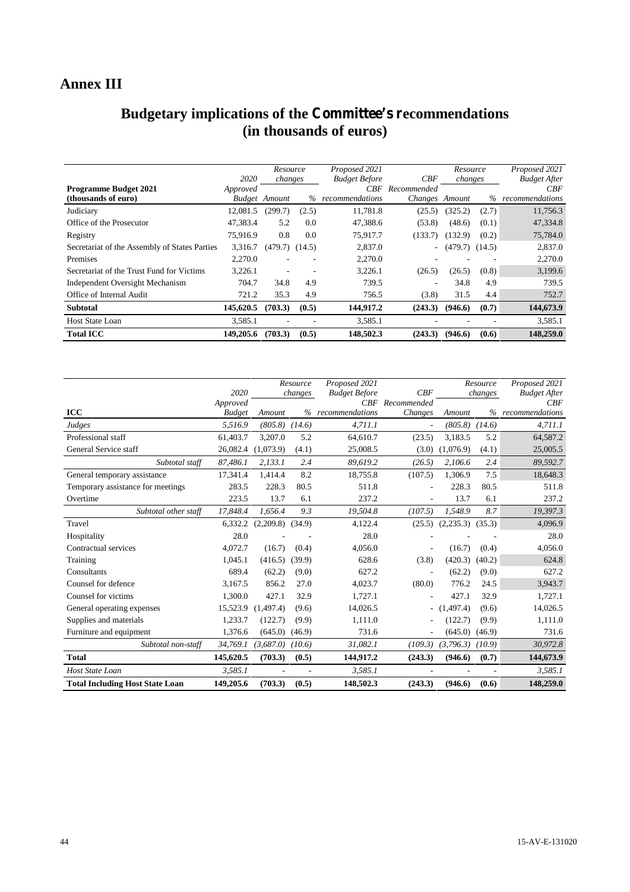# Annex III

## Budgetary implications of the Committee's recommendations (in thousands of euros)

| Programme Budget 2021 (thousands of euro) | 2020 Approved Budget | Resource changes Amount | % | Proposed 2021 Budget Before CBF recommendations | CBF Recommended Changes | Resource changes Amount | % | Proposed 2021 Budget After CBF recommendations |
|---|---|---|---|---|---|---|---|---|
| Judiciary | 12,081.5 | (299.7) | (2.5) | 11,781.8 | (25.5) | (325.2) | (2.7) | 11,756.3 |
| Office of the Prosecutor | 47,383.4 | 5.2 | 0.0 | 47,388.6 | (53.8) | (48.6) | (0.1) | 47,334.8 |
| Registry | 75,916.9 | 0.8 | 0.0 | 75,917.7 | (133.7) | (132.9) | (0.2) | 75,784.0 |
| Secretariat of the Assembly of States Parties | 3,316.7 | (479.7) | (14.5) | 2,837.0 | - | (479.7) | (14.5) | 2,837.0 |
| Premises | 2,270.0 | - | - | 2,270.0 | - | - | - | 2,270.0 |
| Secretariat of the Trust Fund for Victims | 3,226.1 | - | - | 3,226.1 | (26.5) | (26.5) | (0.8) | 3,199.6 |
| Independent Oversight Mechanism | 704.7 | 34.8 | 4.9 | 739.5 | - | 34.8 | 4.9 | 739.5 |
| Office of Internal Audit | 721.2 | 35.3 | 4.9 | 756.5 | (3.8) | 31.5 | 4.4 | 752.7 |
| **Subtotal** | **145,620.5** | **(703.3)** | **(0.5)** | **144,917.2** | **(243.3)** | **(946.6)** | **(0.7)** | **144,673.9** |
| Host State Loan | 3,585.1 | - | - | 3,585.1 | - | - | - | 3,585.1 |
| **Total ICC** | **149,205.6** | **(703.3)** | **(0.5)** | **148,502.3** | **(243.3)** | **(946.6)** | **(0.6)** | **148,259.0** |

| ICC | 2020 Approved Budget | Resource changes Amount | % | Proposed 2021 Budget Before CBF recommendations | CBF Recommended Changes | Resource changes Amount | % | Proposed 2021 Budget After CBF recommendations |
|---|---|---|---|---|---|---|---|---|
| *Judges* | *5,516.9* | *(805.8)* | *(14.6)* | *4,711.1* | - | *(805.8)* | *(14.6)* | *4,711.1* |
| Professional staff | 61,403.7 | 3,207.0 | 5.2 | 64,610.7 | (23.5) | 3,183.5 | 5.2 | 64,587.2 |
| General Service staff | 26,082.4 | (1,073.9) | (4.1) | 25,008.5 | (3.0) | (1,076.9) | (4.1) | 25,005.5 |
| *Subtotal staff* | *87,486.1* | *2,133.1* | *2.4* | *89,619.2* | *(26.5)* | *2,106.6* | *2.4* | *89,592.7* |
| General temporary assistance | 17,341.4 | 1,414.4 | 8.2 | 18,755.8 | (107.5) | 1,306.9 | 7.5 | 18,648.3 |
| Temporary assistance for meetings | 283.5 | 228.3 | 80.5 | 511.8 | - | 228.3 | 80.5 | 511.8 |
| Overtime | 223.5 | 13.7 | 6.1 | 237.2 | - | 13.7 | 6.1 | 237.2 |
| *Subtotal other staff* | *17,848.4* | *1,656.4* | *9.3* | *19,504.8* | *(107.5)* | *1,548.9* | *8.7* | *19,397.3* |
| Travel | 6,332.2 | (2,209.8) | (34.9) | 4,122.4 | (25.5) | (2,235.3) | (35.3) | 4,096.9 |
| Hospitality | 28.0 | - | - | 28.0 | - | - | - | 28.0 |
| Contractual services | 4,072.7 | (16.7) | (0.4) | 4,056.0 | - | (16.7) | (0.4) | 4,056.0 |
| Training | 1,045.1 | (416.5) | (39.9) | 628.6 | (3.8) | (420.3) | (40.2) | 624.8 |
| Consultants | 689.4 | (62.2) | (9.0) | 627.2 | - | (62.2) | (9.0) | 627.2 |
| Counsel for defence | 3,167.5 | 856.2 | 27.0 | 4,023.7 | (80.0) | 776.2 | 24.5 | 3,943.7 |
| Counsel for victims | 1,300.0 | 427.1 | 32.9 | 1,727.1 | - | 427.1 | 32.9 | 1,727.1 |
| General operating expenses | 15,523.9 | (1,497.4) | (9.6) | 14,026.5 | - | (1,497.4) | (9.6) | 14,026.5 |
| Supplies and materials | 1,233.7 | (122.7) | (9.9) | 1,111.0 | - | (122.7) | (9.9) | 1,111.0 |
| Furniture and equipment | 1,376.6 | (645.0) | (46.9) | 731.6 | - | (645.0) | (46.9) | 731.6 |
| *Subtotal non-staff* | *34,769.1* | *(3,687.0)* | *(10.6)* | *31,082.1* | *(109.3)* | *(3,796.3)* | *(10.9)* | *30,972.8* |
| **Total** | **145,620.5** | **(703.3)** | **(0.5)** | **144,917.2** | **(243.3)** | **(946.6)** | **(0.7)** | **144,673.9** |
| *Host State Loan* | *3,585.1* | - | - | *3,585.1* | - | - | - | *3,585.1* |
| **Total Including Host State Loan** | **149,205.6** | **(703.3)** | **(0.5)** | **148,502.3** | **(243.3)** | **(946.6)** | **(0.6)** | **148,259.0** |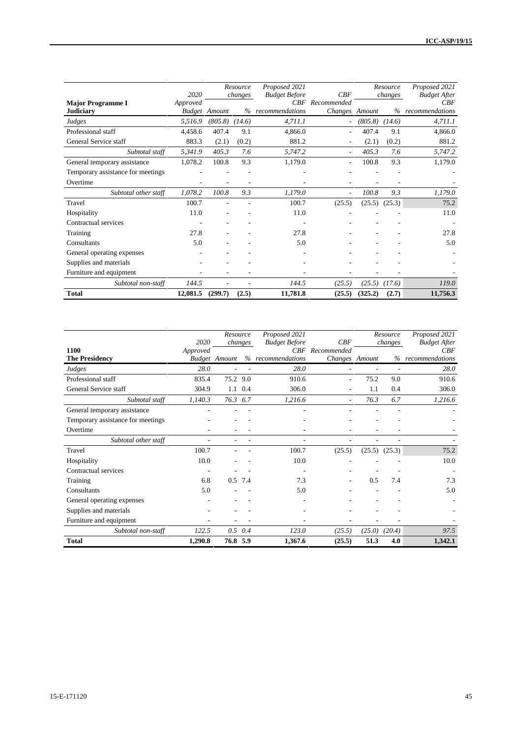| Major Programme I<br>Judiciary | 2020 Approved Budget | Resource changes | | Proposed 2021 Budget Before CBF recommendations | CBF Recommended Changes | Resource changes | | Proposed 2021 Budget After CBF recommendations |
|---|---|---|---|---|---|---|---|---|
| | | Amount | % | | | Amount | % | |
| *Judges* | *5,516.9* | *(805.8)* | *(14.6)* | *4,711.1* | - | *(805.8)* | *(14.6)* | *4,711.1* |
| Professional staff | 4,458.6 | 407.4 | 9.1 | 4,866.0 | - | 407.4 | 9.1 | 4,866.0 |
| General Service staff | 883.3 | (2.1) | (0.2) | 881.2 | - | (2.1) | (0.2) | 881.2 |
| *Subtotal staff* | *5,341.9* | *405.3* | *7.6* | *5,747.2* | - | *405.3* | *7.6* | *5,747.2* |
| General temporary assistance | 1,078.2 | 100.8 | 9.3 | 1,179.0 | - | 100.8 | 9.3 | 1,179.0 |
| Temporary assistance for meetings | - | - | - | - | - | - | - | - |
| Overtime | - | - | - | - | - | - | - | - |
| *Subtotal other staff* | *1,078.2* | *100.8* | *9.3* | *1,179.0* | - | *100.8* | *9.3* | *1,179.0* |
| Travel | 100.7 | - | - | 100.7 | (25.5) | (25.5) | (25.3) | 75.2 |
| Hospitality | 11.0 | - | - | 11.0 | - | - | - | 11.0 |
| Contractual services | - | - | - | - | - | - | - | - |
| Training | 27.8 | - | - | 27.8 | - | - | - | 27.8 |
| Consultants | 5.0 | - | - | 5.0 | - | - | - | 5.0 |
| General operating expenses | - | - | - | - | - | - | - | - |
| Supplies and materials | - | - | - | - | - | - | - | - |
| Furniture and equipment | - | - | - | - | - | - | - | - |
| *Subtotal non-staff* | *144.5* | - | - | *144.5* | *(25.5)* | *(25.5)* | *(17.6)* | *119.0* |
| **Total** | **12,081.5** | **(299.7)** | **(2.5)** | **11,781.8** | **(25.5)** | **(325.2)** | **(2.7)** | **11,756.3** |

| 1100<br>The Presidency | 2020 Approved Budget | Resource changes | | Proposed 2021 Budget Before CBF recommendations | CBF Recommended Changes | Resource changes | | Proposed 2021 Budget After CBF recommendations |
|---|---|---|---|---|---|---|---|---|
| | | Amount | % | | | Amount | % | |
| *Judges* | *28.0* | - | - | *28.0* | - | - | - | *28.0* |
| Professional staff | 835.4 | 75.2 | 9.0 | 910.6 | - | 75.2 | 9.0 | 910.6 |
| General Service staff | 304.9 | 1.1 | 0.4 | 306.0 | - | 1.1 | 0.4 | 306.0 |
| *Subtotal staff* | *1,140.3* | *76.3* | *6.7* | *1,216.6* | - | *76.3* | *6.7* | *1,216.6* |
| General temporary assistance | - | - | - | - | - | - | - | - |
| Temporary assistance for meetings | - | - | - | - | - | - | - | - |
| Overtime | - | - | - | - | - | - | - | - |
| *Subtotal other staff* | - | - | - | - | - | - | - | - |
| Travel | 100.7 | - | - | 100.7 | (25.5) | (25.5) | (25.3) | 75.2 |
| Hospitality | 10.0 | - | - | 10.0 | - | - | - | 10.0 |
| Contractual services | - | - | - | - | - | - | - | - |
| Training | 6.8 | 0.5 | 7.4 | 7.3 | - | 0.5 | 7.4 | 7.3 |
| Consultants | 5.0 | - | - | 5.0 | - | - | - | 5.0 |
| General operating expenses | - | - | - | - | - | - | - | - |
| Supplies and materials | - | - | - | - | - | - | - | - |
| Furniture and equipment | - | - | - | - | - | - | - | - |
| *Subtotal non-staff* | *122.5* | *0.5* | *0.4* | *123.0* | *(25.5)* | *(25.0)* | *(20.4)* | *97.5* |
| **Total** | **1,290.8** | **76.8** | **5.9** | **1,367.6** | **(25.5)** | **51.3** | **4.0** | **1,342.1** |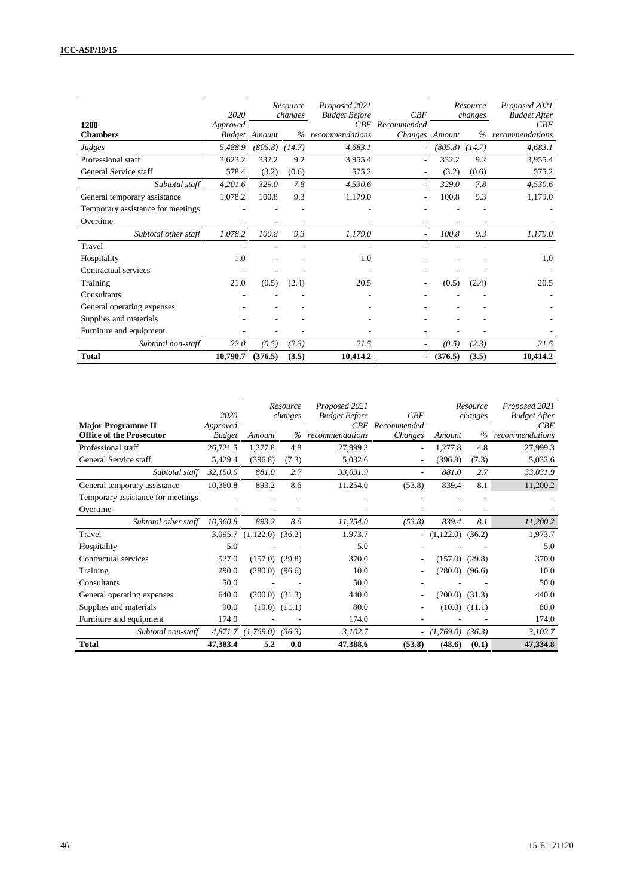| 1200 Chambers | 2020 Approved Budget | Resource changes Amount | Resource changes % | Proposed 2021 Budget Before CBF recommendations | CBF Recommended Changes | Resource changes Amount | Resource changes % | Proposed 2021 Budget After CBF recommendations |
|---|---|---|---|---|---|---|---|---|
| *Judges* | *5,488.9* | *(805.8)* | *(14.7)* | *4,683.1* | - | *(805.8)* | *(14.7)* | *4,683.1* |
| Professional staff | 3,623.2 | 332.2 | 9.2 | 3,955.4 | - | 332.2 | 9.2 | 3,955.4 |
| General Service staff | 578.4 | (3.2) | (0.6) | 575.2 | - | (3.2) | (0.6) | 575.2 |
| *Subtotal staff* | *4,201.6* | *329.0* | *7.8* | *4,530.6* | - | *329.0* | *7.8* | *4,530.6* |
| General temporary assistance | 1,078.2 | 100.8 | 9.3 | 1,179.0 | - | 100.8 | 9.3 | 1,179.0 |
| Temporary assistance for meetings | - | - | - | - | - | - | - | - |
| Overtime | - | - | - | - | - | - | - | - |
| *Subtotal other staff* | *1,078.2* | *100.8* | *9.3* | *1,179.0* | - | *100.8* | *9.3* | *1,179.0* |
| Travel | - | - | - | - | - | - | - | - |
| Hospitality | 1.0 | - | - | 1.0 | - | - | - | 1.0 |
| Contractual services | - | - | - | - | - | - | - | - |
| Training | 21.0 | (0.5) | (2.4) | 20.5 | - | (0.5) | (2.4) | 20.5 |
| Consultants | - | - | - | - | - | - | - | - |
| General operating expenses | - | - | - | - | - | - | - | - |
| Supplies and materials | - | - | - | - | - | - | - | - |
| Furniture and equipment | - | - | - | - | - | - | - | - |
| *Subtotal non-staff* | *22.0* | *(0.5)* | *(2.3)* | *21.5* | - | *(0.5)* | *(2.3)* | *21.5* |
| **Total** | **10,790.7** | **(376.5)** | **(3.5)** | **10,414.2** | **-** | **(376.5)** | **(3.5)** | **10,414.2** |

| Major Programme II Office of the Prosecutor | 2020 Approved Budget | Resource changes Amount | Resource changes % | Proposed 2021 Budget Before CBF recommendations | CBF Recommended Changes | Resource changes Amount | Resource changes % | Proposed 2021 Budget After CBF recommendations |
|---|---|---|---|---|---|---|---|---|
| Professional staff | 26,721.5 | 1,277.8 | 4.8 | 27,999.3 | - | 1,277.8 | 4.8 | 27,999.3 |
| General Service staff | 5,429.4 | (396.8) | (7.3) | 5,032.6 | - | (396.8) | (7.3) | 5,032.6 |
| *Subtotal staff* | *32,150.9* | *881.0* | *2.7* | *33,031.9* | - | *881.0* | *2.7* | *33,031.9* |
| General temporary assistance | 10,360.8 | 893.2 | 8.6 | 11,254.0 | (53.8) | 839.4 | 8.1 | 11,200.2 |
| Temporary assistance for meetings | - | - | - | - | - | - | - | - |
| Overtime | - | - | - | - | - | - | - | - |
| *Subtotal other staff* | *10,360.8* | *893.2* | *8.6* | *11,254.0* | *(53.8)* | *839.4* | *8.1* | *11,200.2* |
| Travel | 3,095.7 | (1,122.0) | (36.2) | 1,973.7 | - | (1,122.0) | (36.2) | 1,973.7 |
| Hospitality | 5.0 | - | - | 5.0 | - | - | - | 5.0 |
| Contractual services | 527.0 | (157.0) | (29.8) | 370.0 | - | (157.0) | (29.8) | 370.0 |
| Training | 290.0 | (280.0) | (96.6) | 10.0 | - | (280.0) | (96.6) | 10.0 |
| Consultants | 50.0 | - | - | 50.0 | - | - | - | 50.0 |
| General operating expenses | 640.0 | (200.0) | (31.3) | 440.0 | - | (200.0) | (31.3) | 440.0 |
| Supplies and materials | 90.0 | (10.0) | (11.1) | 80.0 | - | (10.0) | (11.1) | 80.0 |
| Furniture and equipment | 174.0 | - | - | 174.0 | - | - | - | 174.0 |
| *Subtotal non-staff* | *4,871.7* | *(1,769.0)* | *(36.3)* | *3,102.7* | - | *(1,769.0)* | *(36.3)* | *3,102.7* |
| **Total** | **47,383.4** | **5.2** | **0.0** | **47,388.6** | **(53.8)** | **(48.6)** | **(0.1)** | **47,334.8** |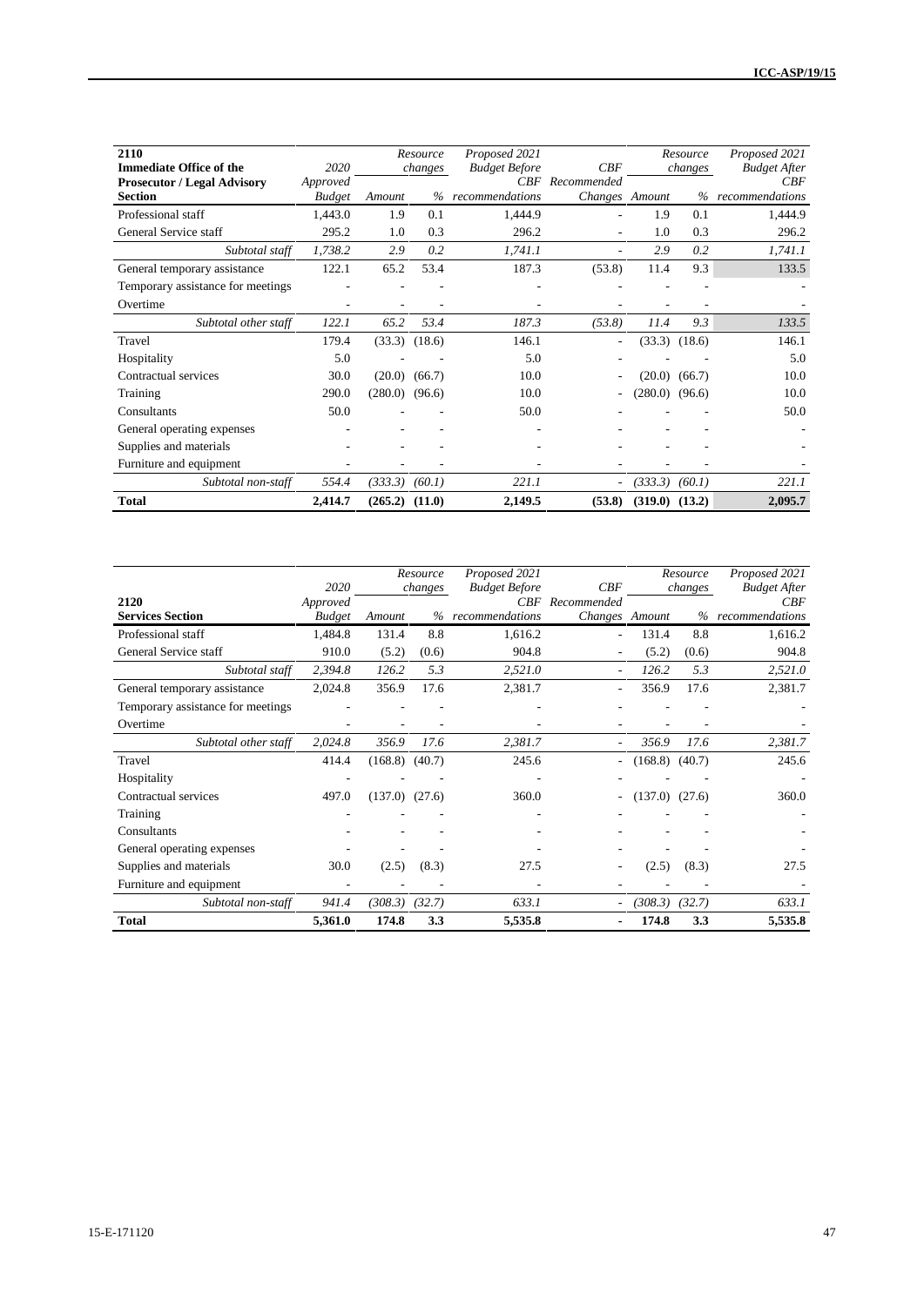| 2110 Immediate Office of the Prosecutor / Legal Advisory Section | 2020 Approved Budget | Resource changes | | Proposed 2021 Budget Before CBF recommendations | CBF Recommended Changes | Resource changes | | Proposed 2021 Budget After CBF recommendations |
|---|---|---|---|---|---|---|---|---|
| | | Amount | % | | | Amount | % | |
| Professional staff | 1,443.0 | 1.9 | 0.1 | 1,444.9 | - | 1.9 | 0.1 | 1,444.9 |
| General Service staff | 295.2 | 1.0 | 0.3 | 296.2 | - | 1.0 | 0.3 | 296.2 |
| *Subtotal staff* | *1,738.2* | *2.9* | *0.2* | *1,741.1* | - | *2.9* | *0.2* | *1,741.1* |
| General temporary assistance | 122.1 | 65.2 | 53.4 | 187.3 | (53.8) | 11.4 | 9.3 | 133.5 |
| Temporary assistance for meetings | - | - | - | - | - | - | - | - |
| Overtime | - | - | - | - | - | - | - | - |
| *Subtotal other staff* | *122.1* | *65.2* | *53.4* | *187.3* | *(53.8)* | *11.4* | *9.3* | *133.5* |
| Travel | 179.4 | (33.3) | (18.6) | 146.1 | - | (33.3) | (18.6) | 146.1 |
| Hospitality | 5.0 | - | - | 5.0 | - | - | - | 5.0 |
| Contractual services | 30.0 | (20.0) | (66.7) | 10.0 | - | (20.0) | (66.7) | 10.0 |
| Training | 290.0 | (280.0) | (96.6) | 10.0 | - | (280.0) | (96.6) | 10.0 |
| Consultants | 50.0 | - | - | 50.0 | - | - | - | 50.0 |
| General operating expenses | - | - | - | - | - | - | - | - |
| Supplies and materials | - | - | - | - | - | - | - | - |
| Furniture and equipment | - | - | - | - | - | - | - | - |
| *Subtotal non-staff* | *554.4* | *(333.3)* | *(60.1)* | *221.1* | - | *(333.3)* | *(60.1)* | *221.1* |
| **Total** | **2,414.7** | **(265.2)** | **(11.0)** | **2,149.5** | **(53.8)** | **(319.0)** | **(13.2)** | **2,095.7** |

| 2120 Services Section | 2020 Approved Budget | Resource changes | | Proposed 2021 Budget Before CBF recommendations | CBF Recommended Changes | Resource changes | | Proposed 2021 Budget After CBF recommendations |
|---|---|---|---|---|---|---|---|---|
| | | Amount | % | | | Amount | % | |
| Professional staff | 1,484.8 | 131.4 | 8.8 | 1,616.2 | - | 131.4 | 8.8 | 1,616.2 |
| General Service staff | 910.0 | (5.2) | (0.6) | 904.8 | - | (5.2) | (0.6) | 904.8 |
| *Subtotal staff* | *2,394.8* | *126.2* | *5.3* | *2,521.0* | - | *126.2* | *5.3* | *2,521.0* |
| General temporary assistance | 2,024.8 | 356.9 | 17.6 | 2,381.7 | - | 356.9 | 17.6 | 2,381.7 |
| Temporary assistance for meetings | - | - | - | - | - | - | - | - |
| Overtime | - | - | - | - | - | - | - | - |
| *Subtotal other staff* | *2,024.8* | *356.9* | *17.6* | *2,381.7* | - | *356.9* | *17.6* | *2,381.7* |
| Travel | 414.4 | (168.8) | (40.7) | 245.6 | - | (168.8) | (40.7) | 245.6 |
| Hospitality | - | - | - | - | - | - | - | - |
| Contractual services | 497.0 | (137.0) | (27.6) | 360.0 | - | (137.0) | (27.6) | 360.0 |
| Training | - | - | - | - | - | - | - | - |
| Consultants | - | - | - | - | - | - | - | - |
| General operating expenses | - | - | - | - | - | - | - | - |
| Supplies and materials | 30.0 | (2.5) | (8.3) | 27.5 | - | (2.5) | (8.3) | 27.5 |
| Furniture and equipment | - | - | - | - | - | - | - | - |
| *Subtotal non-staff* | *941.4* | *(308.3)* | *(32.7)* | *633.1* | - | *(308.3)* | *(32.7)* | *633.1* |
| **Total** | **5,361.0** | **174.8** | **3.3** | **5,535.8** | **-** | **174.8** | **3.3** | **5,535.8** |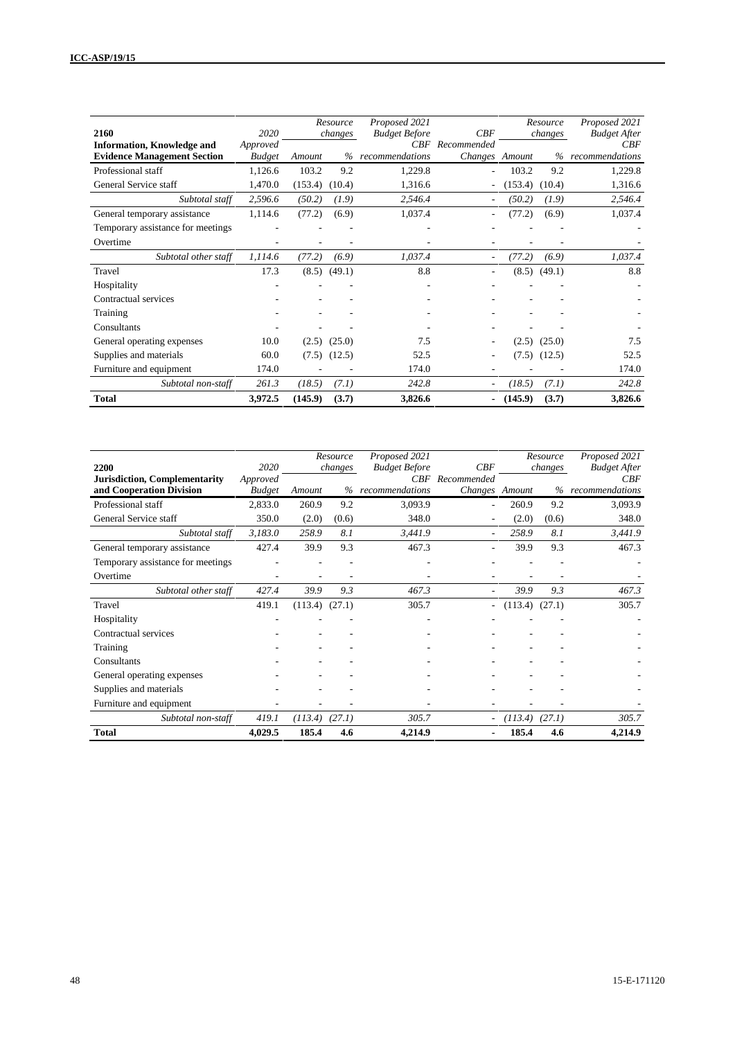| 2160 Information, Knowledge and Evidence Management Section | 2020 Approved Budget | Resource changes | | Proposed 2021 Budget Before CBF recommendations | CBF Recommended Changes | Resource changes | | Proposed 2021 Budget After CBF recommendations |
|---|---|---|---|---|---|---|---|---|
| | | Amount | % | | | Amount | % | |
| Professional staff | 1,126.6 | 103.2 | 9.2 | 1,229.8 | - | 103.2 | 9.2 | 1,229.8 |
| General Service staff | 1,470.0 | (153.4) | (10.4) | 1,316.6 | - | (153.4) | (10.4) | 1,316.6 |
| *Subtotal staff* | *2,596.6* | *(50.2)* | *(1.9)* | *2,546.4* | - | *(50.2)* | *(1.9)* | *2,546.4* |
| General temporary assistance | 1,114.6 | (77.2) | (6.9) | 1,037.4 | - | (77.2) | (6.9) | 1,037.4 |
| Temporary assistance for meetings | - | - | - | - | - | - | - | - |
| Overtime | - | - | - | - | - | - | - | - |
| *Subtotal other staff* | *1,114.6* | *(77.2)* | *(6.9)* | *1,037.4* | - | *(77.2)* | *(6.9)* | *1,037.4* |
| Travel | 17.3 | (8.5) | (49.1) | 8.8 | - | (8.5) | (49.1) | 8.8 |
| Hospitality | - | - | - | - | - | - | - | - |
| Contractual services | - | - | - | - | - | - | - | - |
| Training | - | - | - | - | - | - | - | - |
| Consultants | - | - | - | - | - | - | - | - |
| General operating expenses | 10.0 | (2.5) | (25.0) | 7.5 | - | (2.5) | (25.0) | 7.5 |
| Supplies and materials | 60.0 | (7.5) | (12.5) | 52.5 | - | (7.5) | (12.5) | 52.5 |
| Furniture and equipment | 174.0 | - | - | 174.0 | - | - | - | 174.0 |
| *Subtotal non-staff* | *261.3* | *(18.5)* | *(7.1)* | *242.8* | - | *(18.5)* | *(7.1)* | *242.8* |
| **Total** | **3,972.5** | **(145.9)** | **(3.7)** | **3,826.6** | **-** | **(145.9)** | **(3.7)** | **3,826.6** |

| 2200 Jurisdiction, Complementarity and Cooperation Division | 2020 Approved Budget | Resource changes | | Proposed 2021 Budget Before CBF recommendations | CBF Recommended Changes | Resource changes | | Proposed 2021 Budget After CBF recommendations |
|---|---|---|---|---|---|---|---|---|
| | | Amount | % | | | Amount | % | |
| Professional staff | 2,833.0 | 260.9 | 9.2 | 3,093.9 | - | 260.9 | 9.2 | 3,093.9 |
| General Service staff | 350.0 | (2.0) | (0.6) | 348.0 | - | (2.0) | (0.6) | 348.0 |
| *Subtotal staff* | *3,183.0* | *258.9* | *8.1* | *3,441.9* | - | *258.9* | *8.1* | *3,441.9* |
| General temporary assistance | 427.4 | 39.9 | 9.3 | 467.3 | - | 39.9 | 9.3 | 467.3 |
| Temporary assistance for meetings | - | - | - | - | - | - | - | - |
| Overtime | - | - | - | - | - | - | - | - |
| *Subtotal other staff* | *427.4* | *39.9* | *9.3* | *467.3* | - | *39.9* | *9.3* | *467.3* |
| Travel | 419.1 | (113.4) | (27.1) | 305.7 | - | (113.4) | (27.1) | 305.7 |
| Hospitality | - | - | - | - | - | - | - | - |
| Contractual services | - | - | - | - | - | - | - | - |
| Training | - | - | - | - | - | - | - | - |
| Consultants | - | - | - | - | - | - | - | - |
| General operating expenses | - | - | - | - | - | - | - | - |
| Supplies and materials | - | - | - | - | - | - | - | - |
| Furniture and equipment | - | - | - | - | - | - | - | - |
| *Subtotal non-staff* | *419.1* | *(113.4)* | *(27.1)* | *305.7* | - | *(113.4)* | *(27.1)* | *305.7* |
| **Total** | **4,029.5** | **185.4** | **4.6** | **4,214.9** | **-** | **185.4** | **4.6** | **4,214.9** |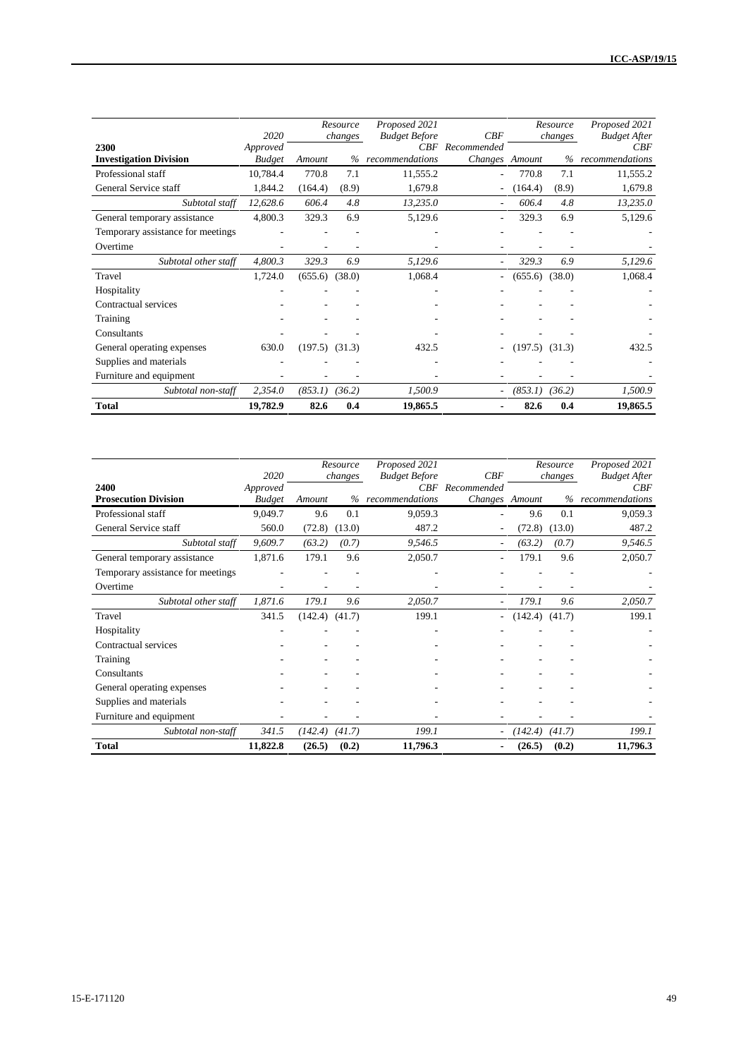| 2300 Investigation Division | 2020 Approved Budget | Resource changes Amount | Resource changes % | Proposed 2021 Budget Before CBF recommendations | CBF Recommended Changes | Resource changes Amount | Resource changes % | Proposed 2021 Budget After CBF recommendations |
|---|---|---|---|---|---|---|---|---|
| Professional staff | 10,784.4 | 770.8 | 7.1 | 11,555.2 | - | 770.8 | 7.1 | 11,555.2 |
| General Service staff | 1,844.2 | (164.4) | (8.9) | 1,679.8 | - | (164.4) | (8.9) | 1,679.8 |
| *Subtotal staff* | *12,628.6* | *606.4* | *4.8* | *13,235.0* | - | *606.4* | *4.8* | *13,235.0* |
| General temporary assistance | 4,800.3 | 329.3 | 6.9 | 5,129.6 | - | 329.3 | 6.9 | 5,129.6 |
| Temporary assistance for meetings | - | - | - | - | - | - | - | - |
| Overtime | - | - | - | - | - | - | - | - |
| *Subtotal other staff* | *4,800.3* | *329.3* | *6.9* | *5,129.6* | - | *329.3* | *6.9* | *5,129.6* |
| Travel | 1,724.0 | (655.6) | (38.0) | 1,068.4 | - | (655.6) | (38.0) | 1,068.4 |
| Hospitality | - | - | - | - | - | - | - | - |
| Contractual services | - | - | - | - | - | - | - | - |
| Training | - | - | - | - | - | - | - | - |
| Consultants | - | - | - | - | - | - | - | - |
| General operating expenses | 630.0 | (197.5) | (31.3) | 432.5 | - | (197.5) | (31.3) | 432.5 |
| Supplies and materials | - | - | - | - | - | - | - | - |
| Furniture and equipment | - | - | - | - | - | - | - | - |
| *Subtotal non-staff* | *2,354.0* | *(853.1)* | *(36.2)* | *1,500.9* | - | *(853.1)* | *(36.2)* | *1,500.9* |
| **Total** | **19,782.9** | **82.6** | **0.4** | **19,865.5** | **-** | **82.6** | **0.4** | **19,865.5** |

| 2400 Prosecution Division | 2020 Approved Budget | Resource changes Amount | Resource changes % | Proposed 2021 Budget Before CBF recommendations | CBF Recommended Changes | Resource changes Amount | Resource changes % | Proposed 2021 Budget After CBF recommendations |
|---|---|---|---|---|---|---|---|---|
| Professional staff | 9,049.7 | 9.6 | 0.1 | 9,059.3 | - | 9.6 | 0.1 | 9,059.3 |
| General Service staff | 560.0 | (72.8) | (13.0) | 487.2 | - | (72.8) | (13.0) | 487.2 |
| *Subtotal staff* | *9,609.7* | *(63.2)* | *(0.7)* | *9,546.5* | - | *(63.2)* | *(0.7)* | *9,546.5* |
| General temporary assistance | 1,871.6 | 179.1 | 9.6 | 2,050.7 | - | 179.1 | 9.6 | 2,050.7 |
| Temporary assistance for meetings | - | - | - | - | - | - | - | - |
| Overtime | - | - | - | - | - | - | - | - |
| *Subtotal other staff* | *1,871.6* | *179.1* | *9.6* | *2,050.7* | - | *179.1* | *9.6* | *2,050.7* |
| Travel | 341.5 | (142.4) | (41.7) | 199.1 | - | (142.4) | (41.7) | 199.1 |
| Hospitality | - | - | - | - | - | - | - | - |
| Contractual services | - | - | - | - | - | - | - | - |
| Training | - | - | - | - | - | - | - | - |
| Consultants | - | - | - | - | - | - | - | - |
| General operating expenses | - | - | - | - | - | - | - | - |
| Supplies and materials | - | - | - | - | - | - | - | - |
| Furniture and equipment | - | - | - | - | - | - | - | - |
| *Subtotal non-staff* | *341.5* | *(142.4)* | *(41.7)* | *199.1* | - | *(142.4)* | *(41.7)* | *199.1* |
| **Total** | **11,822.8** | **(26.5)** | **(0.2)** | **11,796.3** | **-** | **(26.5)** | **(0.2)** | **11,796.3** |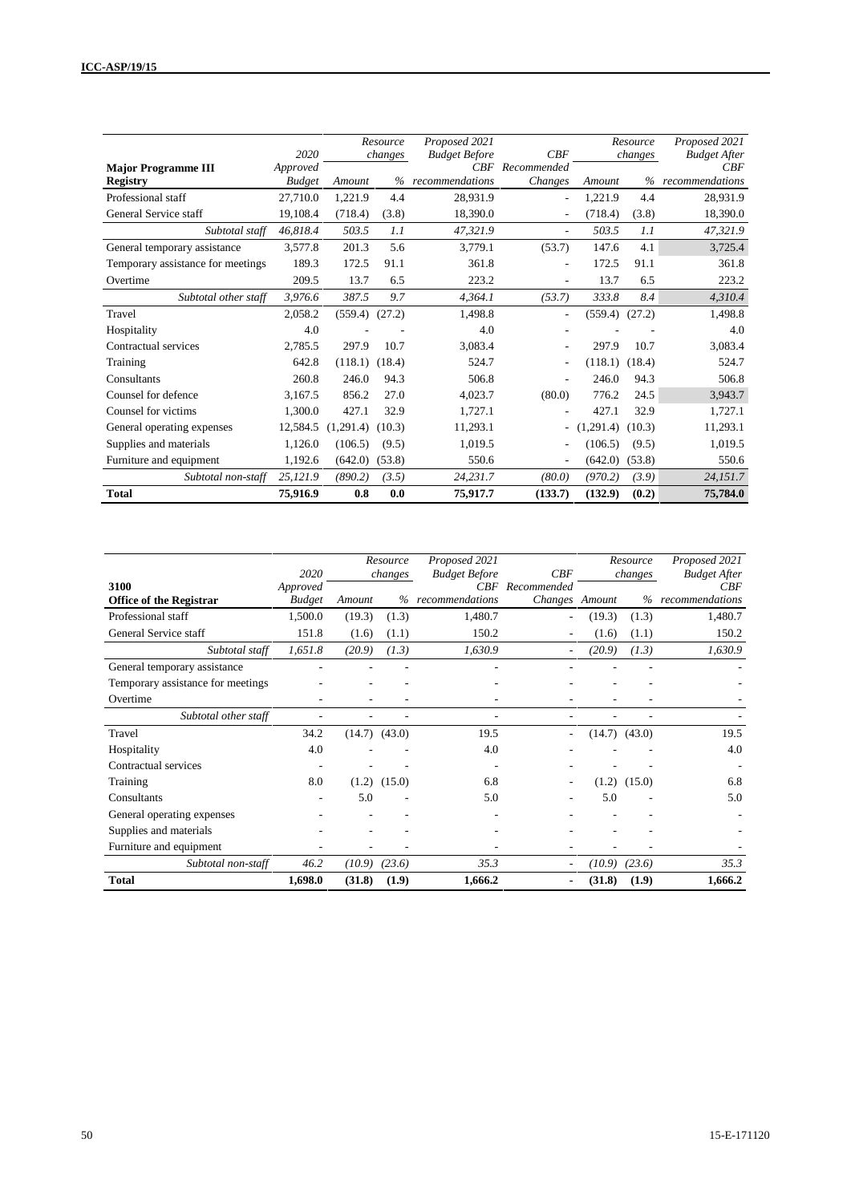| Major Programme III Registry | 2020 Approved Budget | Resource changes Amount | Resource changes % | Proposed 2021 Budget Before CBF recommendations | CBF Recommended Changes | Resource changes Amount | Resource changes % | Proposed 2021 Budget After CBF recommendations |
|---|---|---|---|---|---|---|---|---|
| Professional staff | 27,710.0 | 1,221.9 | 4.4 | 28,931.9 | - | 1,221.9 | 4.4 | 28,931.9 |
| General Service staff | 19,108.4 | (718.4) | (3.8) | 18,390.0 | - | (718.4) | (3.8) | 18,390.0 |
| *Subtotal staff* | *46,818.4* | *503.5* | *1.1* | *47,321.9* | - | *503.5* | *1.1* | *47,321.9* |
| General temporary assistance | 3,577.8 | 201.3 | 5.6 | 3,779.1 | (53.7) | 147.6 | 4.1 | 3,725.4 |
| Temporary assistance for meetings | 189.3 | 172.5 | 91.1 | 361.8 | - | 172.5 | 91.1 | 361.8 |
| Overtime | 209.5 | 13.7 | 6.5 | 223.2 | - | 13.7 | 6.5 | 223.2 |
| *Subtotal other staff* | *3,976.6* | *387.5* | *9.7* | *4,364.1* | *(53.7)* | *333.8* | *8.4* | *4,310.4* |
| Travel | 2,058.2 | (559.4) | (27.2) | 1,498.8 | - | (559.4) | (27.2) | 1,498.8 |
| Hospitality | 4.0 | - | - | 4.0 | - | - | - | 4.0 |
| Contractual services | 2,785.5 | 297.9 | 10.7 | 3,083.4 | - | 297.9 | 10.7 | 3,083.4 |
| Training | 642.8 | (118.1) | (18.4) | 524.7 | - | (118.1) | (18.4) | 524.7 |
| Consultants | 260.8 | 246.0 | 94.3 | 506.8 | - | 246.0 | 94.3 | 506.8 |
| Counsel for defence | 3,167.5 | 856.2 | 27.0 | 4,023.7 | (80.0) | 776.2 | 24.5 | 3,943.7 |
| Counsel for victims | 1,300.0 | 427.1 | 32.9 | 1,727.1 | - | 427.1 | 32.9 | 1,727.1 |
| General operating expenses | 12,584.5 | (1,291.4) | (10.3) | 11,293.1 | - | (1,291.4) | (10.3) | 11,293.1 |
| Supplies and materials | 1,126.0 | (106.5) | (9.5) | 1,019.5 | - | (106.5) | (9.5) | 1,019.5 |
| Furniture and equipment | 1,192.6 | (642.0) | (53.8) | 550.6 | - | (642.0) | (53.8) | 550.6 |
| *Subtotal non-staff* | *25,121.9* | *(890.2)* | *(3.5)* | *24,231.7* | *(80.0)* | *(970.2)* | *(3.9)* | *24,151.7* |
| **Total** | **75,916.9** | **0.8** | **0.0** | **75,917.7** | **(133.7)** | **(132.9)** | **(0.2)** | **75,784.0** |

| 3100 Office of the Registrar | 2020 Approved Budget | Resource changes Amount | Resource changes % | Proposed 2021 Budget Before CBF recommendations | CBF Recommended Changes | Resource changes Amount | Resource changes % | Proposed 2021 Budget After CBF recommendations |
|---|---|---|---|---|---|---|---|---|
| Professional staff | 1,500.0 | (19.3) | (1.3) | 1,480.7 | - | (19.3) | (1.3) | 1,480.7 |
| General Service staff | 151.8 | (1.6) | (1.1) | 150.2 | - | (1.6) | (1.1) | 150.2 |
| *Subtotal staff* | *1,651.8* | *(20.9)* | *(1.3)* | *1,630.9* | - | *(20.9)* | *(1.3)* | *1,630.9* |
| General temporary assistance | - | - | - | - | - | - | - | - |
| Temporary assistance for meetings | - | - | - | - | - | - | - | - |
| Overtime | - | - | - | - | - | - | - | - |
| *Subtotal other staff* | - | - | - | - | - | - | - | - |
| Travel | 34.2 | (14.7) | (43.0) | 19.5 | - | (14.7) | (43.0) | 19.5 |
| Hospitality | 4.0 | - | - | 4.0 | - | - | - | 4.0 |
| Contractual services | - | - | - | - | - | - | - | - |
| Training | 8.0 | (1.2) | (15.0) | 6.8 | - | (1.2) | (15.0) | 6.8 |
| Consultants | - | 5.0 | - | 5.0 | - | 5.0 | - | 5.0 |
| General operating expenses | - | - | - | - | - | - | - | - |
| Supplies and materials | - | - | - | - | - | - | - | - |
| Furniture and equipment | - | - | - | - | - | - | - | - |
| *Subtotal non-staff* | *46.2* | *(10.9)* | *(23.6)* | *35.3* | - | *(10.9)* | *(23.6)* | *35.3* |
| **Total** | **1,698.0** | **(31.8)** | **(1.9)** | **1,666.2** | **-** | **(31.8)** | **(1.9)** | **1,666.2** |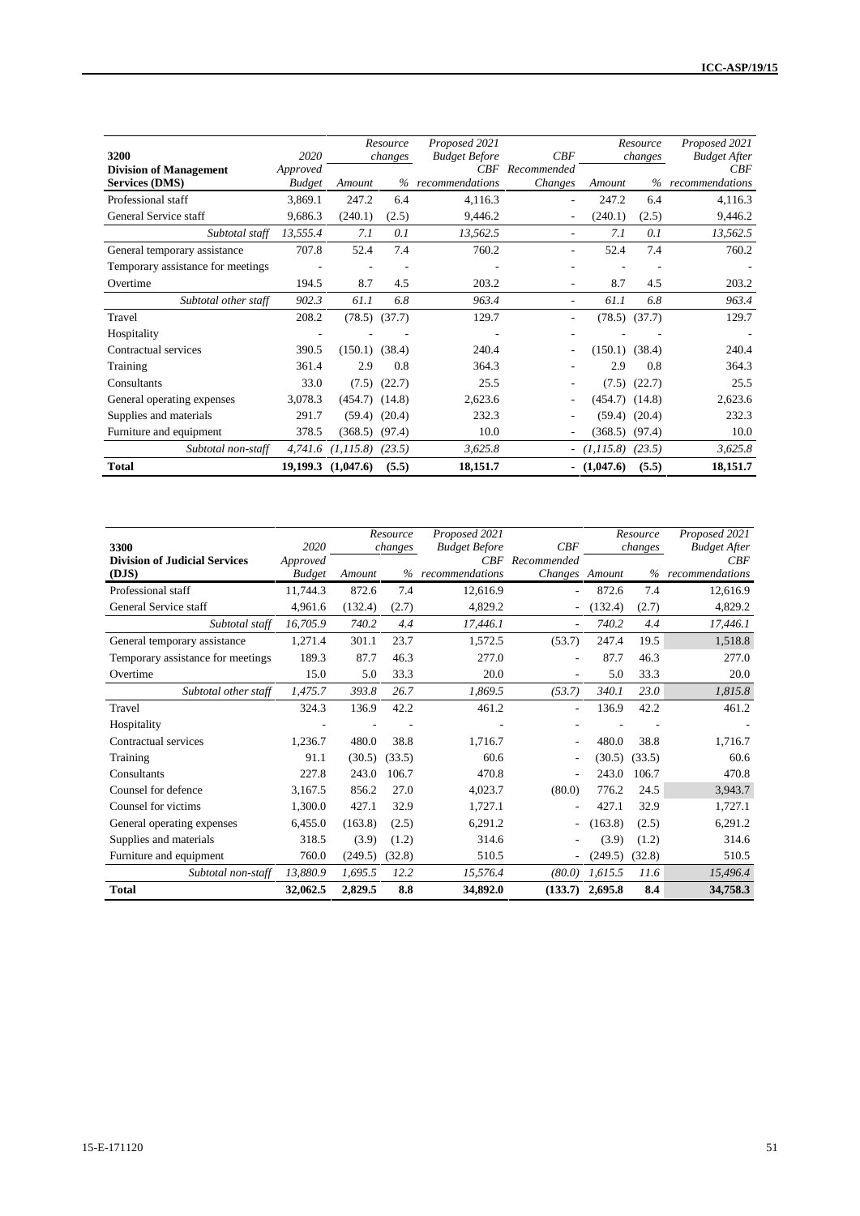| 3200 Division of Management Services (DMS) | 2020 Approved Budget | Resource changes Amount | % | Proposed 2021 Budget Before CBF recommendations | CBF Recommended Changes | Resource changes Amount | % | Proposed 2021 Budget After CBF recommendations |
|---|---|---|---|---|---|---|---|---|
| Professional staff | 3,869.1 | 247.2 | 6.4 | 4,116.3 | - | 247.2 | 6.4 | 4,116.3 |
| General Service staff | 9,686.3 | (240.1) | (2.5) | 9,446.2 | - | (240.1) | (2.5) | 9,446.2 |
| *Subtotal staff* | *13,555.4* | *7.1* | *0.1* | *13,562.5* | - | *7.1* | *0.1* | *13,562.5* |
| General temporary assistance | 707.8 | 52.4 | 7.4 | 760.2 | - | 52.4 | 7.4 | 760.2 |
| Temporary assistance for meetings | - | - | - | - | - | - | - | - |
| Overtime | 194.5 | 8.7 | 4.5 | 203.2 | - | 8.7 | 4.5 | 203.2 |
| *Subtotal other staff* | *902.3* | *61.1* | *6.8* | *963.4* | - | *61.1* | *6.8* | *963.4* |
| Travel | 208.2 | (78.5) | (37.7) | 129.7 | - | (78.5) | (37.7) | 129.7 |
| Hospitality | - | - | - | - | - | - | - | - |
| Contractual services | 390.5 | (150.1) | (38.4) | 240.4 | - | (150.1) | (38.4) | 240.4 |
| Training | 361.4 | 2.9 | 0.8 | 364.3 | - | 2.9 | 0.8 | 364.3 |
| Consultants | 33.0 | (7.5) | (22.7) | 25.5 | - | (7.5) | (22.7) | 25.5 |
| General operating expenses | 3,078.3 | (454.7) | (14.8) | 2,623.6 | - | (454.7) | (14.8) | 2,623.6 |
| Supplies and materials | 291.7 | (59.4) | (20.4) | 232.3 | - | (59.4) | (20.4) | 232.3 |
| Furniture and equipment | 378.5 | (368.5) | (97.4) | 10.0 | - | (368.5) | (97.4) | 10.0 |
| *Subtotal non-staff* | *4,741.6* | *(1,115.8)* | *(23.5)* | *3,625.8* | - | *(1,115.8)* | *(23.5)* | *3,625.8* |
| **Total** | **19,199.3** | **(1,047.6)** | **(5.5)** | **18,151.7** | **-** | **(1,047.6)** | **(5.5)** | **18,151.7** |

| 3300 Division of Judicial Services (DJS) | 2020 Approved Budget | Resource changes Amount | % | Proposed 2021 Budget Before CBF recommendations | CBF Recommended Changes | Resource changes Amount | % | Proposed 2021 Budget After CBF recommendations |
|---|---|---|---|---|---|---|---|---|
| Professional staff | 11,744.3 | 872.6 | 7.4 | 12,616.9 | - | 872.6 | 7.4 | 12,616.9 |
| General Service staff | 4,961.6 | (132.4) | (2.7) | 4,829.2 | - | (132.4) | (2.7) | 4,829.2 |
| *Subtotal staff* | *16,705.9* | *740.2* | *4.4* | *17,446.1* | - | *740.2* | *4.4* | *17,446.1* |
| General temporary assistance | 1,271.4 | 301.1 | 23.7 | 1,572.5 | (53.7) | 247.4 | 19.5 | 1,518.8 |
| Temporary assistance for meetings | 189.3 | 87.7 | 46.3 | 277.0 | - | 87.7 | 46.3 | 277.0 |
| Overtime | 15.0 | 5.0 | 33.3 | 20.0 | - | 5.0 | 33.3 | 20.0 |
| *Subtotal other staff* | *1,475.7* | *393.8* | *26.7* | *1,869.5* | *(53.7)* | *340.1* | *23.0* | *1,815.8* |
| Travel | 324.3 | 136.9 | 42.2 | 461.2 | - | 136.9 | 42.2 | 461.2 |
| Hospitality | - | - | - | - | - | - | - | - |
| Contractual services | 1,236.7 | 480.0 | 38.8 | 1,716.7 | - | 480.0 | 38.8 | 1,716.7 |
| Training | 91.1 | (30.5) | (33.5) | 60.6 | - | (30.5) | (33.5) | 60.6 |
| Consultants | 227.8 | 243.0 | 106.7 | 470.8 | - | 243.0 | 106.7 | 470.8 |
| Counsel for defence | 3,167.5 | 856.2 | 27.0 | 4,023.7 | (80.0) | 776.2 | 24.5 | 3,943.7 |
| Counsel for victims | 1,300.0 | 427.1 | 32.9 | 1,727.1 | - | 427.1 | 32.9 | 1,727.1 |
| General operating expenses | 6,455.0 | (163.8) | (2.5) | 6,291.2 | - | (163.8) | (2.5) | 6,291.2 |
| Supplies and materials | 318.5 | (3.9) | (1.2) | 314.6 | - | (3.9) | (1.2) | 314.6 |
| Furniture and equipment | 760.0 | (249.5) | (32.8) | 510.5 | - | (249.5) | (32.8) | 510.5 |
| *Subtotal non-staff* | *13,880.9* | *1,695.5* | *12.2* | *15,576.4* | *(80.0)* | *1,615.5* | *11.6* | *15,496.4* |
| **Total** | **32,062.5** | **2,829.5** | **8.8** | **34,892.0** | **(133.7)** | **2,695.8** | **8.4** | **34,758.3** |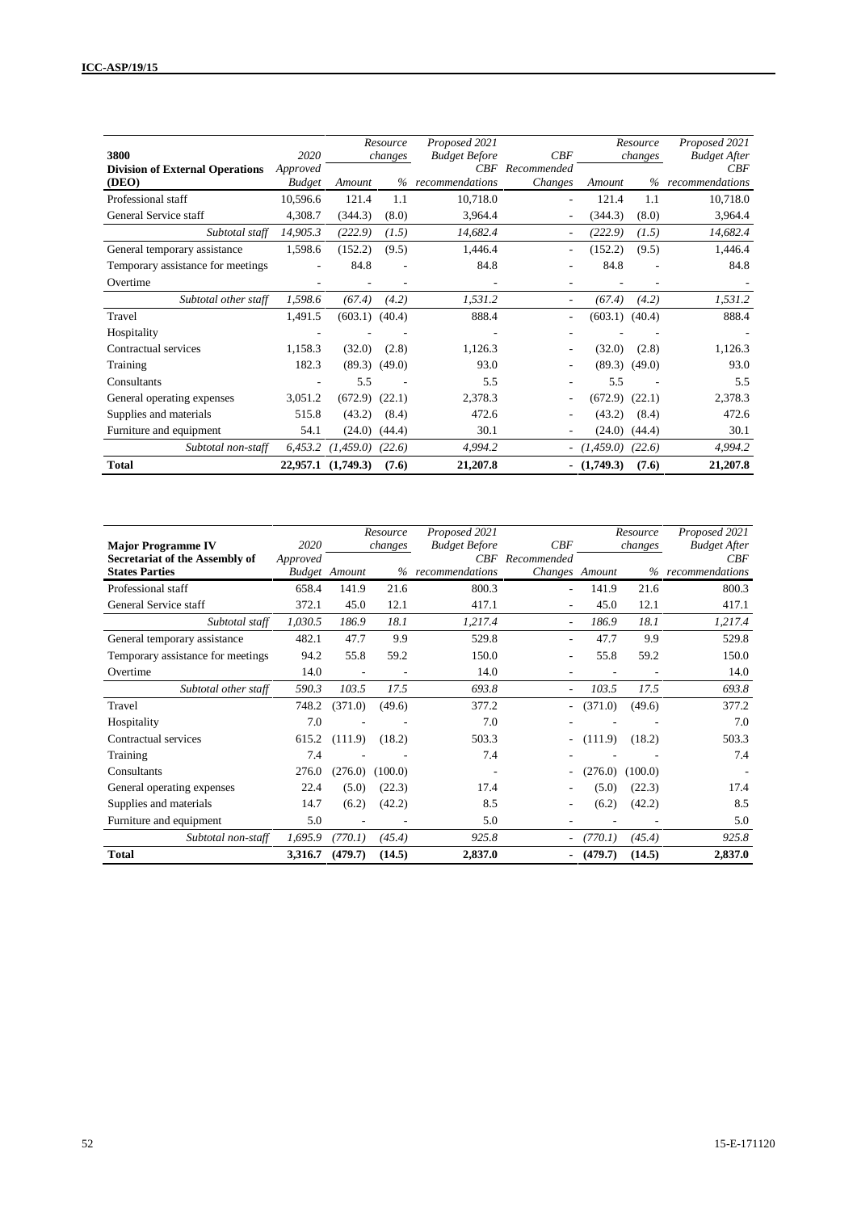| 3800 Division of External Operations (DEO) | 2020 Approved Budget | Resource changes Amount | Resource changes % | Proposed 2021 Budget Before CBF recommendations | CBF Recommended Changes | Resource changes Amount | Resource changes % | Proposed 2021 Budget After CBF recommendations |
|---|---|---|---|---|---|---|---|---|
| Professional staff | 10,596.6 | 121.4 | 1.1 | 10,718.0 | - | 121.4 | 1.1 | 10,718.0 |
| General Service staff | 4,308.7 | (344.3) | (8.0) | 3,964.4 | - | (344.3) | (8.0) | 3,964.4 |
| *Subtotal staff* | *14,905.3* | *(222.9)* | *(1.5)* | *14,682.4* | - | *(222.9)* | *(1.5)* | *14,682.4* |
| General temporary assistance | 1,598.6 | (152.2) | (9.5) | 1,446.4 | - | (152.2) | (9.5) | 1,446.4 |
| Temporary assistance for meetings | - | 84.8 | - | 84.8 | - | 84.8 | - | 84.8 |
| Overtime | - | - | - | - | - | - | - | - |
| *Subtotal other staff* | *1,598.6* | *(67.4)* | *(4.2)* | *1,531.2* | - | *(67.4)* | *(4.2)* | *1,531.2* |
| Travel | 1,491.5 | (603.1) | (40.4) | 888.4 | - | (603.1) | (40.4) | 888.4 |
| Hospitality | - | - | - | - | - | - | - | - |
| Contractual services | 1,158.3 | (32.0) | (2.8) | 1,126.3 | - | (32.0) | (2.8) | 1,126.3 |
| Training | 182.3 | (89.3) | (49.0) | 93.0 | - | (89.3) | (49.0) | 93.0 |
| Consultants | - | 5.5 | - | 5.5 | - | 5.5 | - | 5.5 |
| General operating expenses | 3,051.2 | (672.9) | (22.1) | 2,378.3 | - | (672.9) | (22.1) | 2,378.3 |
| Supplies and materials | 515.8 | (43.2) | (8.4) | 472.6 | - | (43.2) | (8.4) | 472.6 |
| Furniture and equipment | 54.1 | (24.0) | (44.4) | 30.1 | - | (24.0) | (44.4) | 30.1 |
| *Subtotal non-staff* | *6,453.2* | *(1,459.0)* | *(22.6)* | *4,994.2* | - | *(1,459.0)* | *(22.6)* | *4,994.2* |
| **Total** | **22,957.1** | **(1,749.3)** | **(7.6)** | **21,207.8** | **-** | **(1,749.3)** | **(7.6)** | **21,207.8** |

| Major Programme IV Secretariat of the Assembly of States Parties | 2020 Approved Budget | Resource changes Amount | Resource changes % | Proposed 2021 Budget Before CBF recommendations | CBF Recommended Changes | Resource changes Amount | Resource changes % | Proposed 2021 Budget After CBF recommendations |
|---|---|---|---|---|---|---|---|---|
| Professional staff | 658.4 | 141.9 | 21.6 | 800.3 | - | 141.9 | 21.6 | 800.3 |
| General Service staff | 372.1 | 45.0 | 12.1 | 417.1 | - | 45.0 | 12.1 | 417.1 |
| *Subtotal staff* | *1,030.5* | *186.9* | *18.1* | *1,217.4* | - | *186.9* | *18.1* | *1,217.4* |
| General temporary assistance | 482.1 | 47.7 | 9.9 | 529.8 | - | 47.7 | 9.9 | 529.8 |
| Temporary assistance for meetings | 94.2 | 55.8 | 59.2 | 150.0 | - | 55.8 | 59.2 | 150.0 |
| Overtime | 14.0 | - | - | 14.0 | - | - | - | 14.0 |
| *Subtotal other staff* | *590.3* | *103.5* | *17.5* | *693.8* | - | *103.5* | *17.5* | *693.8* |
| Travel | 748.2 | (371.0) | (49.6) | 377.2 | - | (371.0) | (49.6) | 377.2 |
| Hospitality | 7.0 | - | - | 7.0 | - | - | - | 7.0 |
| Contractual services | 615.2 | (111.9) | (18.2) | 503.3 | - | (111.9) | (18.2) | 503.3 |
| Training | 7.4 | - | - | 7.4 | - | - | - | 7.4 |
| Consultants | 276.0 | (276.0) | (100.0) | - | - | (276.0) | (100.0) | - |
| General operating expenses | 22.4 | (5.0) | (22.3) | 17.4 | - | (5.0) | (22.3) | 17.4 |
| Supplies and materials | 14.7 | (6.2) | (42.2) | 8.5 | - | (6.2) | (42.2) | 8.5 |
| Furniture and equipment | 5.0 | - | - | 5.0 | - | - | - | 5.0 |
| *Subtotal non-staff* | *1,695.9* | *(770.1)* | *(45.4)* | *925.8* | - | *(770.1)* | *(45.4)* | *925.8* |
| **Total** | **3,316.7** | **(479.7)** | **(14.5)** | **2,837.0** | **-** | **(479.7)** | **(14.5)** | **2,837.0** |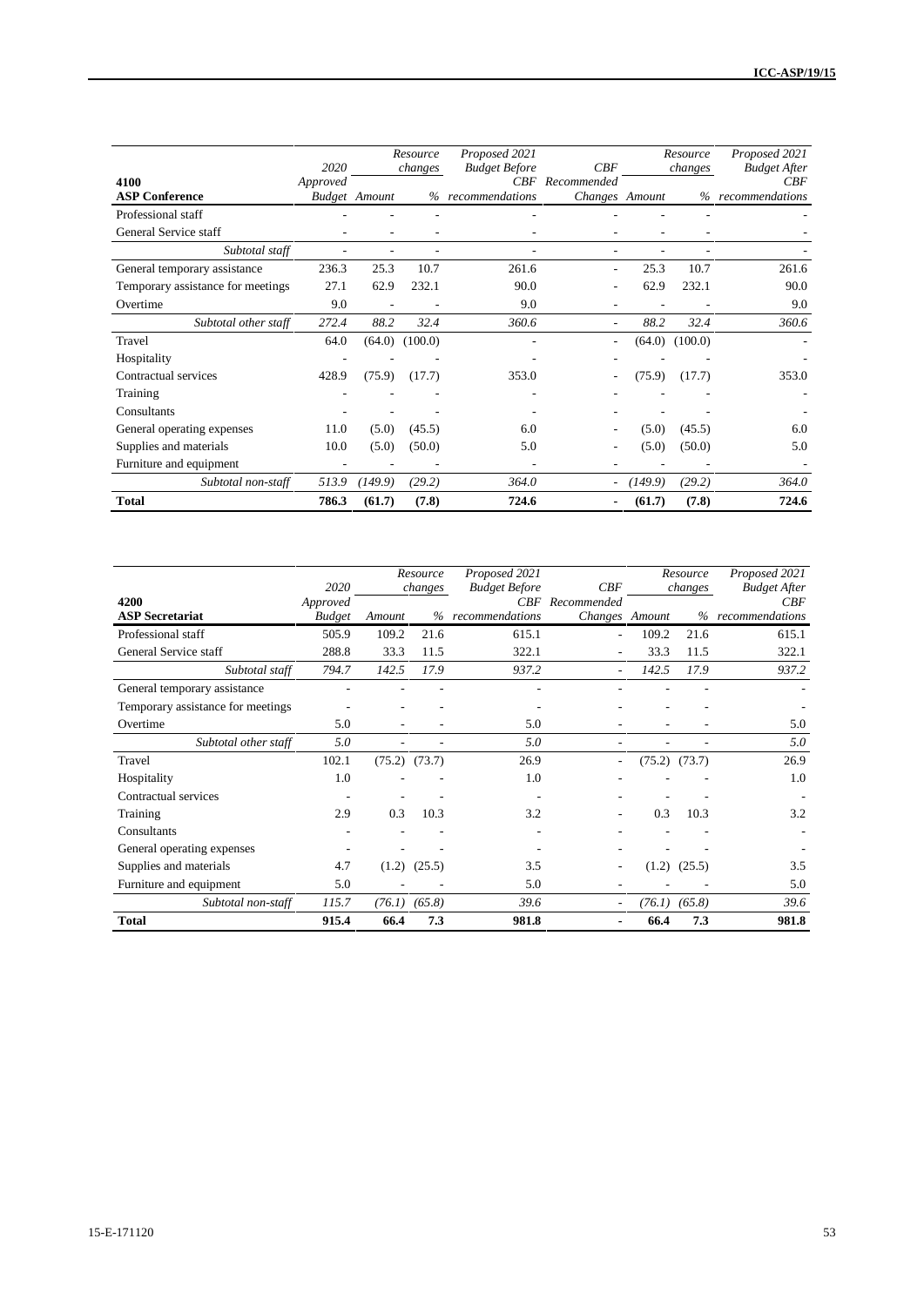| 4100 ASP Conference | 2020 Approved Budget | Resource changes Amount | % | Proposed 2021 Budget Before CBF recommendations | CBF Recommended Changes | Resource changes Amount | % | Proposed 2021 Budget After CBF recommendations |
|---|---|---|---|---|---|---|---|---|
| Professional staff | - | - | - | - | - | - | - | - |
| General Service staff | - | - | - | - | - | - | - | - |
| *Subtotal staff* | - | - | - | - | - | - | - | - |
| General temporary assistance | 236.3 | 25.3 | 10.7 | 261.6 | - | 25.3 | 10.7 | 261.6 |
| Temporary assistance for meetings | 27.1 | 62.9 | 232.1 | 90.0 | - | 62.9 | 232.1 | 90.0 |
| Overtime | 9.0 | - | - | 9.0 | - | - | - | 9.0 |
| *Subtotal other staff* | *272.4* | *88.2* | *32.4* | *360.6* | - | *88.2* | *32.4* | *360.6* |
| Travel | 64.0 | (64.0) | (100.0) | - | - | (64.0) | (100.0) | - |
| Hospitality | - | - | - | - | - | - | - | - |
| Contractual services | 428.9 | (75.9) | (17.7) | 353.0 | - | (75.9) | (17.7) | 353.0 |
| Training | - | - | - | - | - | - | - | - |
| Consultants | - | - | - | - | - | - | - | - |
| General operating expenses | 11.0 | (5.0) | (45.5) | 6.0 | - | (5.0) | (45.5) | 6.0 |
| Supplies and materials | 10.0 | (5.0) | (50.0) | 5.0 | - | (5.0) | (50.0) | 5.0 |
| Furniture and equipment | - | - | - | - | - | - | - | - |
| *Subtotal non-staff* | *513.9* | *(149.9)* | *(29.2)* | *364.0* | - | *(149.9)* | *(29.2)* | *364.0* |
| **Total** | **786.3** | **(61.7)** | **(7.8)** | **724.6** | **-** | **(61.7)** | **(7.8)** | **724.6** |

| 4200 ASP Secretariat | 2020 Approved Budget | Resource changes Amount | % | Proposed 2021 Budget Before CBF recommendations | CBF Recommended Changes | Resource changes Amount | % | Proposed 2021 Budget After CBF recommendations |
|---|---|---|---|---|---|---|---|---|
| Professional staff | 505.9 | 109.2 | 21.6 | 615.1 | - | 109.2 | 21.6 | 615.1 |
| General Service staff | 288.8 | 33.3 | 11.5 | 322.1 | - | 33.3 | 11.5 | 322.1 |
| *Subtotal staff* | *794.7* | *142.5* | *17.9* | *937.2* | - | *142.5* | *17.9* | *937.2* |
| General temporary assistance | - | - | - | - | - | - | - | - |
| Temporary assistance for meetings | - | - | - | - | - | - | - | - |
| Overtime | 5.0 | - | - | 5.0 | - | - | - | 5.0 |
| *Subtotal other staff* | *5.0* | - | - | *5.0* | - | - | - | *5.0* |
| Travel | 102.1 | (75.2) | (73.7) | 26.9 | - | (75.2) | (73.7) | 26.9 |
| Hospitality | 1.0 | - | - | 1.0 | - | - | - | 1.0 |
| Contractual services | - | - | - | - | - | - | - | - |
| Training | 2.9 | 0.3 | 10.3 | 3.2 | - | 0.3 | 10.3 | 3.2 |
| Consultants | - | - | - | - | - | - | - | - |
| General operating expenses | - | - | - | - | - | - | - | - |
| Supplies and materials | 4.7 | (1.2) | (25.5) | 3.5 | - | (1.2) | (25.5) | 3.5 |
| Furniture and equipment | 5.0 | - | - | 5.0 | - | - | - | 5.0 |
| *Subtotal non-staff* | *115.7* | *(76.1)* | *(65.8)* | *39.6* | - | *(76.1)* | *(65.8)* | *39.6* |
| **Total** | **915.4** | **66.4** | **7.3** | **981.8** | **-** | **66.4** | **7.3** | **981.8** |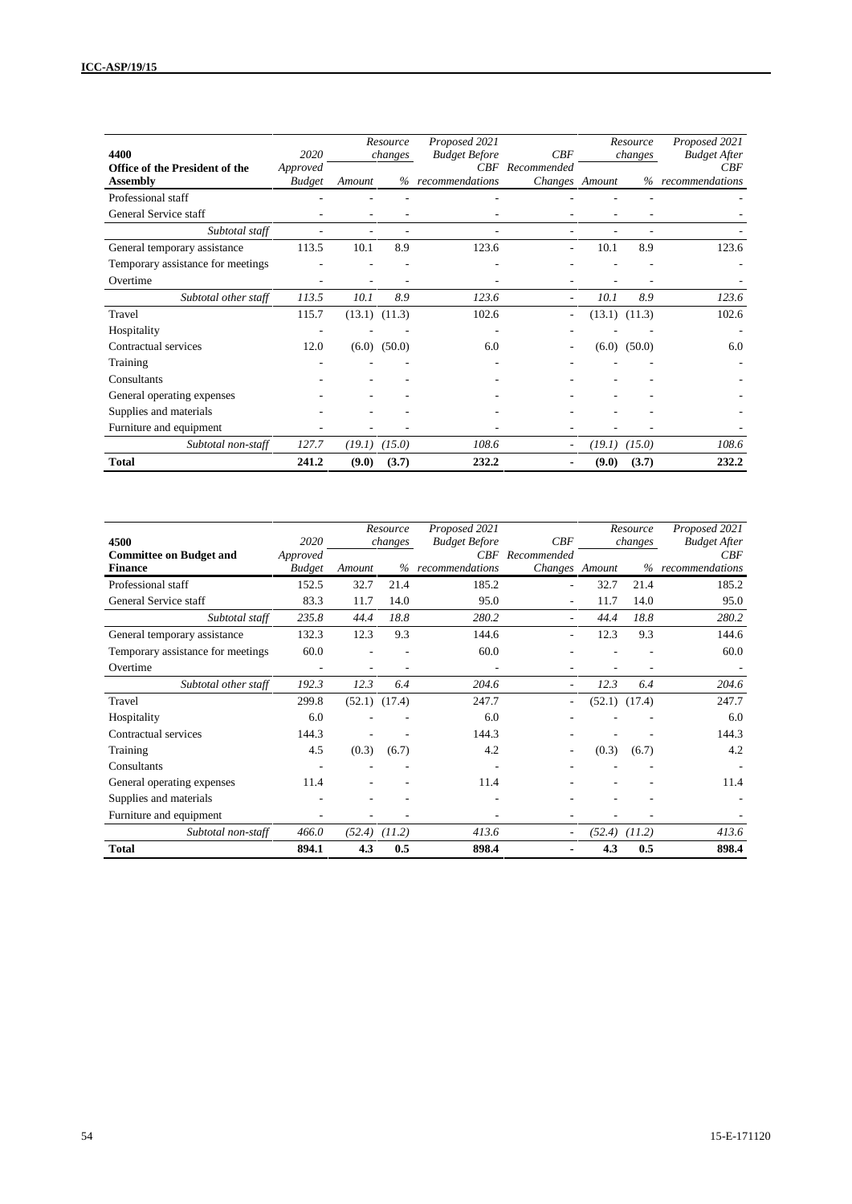| 4400 Office of the President of the Assembly | 2020 Approved Budget | Resource changes Amount | % | Proposed 2021 Budget Before CBF recommendations | CBF Recommended Changes | Resource changes Amount | % | Proposed 2021 Budget After CBF recommendations |
|---|---|---|---|---|---|---|---|---|
| Professional staff | - | - | - | - | - | - | - | - |
| General Service staff | - | - | - | - | - | - | - | - |
| *Subtotal staff* | - | - | - | - | - | - | - | - |
| General temporary assistance | 113.5 | 10.1 | 8.9 | 123.6 | - | 10.1 | 8.9 | 123.6 |
| Temporary assistance for meetings | - | - | - | - | - | - | - | - |
| Overtime | - | - | - | - | - | - | - | - |
| *Subtotal other staff* | *113.5* | *10.1* | *8.9* | *123.6* | - | *10.1* | *8.9* | *123.6* |
| Travel | 115.7 | (13.1) | (11.3) | 102.6 | - | (13.1) | (11.3) | 102.6 |
| Hospitality | - | - | - | - | - | - | - | - |
| Contractual services | 12.0 | (6.0) | (50.0) | 6.0 | - | (6.0) | (50.0) | 6.0 |
| Training | - | - | - | - | - | - | - | - |
| Consultants | - | - | - | - | - | - | - | - |
| General operating expenses | - | - | - | - | - | - | - | - |
| Supplies and materials | - | - | - | - | - | - | - | - |
| Furniture and equipment | - | - | - | - | - | - | - | - |
| *Subtotal non-staff* | *127.7* | *(19.1)* | *(15.0)* | *108.6* | - | *(19.1)* | *(15.0)* | *108.6* |
| **Total** | **241.2** | **(9.0)** | **(3.7)** | **232.2** | **-** | **(9.0)** | **(3.7)** | **232.2** |

| 4500 Committee on Budget and Finance | 2020 Approved Budget | Resource changes Amount | % | Proposed 2021 Budget Before CBF recommendations | CBF Recommended Changes | Resource changes Amount | % | Proposed 2021 Budget After CBF recommendations |
|---|---|---|---|---|---|---|---|---|
| Professional staff | 152.5 | 32.7 | 21.4 | 185.2 | - | 32.7 | 21.4 | 185.2 |
| General Service staff | 83.3 | 11.7 | 14.0 | 95.0 | - | 11.7 | 14.0 | 95.0 |
| *Subtotal staff* | *235.8* | *44.4* | *18.8* | *280.2* | - | *44.4* | *18.8* | *280.2* |
| General temporary assistance | 132.3 | 12.3 | 9.3 | 144.6 | - | 12.3 | 9.3 | 144.6 |
| Temporary assistance for meetings | 60.0 | - | - | 60.0 | - | - | - | 60.0 |
| Overtime | - | - | - | - | - | - | - | - |
| *Subtotal other staff* | *192.3* | *12.3* | *6.4* | *204.6* | - | *12.3* | *6.4* | *204.6* |
| Travel | 299.8 | (52.1) | (17.4) | 247.7 | - | (52.1) | (17.4) | 247.7 |
| Hospitality | 6.0 | - | - | 6.0 | - | - | - | 6.0 |
| Contractual services | 144.3 | - | - | 144.3 | - | - | - | 144.3 |
| Training | 4.5 | (0.3) | (6.7) | 4.2 | - | (0.3) | (6.7) | 4.2 |
| Consultants | - | - | - | - | - | - | - | - |
| General operating expenses | 11.4 | - | - | 11.4 | - | - | - | 11.4 |
| Supplies and materials | - | - | - | - | - | - | - | - |
| Furniture and equipment | - | - | - | - | - | - | - | - |
| *Subtotal non-staff* | *466.0* | *(52.4)* | *(11.2)* | *413.6* | - | *(52.4)* | *(11.2)* | *413.6* |
| **Total** | **894.1** | **4.3** | **0.5** | **898.4** | **-** | **4.3** | **0.5** | **898.4** |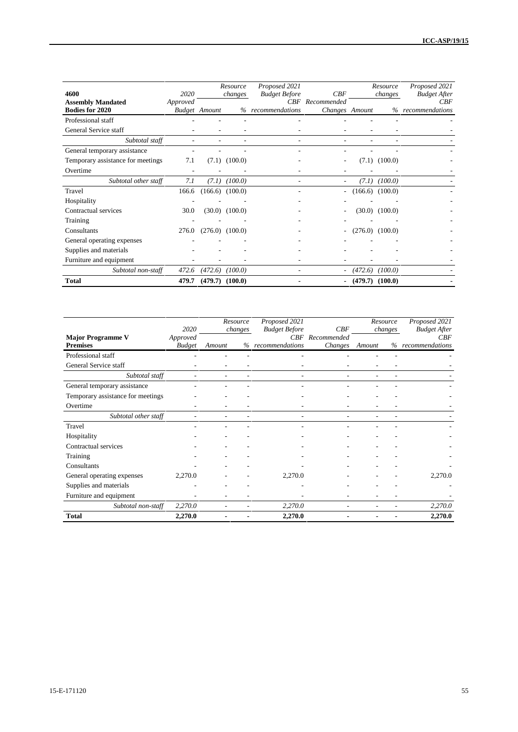| 4600 Assembly Mandated Bodies for 2020 | 2020 Approved Budget | Resource changes Amount | Resource changes % | Proposed 2021 Budget Before CBF recommendations | CBF Recommended Changes | Resource changes Amount | Resource changes % | Proposed 2021 Budget After CBF recommendations |
|---|---|---|---|---|---|---|---|---|
| Professional staff | - | - | - | - | - | - | - | - |
| General Service staff | - | - | - | - | - | - | - | - |
| *Subtotal staff* | - | - | - | - | - | - | - | - |
| General temporary assistance | - | - | - | - | - | - | - | - |
| Temporary assistance for meetings | 7.1 | (7.1) | (100.0) | - | - | (7.1) | (100.0) | - |
| Overtime | - | - | - | - | - | - | - | - |
| *Subtotal other staff* | *7.1* | *(7.1)* | *(100.0)* | - | - | *(7.1)* | *(100.0)* | - |
| Travel | 166.6 | (166.6) | (100.0) | - | - | (166.6) | (100.0) | - |
| Hospitality | - | - | - | - | - | - | - | - |
| Contractual services | 30.0 | (30.0) | (100.0) | - | - | (30.0) | (100.0) | - |
| Training | - | - | - | - | - | - | - | - |
| Consultants | 276.0 | (276.0) | (100.0) | - | - | (276.0) | (100.0) | - |
| General operating expenses | - | - | - | - | - | - | - | - |
| Supplies and materials | - | - | - | - | - | - | - | - |
| Furniture and equipment | - | - | - | - | - | - | - | - |
| *Subtotal non-staff* | *472.6* | *(472.6)* | *(100.0)* | - | - | *(472.6)* | *(100.0)* | - |
| **Total** | **479.7** | **(479.7)** | **(100.0)** | **-** | **-** | **(479.7)** | **(100.0)** | **-** |

| Major Programme V Premises | 2020 Approved Budget | Resource changes Amount | Resource changes % | Proposed 2021 Budget Before CBF recommendations | CBF Recommended Changes | Resource changes Amount | Resource changes % | Proposed 2021 Budget After CBF recommendations |
|---|---|---|---|---|---|---|---|---|
| Professional staff | - | - | - | - | - | - | - | - |
| General Service staff | - | - | - | - | - | - | - | - |
| *Subtotal staff* | - | - | - | - | - | - | - | - |
| General temporary assistance | - | - | - | - | - | - | - | - |
| Temporary assistance for meetings | - | - | - | - | - | - | - | - |
| Overtime | - | - | - | - | - | - | - | - |
| *Subtotal other staff* | - | - | - | - | - | - | - | - |
| Travel | - | - | - | - | - | - | - | - |
| Hospitality | - | - | - | - | - | - | - | - |
| Contractual services | - | - | - | - | - | - | - | - |
| Training | - | - | - | - | - | - | - | - |
| Consultants | - | - | - | - | - | - | - | - |
| General operating expenses | 2,270.0 | - | - | 2,270.0 | - | - | - | 2,270.0 |
| Supplies and materials | - | - | - | - | - | - | - | - |
| Furniture and equipment | - | - | - | - | - | - | - | - |
| *Subtotal non-staff* | *2,270.0* | - | - | *2,270.0* | - | - | - | *2,270.0* |
| **Total** | **2,270.0** | **-** | **-** | **2,270.0** | **-** | **-** | **-** | **2,270.0** |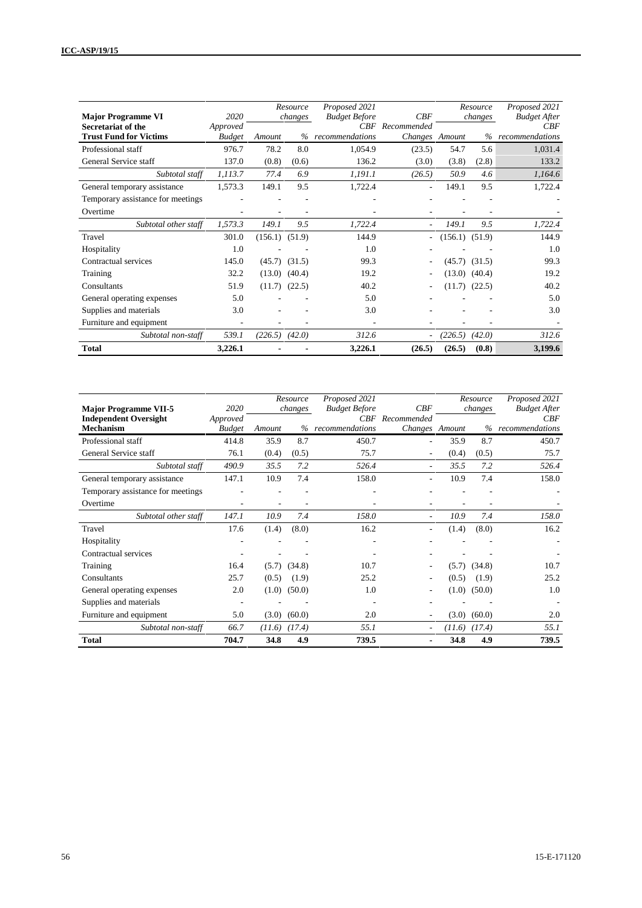| Major Programme VI Secretariat of the Trust Fund for Victims | 2020 Approved Budget | Resource changes Amount | % | Proposed 2021 Budget Before CBF recommendations | CBF Recommended Changes | Resource changes Amount | % | Proposed 2021 Budget After CBF recommendations |
|---|---|---|---|---|---|---|---|---|
| Professional staff | 976.7 | 78.2 | 8.0 | 1,054.9 | (23.5) | 54.7 | 5.6 | 1,031.4 |
| General Service staff | 137.0 | (0.8) | (0.6) | 136.2 | (3.0) | (3.8) | (2.8) | 133.2 |
| *Subtotal staff* | *1,113.7* | *77.4* | *6.9* | *1,191.1* | *(26.5)* | *50.9* | *4.6* | *1,164.6* |
| General temporary assistance | 1,573.3 | 149.1 | 9.5 | 1,722.4 | - | 149.1 | 9.5 | 1,722.4 |
| Temporary assistance for meetings | - | - | - | - | - | - | - | - |
| Overtime | - | - | - | - | - | - | - | - |
| *Subtotal other staff* | *1,573.3* | *149.1* | *9.5* | *1,722.4* | - | *149.1* | *9.5* | *1,722.4* |
| Travel | 301.0 | (156.1) | (51.9) | 144.9 | - | (156.1) | (51.9) | 144.9 |
| Hospitality | 1.0 | - | - | 1.0 | - | - | - | 1.0 |
| Contractual services | 145.0 | (45.7) | (31.5) | 99.3 | - | (45.7) | (31.5) | 99.3 |
| Training | 32.2 | (13.0) | (40.4) | 19.2 | - | (13.0) | (40.4) | 19.2 |
| Consultants | 51.9 | (11.7) | (22.5) | 40.2 | - | (11.7) | (22.5) | 40.2 |
| General operating expenses | 5.0 | - | - | 5.0 | - | - | - | 5.0 |
| Supplies and materials | 3.0 | - | - | 3.0 | - | - | - | 3.0 |
| Furniture and equipment | - | - | - | - | - | - | - | - |
| *Subtotal non-staff* | *539.1* | *(226.5)* | *(42.0)* | *312.6* | - | *(226.5)* | *(42.0)* | *312.6* |
| **Total** | **3,226.1** | **-** | **-** | **3,226.1** | **(26.5)** | **(26.5)** | **(0.8)** | **3,199.6** |

| Major Programme VII-5 Independent Oversight Mechanism | 2020 Approved Budget | Resource changes Amount | % | Proposed 2021 Budget Before CBF recommendations | CBF Recommended Changes | Resource changes Amount | % | Proposed 2021 Budget After CBF recommendations |
|---|---|---|---|---|---|---|---|---|
| Professional staff | 414.8 | 35.9 | 8.7 | 450.7 | - | 35.9 | 8.7 | 450.7 |
| General Service staff | 76.1 | (0.4) | (0.5) | 75.7 | - | (0.4) | (0.5) | 75.7 |
| *Subtotal staff* | *490.9* | *35.5* | *7.2* | *526.4* | - | *35.5* | *7.2* | *526.4* |
| General temporary assistance | 147.1 | 10.9 | 7.4 | 158.0 | - | 10.9 | 7.4 | 158.0 |
| Temporary assistance for meetings | - | - | - | - | - | - | - | - |
| Overtime | - | - | - | - | - | - | - | - |
| *Subtotal other staff* | *147.1* | *10.9* | *7.4* | *158.0* | - | *10.9* | *7.4* | *158.0* |
| Travel | 17.6 | (1.4) | (8.0) | 16.2 | - | (1.4) | (8.0) | 16.2 |
| Hospitality | - | - | - | - | - | - | - | - |
| Contractual services | - | - | - | - | - | - | - | - |
| Training | 16.4 | (5.7) | (34.8) | 10.7 | - | (5.7) | (34.8) | 10.7 |
| Consultants | 25.7 | (0.5) | (1.9) | 25.2 | - | (0.5) | (1.9) | 25.2 |
| General operating expenses | 2.0 | (1.0) | (50.0) | 1.0 | - | (1.0) | (50.0) | 1.0 |
| Supplies and materials | - | - | - | - | - | - | - | - |
| Furniture and equipment | 5.0 | (3.0) | (60.0) | 2.0 | - | (3.0) | (60.0) | 2.0 |
| *Subtotal non-staff* | *66.7* | *(11.6)* | *(17.4)* | *55.1* | - | *(11.6)* | *(17.4)* | *55.1* |
| **Total** | **704.7** | **34.8** | **4.9** | **739.5** | **-** | **34.8** | **4.9** | **739.5** |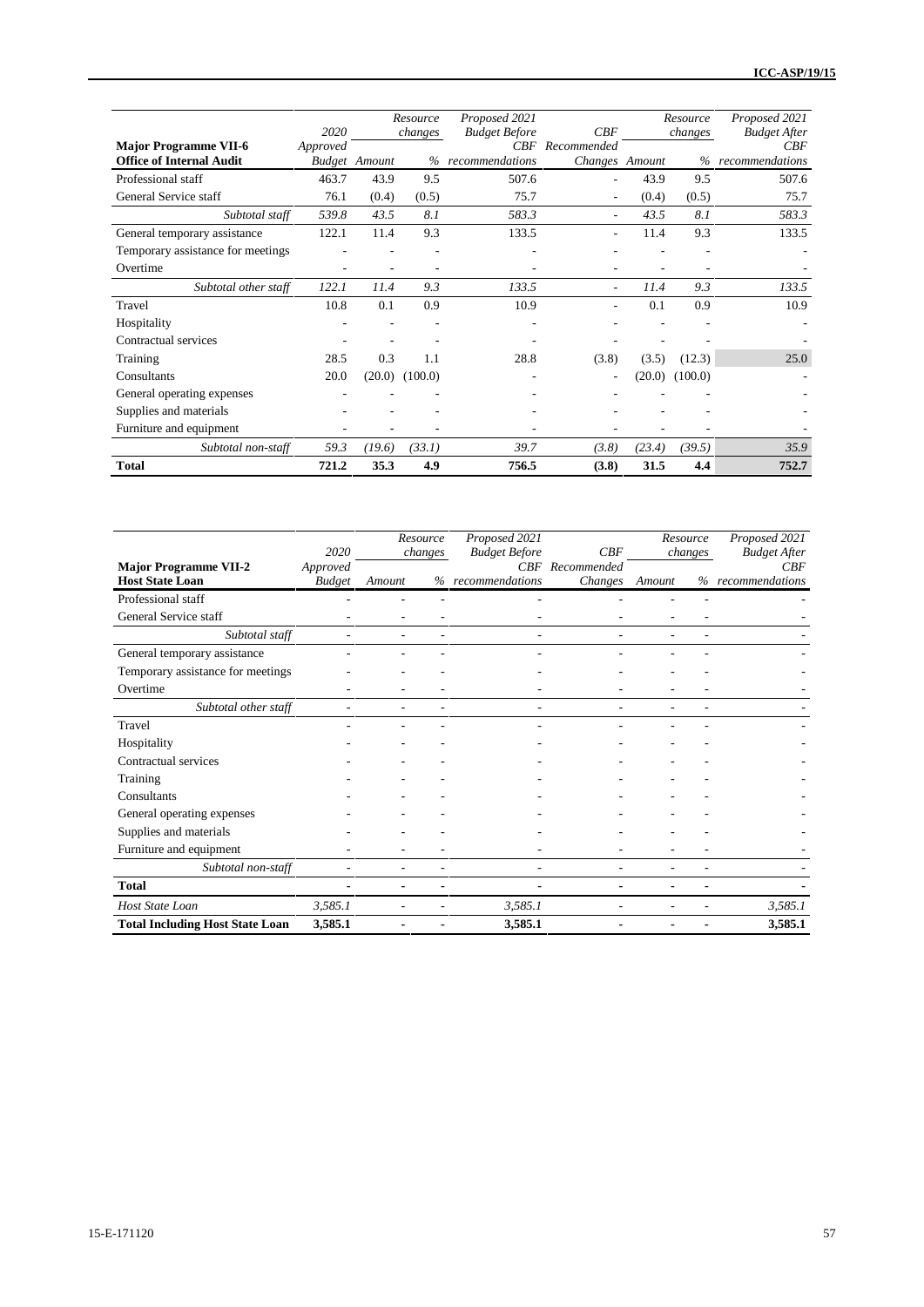| Major Programme VII-6 Office of Internal Audit | 2020 Approved Budget | Resource changes Amount | % | Proposed 2021 Budget Before CBF recommendations | CBF Recommended Changes | Resource changes Amount | % | Proposed 2021 Budget After CBF recommendations |
|---|---|---|---|---|---|---|---|---|
| Professional staff | 463.7 | 43.9 | 9.5 | 507.6 | - | 43.9 | 9.5 | 507.6 |
| General Service staff | 76.1 | (0.4) | (0.5) | 75.7 | - | (0.4) | (0.5) | 75.7 |
| *Subtotal staff* | *539.8* | *43.5* | *8.1* | *583.3* | - | *43.5* | *8.1* | *583.3* |
| General temporary assistance | 122.1 | 11.4 | 9.3 | 133.5 | - | 11.4 | 9.3 | 133.5 |
| Temporary assistance for meetings | - | - | - | - | - | - | - | - |
| Overtime | - | - | - | - | - | - | - | - |
| *Subtotal other staff* | *122.1* | *11.4* | *9.3* | *133.5* | - | *11.4* | *9.3* | *133.5* |
| Travel | 10.8 | 0.1 | 0.9 | 10.9 | - | 0.1 | 0.9 | 10.9 |
| Hospitality | - | - | - | - | - | - | - | - |
| Contractual services | - | - | - | - | - | - | - | - |
| Training | 28.5 | 0.3 | 1.1 | 28.8 | (3.8) | (3.5) | (12.3) | 25.0 |
| Consultants | 20.0 | (20.0) | (100.0) | - | - | (20.0) | (100.0) | - |
| General operating expenses | - | - | - | - | - | - | - | - |
| Supplies and materials | - | - | - | - | - | - | - | - |
| Furniture and equipment | - | - | - | - | - | - | - | - |
| *Subtotal non-staff* | *59.3* | *(19.6)* | *(33.1)* | *39.7* | *(3.8)* | *(23.4)* | *(39.5)* | *35.9* |
| **Total** | **721.2** | **35.3** | **4.9** | **756.5** | **(3.8)** | **31.5** | **4.4** | **752.7** |

| Major Programme VII-2 Host State Loan | 2020 Approved Budget | Resource changes Amount | % | Proposed 2021 Budget Before CBF recommendations | CBF Recommended Changes | Resource changes Amount | % | Proposed 2021 Budget After CBF recommendations |
|---|---|---|---|---|---|---|---|---|
| Professional staff | - | - | - | - | - | - | - | - |
| General Service staff | - | - | - | - | - | - | - | - |
| *Subtotal staff* | - | - | - | - | - | - | - | - |
| General temporary assistance | - | - | - | - | - | - | - | - |
| Temporary assistance for meetings | - | - | - | - | - | - | - | - |
| Overtime | - | - | - | - | - | - | - | - |
| *Subtotal other staff* | - | - | - | - | - | - | - | - |
| Travel | - | - | - | - | - | - | - | - |
| Hospitality | - | - | - | - | - | - | - | - |
| Contractual services | - | - | - | - | - | - | - | - |
| Training | - | - | - | - | - | - | - | - |
| Consultants | - | - | - | - | - | - | - | - |
| General operating expenses | - | - | - | - | - | - | - | - |
| Supplies and materials | - | - | - | - | - | - | - | - |
| Furniture and equipment | - | - | - | - | - | - | - | - |
| *Subtotal non-staff* | - | - | - | - | - | - | - | - |
| **Total** | - | - | - | - | - | - | - | - |
| *Host State Loan* | *3,585.1* | - | - | *3,585.1* | - | - | - | *3,585.1* |
| **Total Including Host State Loan** | **3,585.1** | - | - | **3,585.1** | - | - | - | **3,585.1** |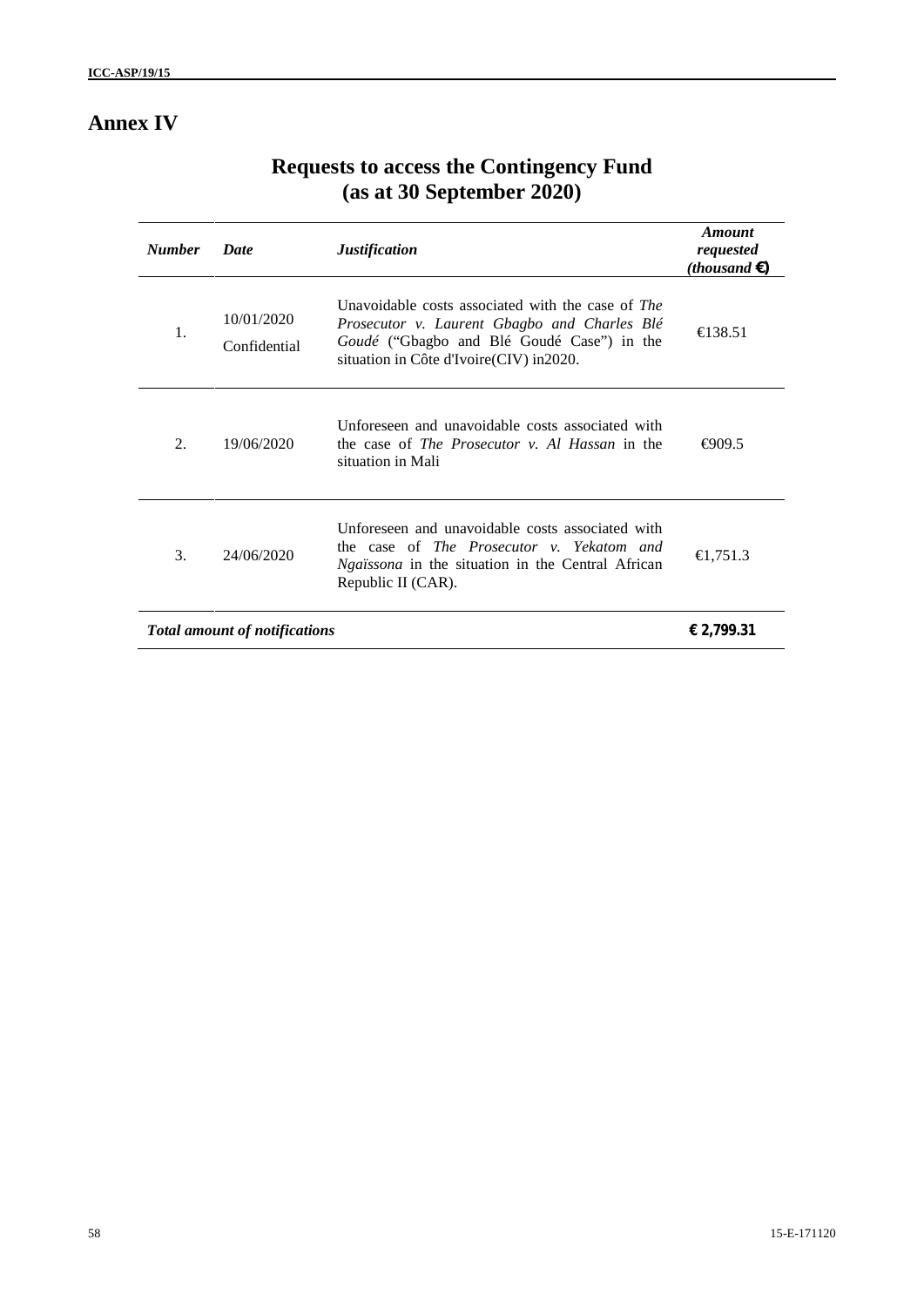# Annex IV

## Requests to access the Contingency Fund (as at 30 September 2020)

| *Number* | *Date* | *Justification* | *Amount requested (thousand €)* |
|---|---|---|---|
| 1. | 10/01/2020 Confidential | Unavoidable costs associated with the case of *The Prosecutor v. Laurent Gbagbo and Charles Blé Goudé* ("Gbagbo and Blé Goudé Case") in the situation in Côte d'Ivoire(CIV) in2020. | €138.51 |
| 2. | 19/06/2020 | Unforeseen and unavoidable costs associated with the case of *The Prosecutor v. Al Hassan* in the situation in Mali | €909.5 |
| 3. | 24/06/2020 | Unforeseen and unavoidable costs associated with the case of *The Prosecutor v. Yekatom and Ngaïssona* in the situation in the Central African Republic II (CAR). | €1,751.3 |
| ***Total amount of notifications*** | | | **€ 2,799.31** |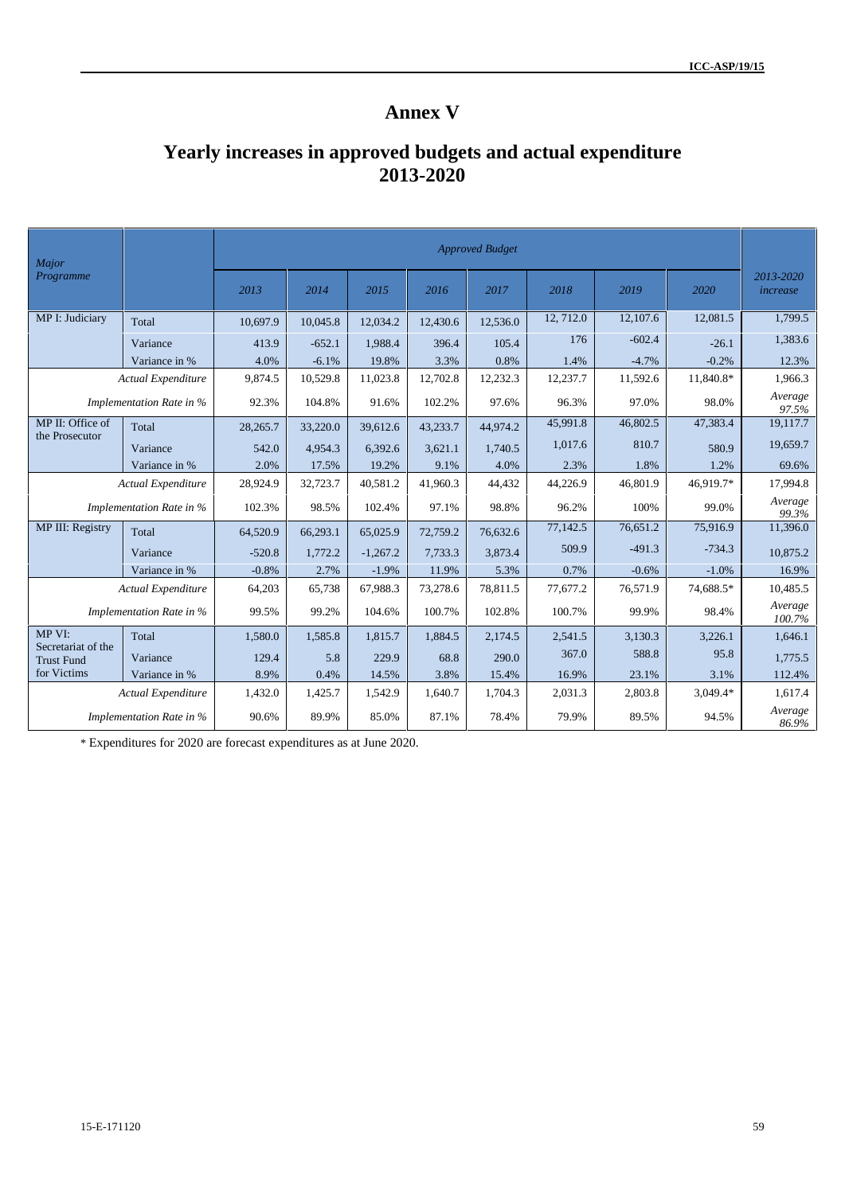# Annex V

## Yearly increases in approved budgets and actual expenditure 2013-2020

| *Major Programme* | | *Approved Budget* | | | | | | | | |
|---|---|---|---|---|---|---|---|---|---|---|
| | | *2013* | *2014* | *2015* | *2016* | *2017* | *2018* | *2019* | *2020* | *2013-2020 increase* |
| MP I: Judiciary | Total | 10,697.9 | 10,045.8 | 12,034.2 | 12,430.6 | 12,536.0 | 12, 712.0 | 12,107.6 | 12,081.5 | 1,799.5 |
| | Variance | 413.9 | -652.1 | 1,988.4 | 396.4 | 105.4 | 176 | -602.4 | -26.1 | 1,383.6 |
| | Variance in % | 4.0% | -6.1% | 19.8% | 3.3% | 0.8% | 1.4% | -4.7% | -0.2% | 12.3% |
| *Actual Expenditure* | | 9,874.5 | 10,529.8 | 11,023.8 | 12,702.8 | 12,232.3 | 12,237.7 | 11,592.6 | 11,840.8* | 1,966.3 |
| *Implementation Rate in %* | | 92.3% | 104.8% | 91.6% | 102.2% | 97.6% | 96.3% | 97.0% | 98.0% | *Average 97.5%* |
| MP II: Office of the Prosecutor | Total | 28,265.7 | 33,220.0 | 39,612.6 | 43,233.7 | 44,974.2 | 45,991.8 | 46,802.5 | 47,383.4 | 19,117.7 |
| | Variance | 542.0 | 4,954.3 | 6,392.6 | 3,621.1 | 1,740.5 | 1,017.6 | 810.7 | 580.9 | 19,659.7 |
| | Variance in % | 2.0% | 17.5% | 19.2% | 9.1% | 4.0% | 2.3% | 1.8% | 1.2% | 69.6% |
| *Actual Expenditure* | | 28,924.9 | 32,723.7 | 40,581.2 | 41,960.3 | 44,432 | 44,226.9 | 46,801.9 | 46,919.7* | 17,994.8 |
| *Implementation Rate in %* | | 102.3% | 98.5% | 102.4% | 97.1% | 98.8% | 96.2% | 100% | 99.0% | *Average 99.3%* |
| MP III: Registry | Total | 64,520.9 | 66,293.1 | 65,025.9 | 72,759.2 | 76,632.6 | 77,142.5 | 76,651.2 | 75,916.9 | 11,396.0 |
| | Variance | -520.8 | 1,772.2 | -1,267.2 | 7,733.3 | 3,873.4 | 509.9 | -491.3 | -734.3 | 10,875.2 |
| | Variance in % | -0.8% | 2.7% | -1.9% | 11.9% | 5.3% | 0.7% | -0.6% | -1.0% | 16.9% |
| *Actual Expenditure* | | 64,203 | 65,738 | 67,988.3 | 73,278.6 | 78,811.5 | 77,677.2 | 76,571.9 | 74,688.5* | 10,485.5 |
| *Implementation Rate in %* | | 99.5% | 99.2% | 104.6% | 100.7% | 102.8% | 100.7% | 99.9% | 98.4% | *Average 100.7%* |
| MP VI: Secretariat of the Trust Fund for Victims | Total | 1,580.0 | 1,585.8 | 1,815.7 | 1,884.5 | 2,174.5 | 2,541.5 | 3,130.3 | 3,226.1 | 1,646.1 |
| | Variance | 129.4 | 5.8 | 229.9 | 68.8 | 290.0 | 367.0 | 588.8 | 95.8 | 1,775.5 |
| | Variance in % | 8.9% | 0.4% | 14.5% | 3.8% | 15.4% | 16.9% | 23.1% | 3.1% | 112.4% |
| *Actual Expenditure* | | 1,432.0 | 1,425.7 | 1,542.9 | 1,640.7 | 1,704.3 | 2,031.3 | 2,803.8 | 3,049.4* | 1,617.4 |
| *Implementation Rate in %* | | 90.6% | 89.9% | 85.0% | 87.1% | 78.4% | 79.9% | 89.5% | 94.5% | *Average 86.9%* |

\* Expenditures for 2020 are forecast expenditures as at June 2020.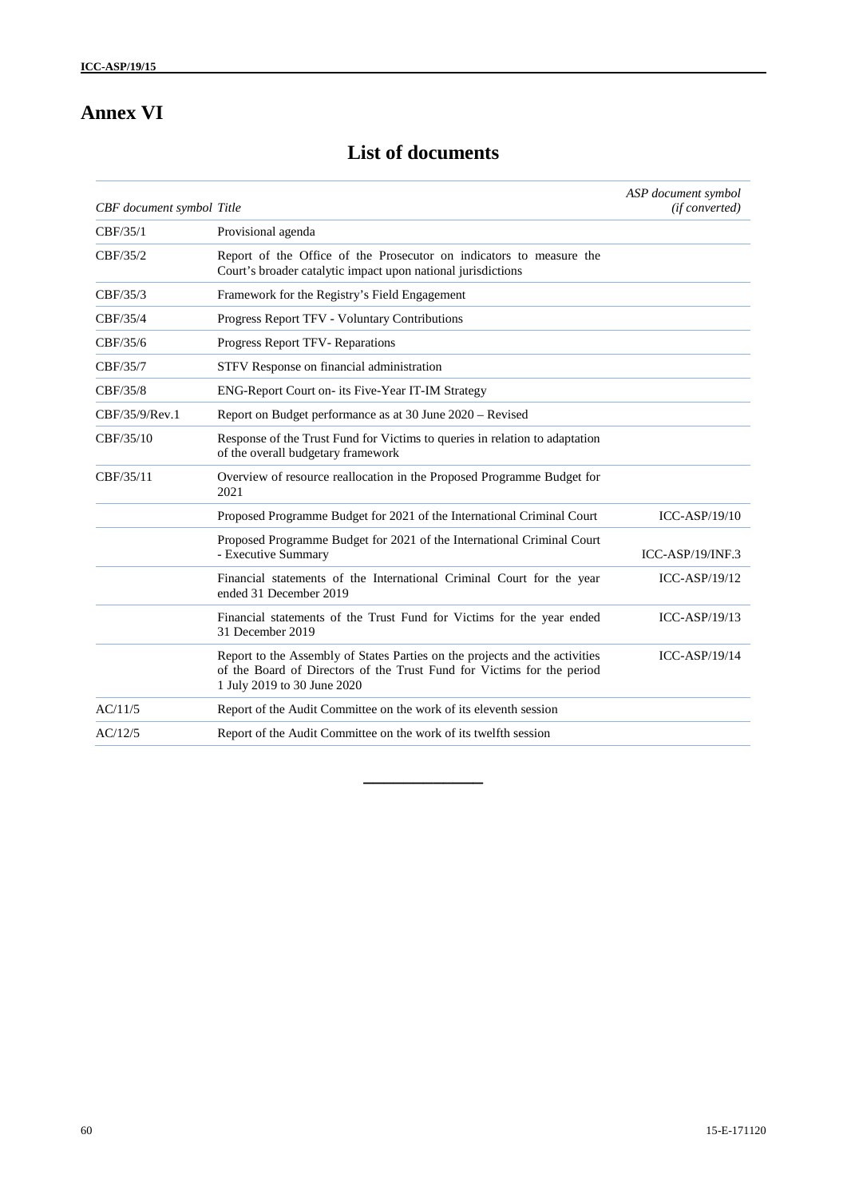# Annex VI

## List of documents

| *CBF document symbol* | *Title* | *ASP document symbol (if converted)* |
|---|---|---|
| CBF/35/1 | Provisional agenda | |
| CBF/35/2 | Report of the Office of the Prosecutor on indicators to measure the Court's broader catalytic impact upon national jurisdictions | |
| CBF/35/3 | Framework for the Registry's Field Engagement | |
| CBF/35/4 | Progress Report TFV - Voluntary Contributions | |
| CBF/35/6 | Progress Report TFV- Reparations | |
| CBF/35/7 | STFV Response on financial administration | |
| CBF/35/8 | ENG-Report Court on- its Five-Year IT-IM Strategy | |
| CBF/35/9/Rev.1 | Report on Budget performance as at 30 June 2020 – Revised | |
| CBF/35/10 | Response of the Trust Fund for Victims to queries in relation to adaptation of the overall budgetary framework | |
| CBF/35/11 | Overview of resource reallocation in the Proposed Programme Budget for 2021 | |
| | Proposed Programme Budget for 2021 of the International Criminal Court | ICC-ASP/19/10 |
| | Proposed Programme Budget for 2021 of the International Criminal Court - Executive Summary | ICC-ASP/19/INF.3 |
| | Financial statements of the International Criminal Court for the year ended 31 December 2019 | ICC-ASP/19/12 |
| | Financial statements of the Trust Fund for Victims for the year ended 31 December 2019 | ICC-ASP/19/13 |
| | Report to the Assembly of States Parties on the projects and the activities of the Board of Directors of the Trust Fund for Victims for the period 1 July 2019 to 30 June 2020 | ICC-ASP/19/14 |
| AC/11/5 | Report of the Audit Committee on the work of its eleventh session | |
| AC/12/5 | Report of the Audit Committee on the work of its twelfth session | |